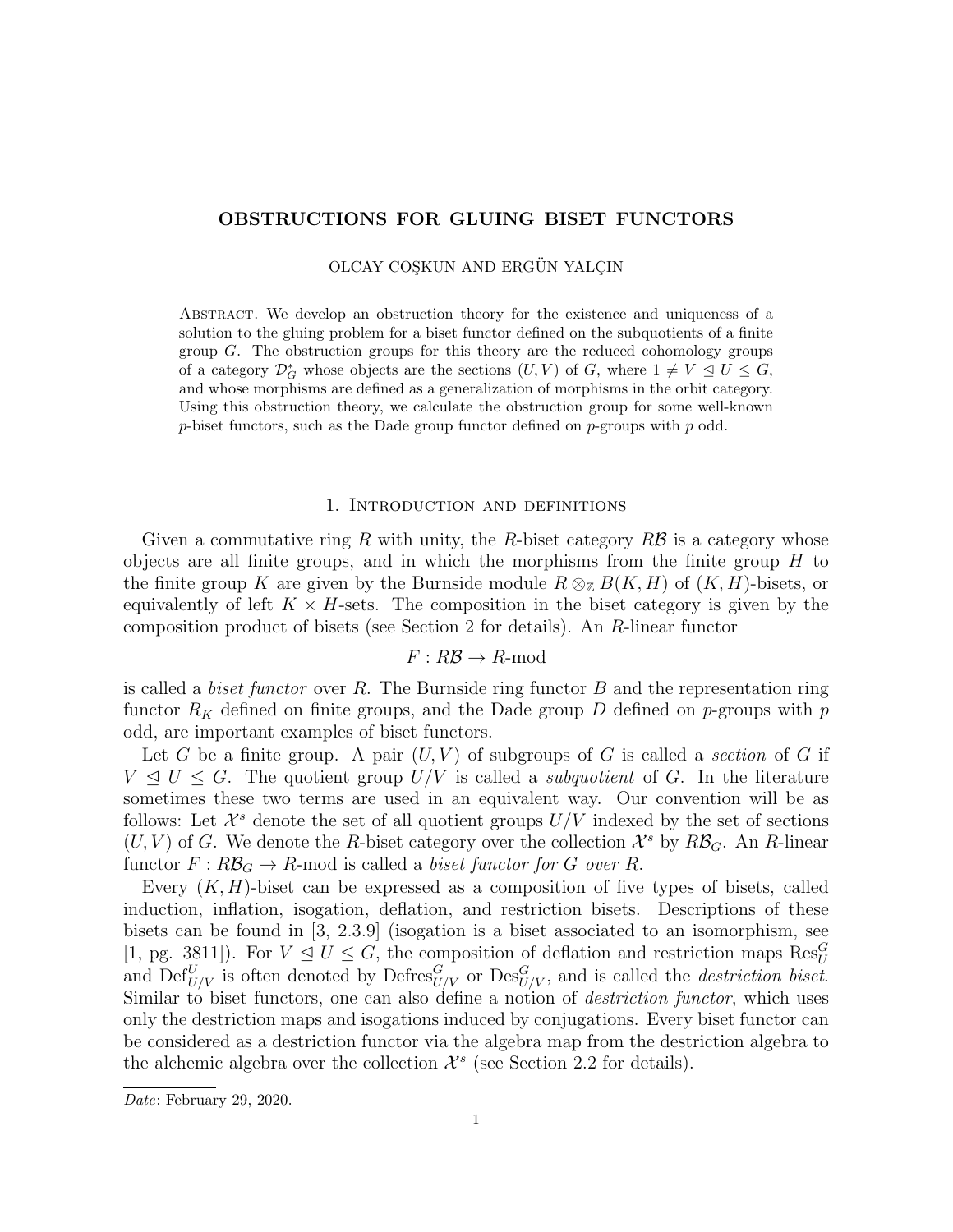# OBSTRUCTIONS FOR GLUING BISET FUNCTORS

OLCAY COŞKUN AND ERGÜN YALÇIN

Abstract. We develop an obstruction theory for the existence and uniqueness of a solution to the gluing problem for a biset functor defined on the subquotients of a finite group $G$. The obstruction groups for this theory are the reduced cohomology groups of a category $\mathcal{D}_G^*$ whose objects are the sections $(U, V)$ of $G$, where $1 \neq V \trianglelefteq U \leq G$, and whose morphisms are defined as a generalization of morphisms in the orbit category. Using this obstruction theory, we calculate the obstruction group for some well-known $p$-biset functors, such as the Dade group functor defined on $p$-groups with $p$ odd.

## 1. Introduction and definitions

Given a commutative ring $R$ with unity, the $R$-biset category $R\mathcal{B}$ is a category whose objects are all finite groups, and in which the morphisms from the finite group $H$ to the finite group $K$ are given by the Burnside module $R \otimes_{\mathbb{Z}} B(K, H)$ of $(K, H)$-bisets, or equivalently of left $K \times H$-sets. The composition in the biset category is given by the composition product of bisets (see Section 2 for details). An $R$-linear functor

$$F : R\mathcal{B} \to R\text{-mod}$$

is called a *biset functor* over $R$. The Burnside ring functor $B$ and the representation ring functor $R_K$ defined on finite groups, and the Dade group $D$ defined on $p$-groups with $p$ odd, are important examples of biset functors.

Let $G$ be a finite group. A pair $(U, V)$ of subgroups of $G$ is called a *section* of $G$ if $V \trianglelefteq U \leq G$. The quotient group $U/V$ is called a *subquotient* of $G$. In the literature sometimes these two terms are used in an equivalent way. Our convention will be as follows: Let $\mathcal{X}^s$ denote the set of all quotient groups $U/V$ indexed by the set of sections $(U, V)$ of $G$. We denote the $R$-biset category over the collection $\mathcal{X}^s$ by $R\mathcal{B}_G$. An $R$-linear functor $F : R\mathcal{B}_G \to R$-mod is called a *biset functor for $G$ over $R$*.

Every $(K, H)$-biset can be expressed as a composition of five types of bisets, called induction, inflation, isogation, deflation, and restriction bisets. Descriptions of these bisets can be found in [3, 2.3.9] (isogation is a biset associated to an isomorphism, see [1, pg. 3811]). For $V \trianglelefteq U \leq G$, the composition of deflation and restriction maps $\text{Res}_U^G$ and $\text{Def}_{U/V}^U$ is often denoted by $\text{Defres}_{U/V}^G$ or $\text{Des}_{U/V}^G$, and is called the *destriction biset*. Similar to biset functors, one can also define a notion of *destriction functor*, which uses only the destriction maps and isogations induced by conjugations. Every biset functor can be considered as a destriction functor via the algebra map from the destriction algebra to the alchemic algebra over the collection $\mathcal{X}^s$ (see Section 2.2 for details).

*Date*: February 29, 2020.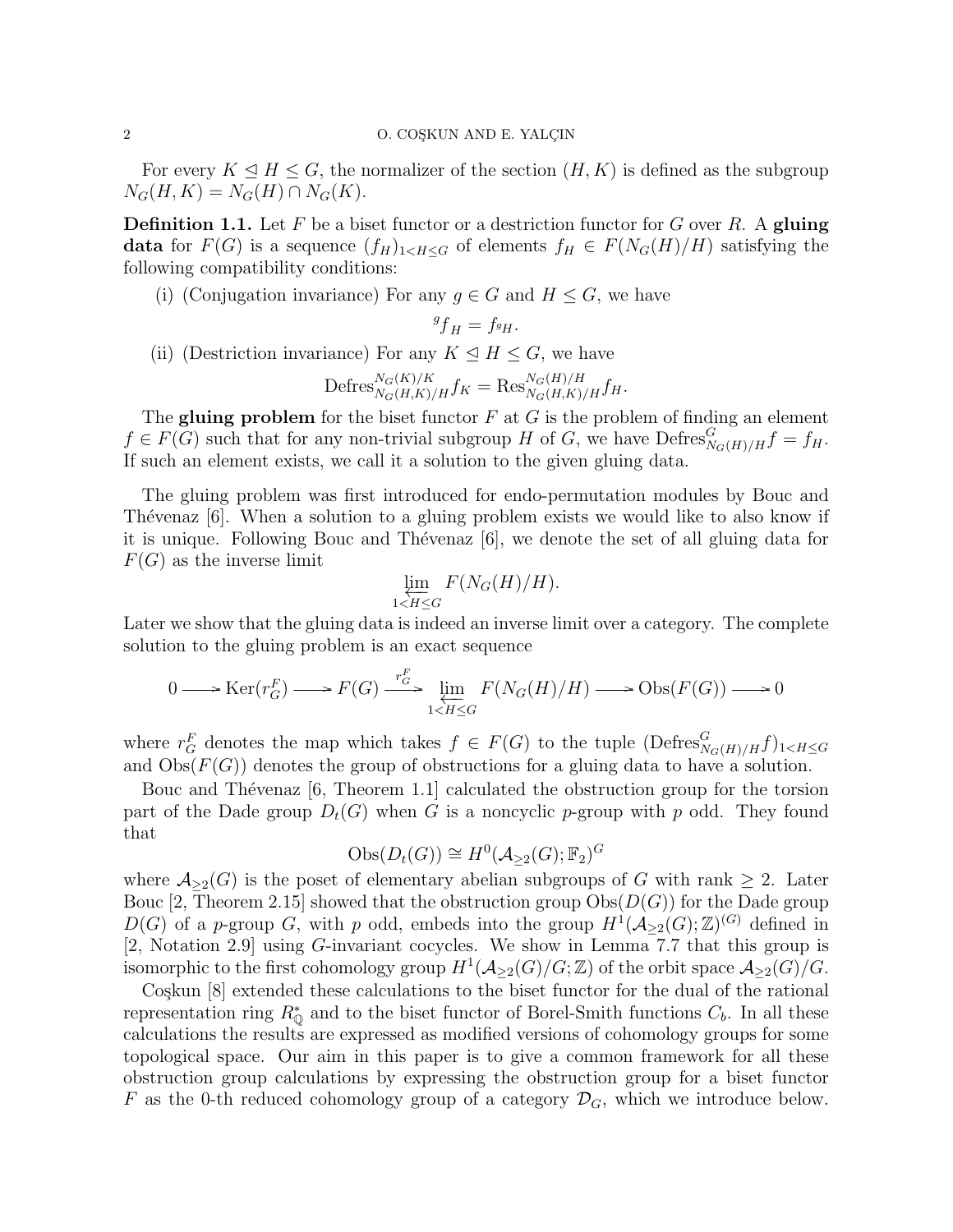For every $K \trianglelefteq H \le G$, the normalizer of the section $(H, K)$ is defined as the subgroup $N_G(H, K) = N_G(H) \cap N_G(K)$.

**Definition 1.1.** Let $F$ be a biset functor or a destriction functor for $G$ over $R$. A **gluing data** for $F(G)$ is a sequence $(f_H)_{1<H\le G}$ of elements $f_H \in F(N_G(H)/H)$ satisfying the following compatibility conditions:

(i) (Conjugation invariance) For any $g \in G$ and $H \le G$, we have

$$ {}^g f_H = f_{{}^gH}. $$

(ii) (Destriction invariance) For any $K \trianglelefteq H \le G$, we have

$$ \mathrm{Defres}^{N_G(K)/K}_{N_G(H,K)/H} f_K = \mathrm{Res}^{N_G(H)/H}_{N_G(H,K)/H} f_H. $$

The **gluing problem** for the biset functor $F$ at $G$ is the problem of finding an element $f \in F(G)$ such that for any non-trivial subgroup $H$ of $G$, we have $\mathrm{Defres}^G_{N_G(H)/H} f = f_H$. If such an element exists, we call it a solution to the given gluing data.

The gluing problem was first introduced for endo-permutation modules by Bouc and Thévenaz [6]. When a solution to a gluing problem exists we would like to also know if it is unique. Following Bouc and Thévenaz [6], we denote the set of all gluing data for $F(G)$ as the inverse limit

$$ \varprojlim_{1<H\le G} F(N_G(H)/H). $$

Later we show that the gluing data is indeed an inverse limit over a category. The complete solution to the gluing problem is an exact sequence

$$ 0 \longrightarrow \mathrm{Ker}(r^F_G) \longrightarrow F(G) \xrightarrow{r^F_G} \varprojlim_{1<H\le G} F(N_G(H)/H) \longrightarrow \mathrm{Obs}(F(G)) \longrightarrow 0 $$

where $r^F_G$ denotes the map which takes $f \in F(G)$ to the tuple $(\mathrm{Defres}^G_{N_G(H)/H} f)_{1<H\le G}$ and $\mathrm{Obs}(F(G))$ denotes the group of obstructions for a gluing data to have a solution.

Bouc and Thévenaz [6, Theorem 1.1] calculated the obstruction group for the torsion part of the Dade group $D_t(G)$ when $G$ is a noncyclic $p$-group with $p$ odd. They found that

$$ \mathrm{Obs}(D_t(G)) \cong H^0(\mathcal{A}_{\ge 2}(G); \mathbb{F}_2)^G $$

where $\mathcal{A}_{\ge 2}(G)$ is the poset of elementary abelian subgroups of $G$ with rank $\ge 2$. Later Bouc [2, Theorem 2.15] showed that the obstruction group $\mathrm{Obs}(D(G))$ for the Dade group $D(G)$ of a $p$-group $G$, with $p$ odd, embeds into the group $H^1(\mathcal{A}_{\ge 2}(G); \mathbb{Z})^{(G)}$ defined in [2, Notation 2.9] using $G$-invariant cocycles. We show in Lemma 7.7 that this group is isomorphic to the first cohomology group $H^1(\mathcal{A}_{\ge 2}(G)/G; \mathbb{Z})$ of the orbit space $\mathcal{A}_{\ge 2}(G)/G$.

Coşkun [8] extended these calculations to the biset functor for the dual of the rational representation ring $R^*_{\mathbb{Q}}$ and to the biset functor of Borel-Smith functions $C_b$. In all these calculations the results are expressed as modified versions of cohomology groups for some topological space. Our aim in this paper is to give a common framework for all these obstruction group calculations by expressing the obstruction group for a biset functor $F$ as the 0-th reduced cohomology group of a category $\mathcal{D}_G$, which we introduce below.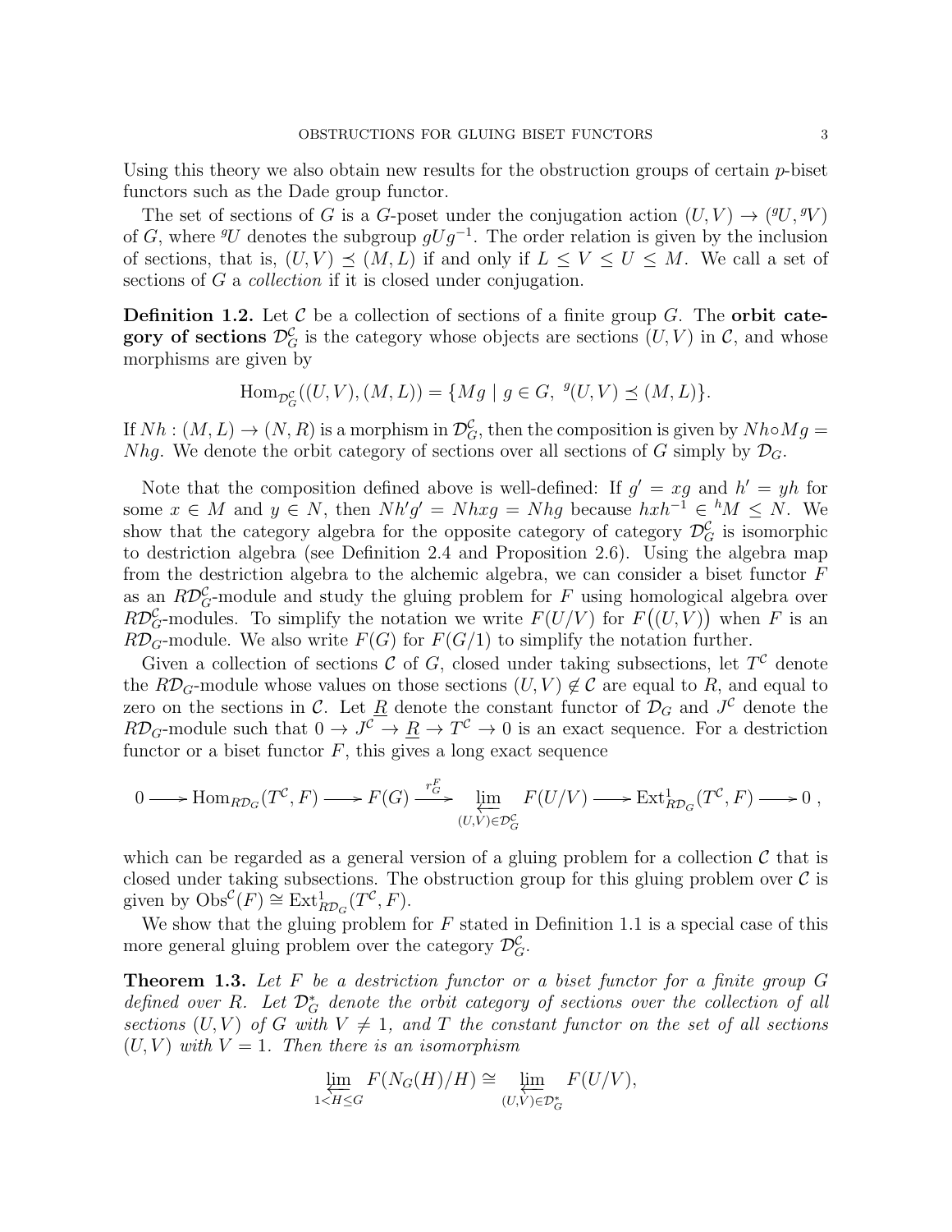Using this theory we also obtain new results for the obstruction groups of certain $p$-biset functors such as the Dade group functor.

The set of sections of $G$ is a $G$-poset under the conjugation action $(U, V) \to ({}^gU, {}^gV)$ of $G$, where ${}^gU$ denotes the subgroup $gUg^{-1}$. The order relation is given by the inclusion of sections, that is, $(U, V) \preceq (M, L)$ if and only if $L \leq V \leq U \leq M$. We call a set of sections of $G$ a *collection* if it is closed under conjugation.

**Definition 1.2.** Let $\mathcal{C}$ be a collection of sections of a finite group $G$. The **orbit category of sections** $\mathcal{D}_G^{\mathcal{C}}$ is the category whose objects are sections $(U, V)$ in $\mathcal{C}$, and whose morphisms are given by

$$\mathrm{Hom}_{\mathcal{D}_G^{\mathcal{C}}}((U, V), (M, L)) = \{Mg \mid g \in G,\ {}^g(U, V) \preceq (M, L)\}.$$

If $Nh : (M, L) \to (N, R)$ is a morphism in $\mathcal{D}_G^{\mathcal{C}}$, then the composition is given by $Nh \circ Mg = Nhg$. We denote the orbit category of sections over all sections of $G$ simply by $\mathcal{D}_G$.

Note that the composition defined above is well-defined: If $g' = xg$ and $h' = yh$ for some $x \in M$ and $y \in N$, then $Nh'g' = Nhxg = Nhg$ because $hxh^{-1} \in {}^hM \leq N$. We show that the category algebra for the opposite category of category $\mathcal{D}_G^{\mathcal{C}}$ is isomorphic to destriction algebra (see Definition 2.4 and Proposition 2.6). Using the algebra map from the destriction algebra to the alchemic algebra, we can consider a biset functor $F$ as an $R\mathcal{D}_G^{\mathcal{C}}$-module and study the gluing problem for $F$ using homological algebra over $R\mathcal{D}_G^{\mathcal{C}}$-modules. To simplify the notation we write $F(U/V)$ for $F\big((U, V)\big)$ when $F$ is an $R\mathcal{D}_G$-module. We also write $F(G)$ for $F(G/1)$ to simplify the notation further.

Given a collection of sections $\mathcal{C}$ of $G$, closed under taking subsections, let $T^{\mathcal{C}}$ denote the $R\mathcal{D}_G$-module whose values on those sections $(U, V) \notin \mathcal{C}$ are equal to $R$, and equal to zero on the sections in $\mathcal{C}$. Let $\underline{R}$ denote the constant functor of $\mathcal{D}_G$ and $J^{\mathcal{C}}$ denote the $R\mathcal{D}_G$-module such that $0 \to J^{\mathcal{C}} \to \underline{R} \to T^{\mathcal{C}} \to 0$ is an exact sequence. For a destriction functor or a biset functor $F$, this gives a long exact sequence

$$0 \longrightarrow \mathrm{Hom}_{R\mathcal{D}_G}(T^{\mathcal{C}}, F) \longrightarrow F(G) \xrightarrow{r_G^F} \varprojlim_{(U,V) \in \mathcal{D}_G^{\mathcal{C}}} F(U/V) \longrightarrow \mathrm{Ext}^1_{R\mathcal{D}_G}(T^{\mathcal{C}}, F) \longrightarrow 0\ ,$$

which can be regarded as a general version of a gluing problem for a collection $\mathcal{C}$ that is closed under taking subsections. The obstruction group for this gluing problem over $\mathcal{C}$ is given by $\mathrm{Obs}^{\mathcal{C}}(F) \cong \mathrm{Ext}^1_{R\mathcal{D}_G}(T^{\mathcal{C}}, F)$.

We show that the gluing problem for $F$ stated in Definition 1.1 is a special case of this more general gluing problem over the category $\mathcal{D}_G^{\mathcal{C}}$.

**Theorem 1.3.** *Let $F$ be a destriction functor or a biset functor for a finite group $G$ defined over $R$. Let $\mathcal{D}_G^*$ denote the orbit category of sections over the collection of all sections $(U, V)$ of $G$ with $V \neq 1$, and $T$ the constant functor on the set of all sections $(U, V)$ with $V = 1$. Then there is an isomorphism*

$$\varprojlim_{1 < H \leq G} F(N_G(H)/H) \cong \varprojlim_{(U,V) \in \mathcal{D}_G^*} F(U/V),$$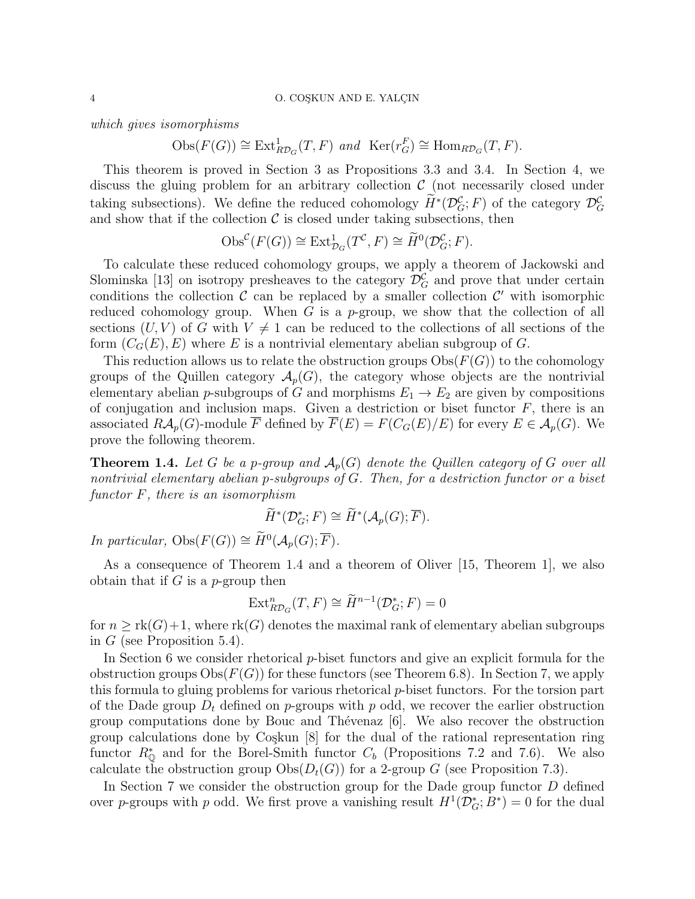*which gives isomorphisms*

$$\mathrm{Obs}(F(G)) \cong \mathrm{Ext}^1_{R\mathcal{D}_G}(T, F) \ \ and \ \ \mathrm{Ker}(r^F_G) \cong \mathrm{Hom}_{R\mathcal{D}_G}(T, F).$$

This theorem is proved in Section 3 as Propositions 3.3 and 3.4. In Section 4, we discuss the gluing problem for an arbitrary collection $\mathcal{C}$ (not necessarily closed under taking subsections). We define the reduced cohomology $\widetilde{H}^*(\mathcal{D}^{\mathcal{C}}_G; F)$ of the category $\mathcal{D}^{\mathcal{C}}_G$ and show that if the collection $\mathcal{C}$ is closed under taking subsections, then

$$\mathrm{Obs}^{\mathcal{C}}(F(G)) \cong \mathrm{Ext}^1_{\mathcal{D}_G}(T^{\mathcal{C}}, F) \cong \widetilde{H}^0(\mathcal{D}^{\mathcal{C}}_G; F).$$

To calculate these reduced cohomology groups, we apply a theorem of Jackowski and Slominska [13] on isotropy presheaves to the category $\mathcal{D}^{\mathcal{C}}_G$ and prove that under certain conditions the collection $\mathcal{C}$ can be replaced by a smaller collection $\mathcal{C}'$ with isomorphic reduced cohomology group. When $G$ is a $p$-group, we show that the collection of all sections $(U, V)$ of $G$ with $V \neq 1$ can be reduced to the collections of all sections of the form $(C_G(E), E)$ where $E$ is a nontrivial elementary abelian subgroup of $G$.

This reduction allows us to relate the obstruction groups $\mathrm{Obs}(F(G))$ to the cohomology groups of the Quillen category $\mathcal{A}_p(G)$, the category whose objects are the nontrivial elementary abelian $p$-subgroups of $G$ and morphisms $E_1 \to E_2$ are given by compositions of conjugation and inclusion maps. Given a destriction or biset functor $F$, there is an associated $R\mathcal{A}_p(G)$-module $\overline{F}$ defined by $\overline{F}(E) = F(C_G(E)/E)$ for every $E \in \mathcal{A}_p(G)$. We prove the following theorem.

**Theorem 1.4.** *Let $G$ be a $p$-group and $\mathcal{A}_p(G)$ denote the Quillen category of $G$ over all nontrivial elementary abelian $p$-subgroups of $G$. Then, for a destriction functor or a biset functor $F$, there is an isomorphism*

$$\widetilde{H}^*(\mathcal{D}^*_G; F) \cong \widetilde{H}^*(\mathcal{A}_p(G); \overline{F}).$$

*In particular,* $\mathrm{Obs}(F(G)) \cong \widetilde{H}^0(\mathcal{A}_p(G); \overline{F})$.

As a consequence of Theorem 1.4 and a theorem of Oliver [15, Theorem 1], we also obtain that if $G$ is a $p$-group then

$$\mathrm{Ext}^n_{R\mathcal{D}_G}(T, F) \cong \widetilde{H}^{n-1}(\mathcal{D}^*_G; F) = 0$$

for $n \geq \mathrm{rk}(G)+1$, where $\mathrm{rk}(G)$ denotes the maximal rank of elementary abelian subgroups in $G$ (see Proposition 5.4).

In Section 6 we consider rhetorical $p$-biset functors and give an explicit formula for the obstruction groups $\mathrm{Obs}(F(G))$ for these functors (see Theorem 6.8). In Section 7, we apply this formula to gluing problems for various rhetorical $p$-biset functors. For the torsion part of the Dade group $D_t$ defined on $p$-groups with $p$ odd, we recover the earlier obstruction group computations done by Bouc and Thévenaz [6]. We also recover the obstruction group calculations done by Coşkun [8] for the dual of the rational representation ring functor $R^*_{\mathbb{Q}}$ and for the Borel-Smith functor $C_b$ (Propositions 7.2 and 7.6). We also calculate the obstruction group $\mathrm{Obs}(D_t(G))$ for a 2-group $G$ (see Proposition 7.3).

In Section 7 we consider the obstruction group for the Dade group functor $D$ defined over $p$-groups with $p$ odd. We first prove a vanishing result $H^1(\mathcal{D}^*_G; B^*) = 0$ for the dual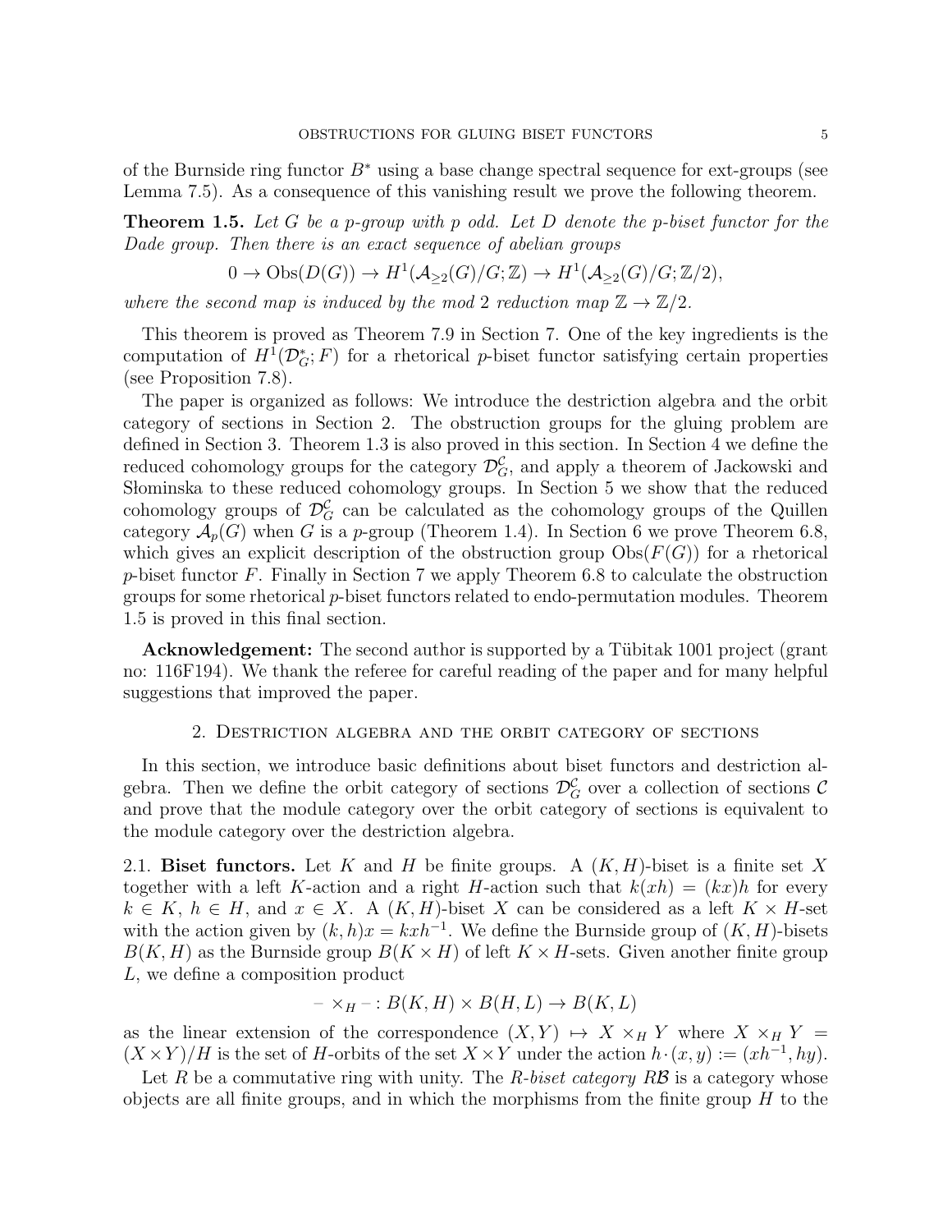of the Burnside ring functor $B^*$ using a base change spectral sequence for ext-groups (see Lemma 7.5). As a consequence of this vanishing result we prove the following theorem.

**Theorem 1.5.** *Let $G$ be a $p$-group with $p$ odd. Let $D$ denote the $p$-biset functor for the Dade group. Then there is an exact sequence of abelian groups*

$$0 \to \mathrm{Obs}(D(G)) \to H^1(\mathcal{A}_{\geq 2}(G)/G; \mathbb{Z}) \to H^1(\mathcal{A}_{\geq 2}(G)/G; \mathbb{Z}/2),$$

*where the second map is induced by the mod 2 reduction map $\mathbb{Z} \to \mathbb{Z}/2$.*

This theorem is proved as Theorem 7.9 in Section 7. One of the key ingredients is the computation of $H^1(\mathcal{D}_G^*; F)$ for a rhetorical $p$-biset functor satisfying certain properties (see Proposition 7.8).

The paper is organized as follows: We introduce the destriction algebra and the orbit category of sections in Section 2. The obstruction groups for the gluing problem are defined in Section 3. Theorem 1.3 is also proved in this section. In Section 4 we define the reduced cohomology groups for the category $\mathcal{D}_G^{\mathcal{C}}$, and apply a theorem of Jackowski and Słominska to these reduced cohomology groups. In Section 5 we show that the reduced cohomology groups of $\mathcal{D}_G^{\mathcal{C}}$ can be calculated as the cohomology groups of the Quillen category $\mathcal{A}_p(G)$ when $G$ is a $p$-group (Theorem 1.4). In Section 6 we prove Theorem 6.8, which gives an explicit description of the obstruction group $\mathrm{Obs}(F(G))$ for a rhetorical $p$-biset functor $F$. Finally in Section 7 we apply Theorem 6.8 to calculate the obstruction groups for some rhetorical $p$-biset functors related to endo-permutation modules. Theorem 1.5 is proved in this final section.

**Acknowledgement:** The second author is supported by a Tübitak 1001 project (grant no: 116F194). We thank the referee for careful reading of the paper and for many helpful suggestions that improved the paper.

## 2. Destriction algebra and the orbit category of sections

In this section, we introduce basic definitions about biset functors and destriction algebra. Then we define the orbit category of sections $\mathcal{D}_G^{\mathcal{C}}$ over a collection of sections $\mathcal{C}$ and prove that the module category over the orbit category of sections is equivalent to the module category over the destriction algebra.

2.1. **Biset functors.** Let $K$ and $H$ be finite groups. A $(K, H)$-biset is a finite set $X$ together with a left $K$-action and a right $H$-action such that $k(xh) = (kx)h$ for every $k \in K$, $h \in H$, and $x \in X$. A $(K, H)$-biset $X$ can be considered as a left $K \times H$-set with the action given by $(k, h)x = kxh^{-1}$. We define the Burnside group of $(K, H)$-bisets $B(K, H)$ as the Burnside group $B(K \times H)$ of left $K \times H$-sets. Given another finite group $L$, we define a composition product

$$- \times_H - : B(K, H) \times B(H, L) \to B(K, L)$$

as the linear extension of the correspondence $(X, Y) \mapsto X \times_H Y$ where $X \times_H Y = (X \times Y)/H$ is the set of $H$-orbits of the set $X \times Y$ under the action $h \cdot (x, y) := (xh^{-1}, hy)$.

Let $R$ be a commutative ring with unity. The *$R$-biset category* $R\mathcal{B}$ is a category whose objects are all finite groups, and in which the morphisms from the finite group $H$ to the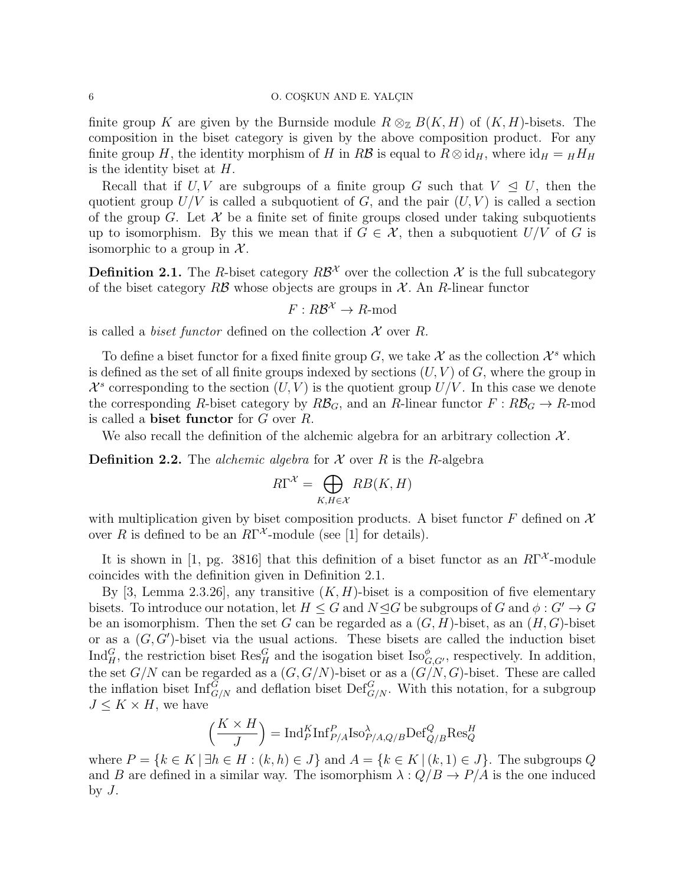finite group $K$ are given by the Burnside module $R \otimes_{\mathbb{Z}} B(K,H)$ of $(K,H)$-bisets. The composition in the biset category is given by the above composition product. For any finite group $H$, the identity morphism of $H$ in $R\mathcal{B}$ is equal to $R \otimes \mathrm{id}_H$, where $\mathrm{id}_H = {}_H H_H$ is the identity biset at $H$.

Recall that if $U, V$ are subgroups of a finite group $G$ such that $V \trianglelefteq U$, then the quotient group $U/V$ is called a subquotient of $G$, and the pair $(U,V)$ is called a section of the group $G$. Let $\mathcal{X}$ be a finite set of finite groups closed under taking subquotients up to isomorphism. By this we mean that if $G \in \mathcal{X}$, then a subquotient $U/V$ of $G$ is isomorphic to a group in $\mathcal{X}$.

**Definition 2.1.** The $R$-biset category $R\mathcal{B}^{\mathcal{X}}$ over the collection $\mathcal{X}$ is the full subcategory of the biset category $R\mathcal{B}$ whose objects are groups in $\mathcal{X}$. An $R$-linear functor

$$F : R\mathcal{B}^{\mathcal{X}} \to R\text{-mod}$$

is called a *biset functor* defined on the collection $\mathcal{X}$ over $R$.

To define a biset functor for a fixed finite group $G$, we take $\mathcal{X}$ as the collection $\mathcal{X}^s$ which is defined as the set of all finite groups indexed by sections $(U,V)$ of $G$, where the group in $\mathcal{X}^s$ corresponding to the section $(U,V)$ is the quotient group $U/V$. In this case we denote the corresponding $R$-biset category by $R\mathcal{B}_G$, and an $R$-linear functor $F : R\mathcal{B}_G \to R$-mod is called a **biset functor** for $G$ over $R$.

We also recall the definition of the alchemic algebra for an arbitrary collection $\mathcal{X}$.

**Definition 2.2.** The *alchemic algebra* for $\mathcal{X}$ over $R$ is the $R$-algebra

$$R\Gamma^{\mathcal{X}} = \bigoplus_{K,H \in \mathcal{X}} RB(K,H)$$

with multiplication given by biset composition products. A biset functor $F$ defined on $\mathcal{X}$ over $R$ is defined to be an $R\Gamma^{\mathcal{X}}$-module (see [1] for details).

It is shown in [1, pg. 3816] that this definition of a biset functor as an $R\Gamma^{\mathcal{X}}$-module coincides with the definition given in Definition 2.1.

By [3, Lemma 2.3.26], any transitive $(K,H)$-biset is a composition of five elementary bisets. To introduce our notation, let $H \leq G$ and $N \trianglelefteq G$ be subgroups of $G$ and $\phi : G' \to G$ be an isomorphism. Then the set $G$ can be regarded as a $(G,H)$-biset, as an $(H,G)$-biset or as a $(G,G')$-biset via the usual actions. These bisets are called the induction biset $\mathrm{Ind}_H^G$, the restriction biset $\mathrm{Res}_H^G$ and the isogation biset $\mathrm{Iso}_{G,G'}^{\phi}$, respectively. In addition, the set $G/N$ can be regarded as a $(G,G/N)$-biset or as a $(G/N,G)$-biset. These are called the inflation biset $\mathrm{Inf}_{G/N}^G$ and deflation biset $\mathrm{Def}_{G/N}^G$. With this notation, for a subgroup $J \leq K \times H$, we have

$$\Big(\frac{K \times H}{J}\Big) = \mathrm{Ind}_P^K \mathrm{Inf}_{P/A}^P \mathrm{Iso}_{P/A,Q/B}^{\lambda} \mathrm{Def}_{Q/B}^Q \mathrm{Res}_Q^H$$

where $P = \{k \in K \mid \exists h \in H : (k,h) \in J\}$ and $A = \{k \in K \mid (k,1) \in J\}$. The subgroups $Q$ and $B$ are defined in a similar way. The isomorphism $\lambda : Q/B \to P/A$ is the one induced by $J$.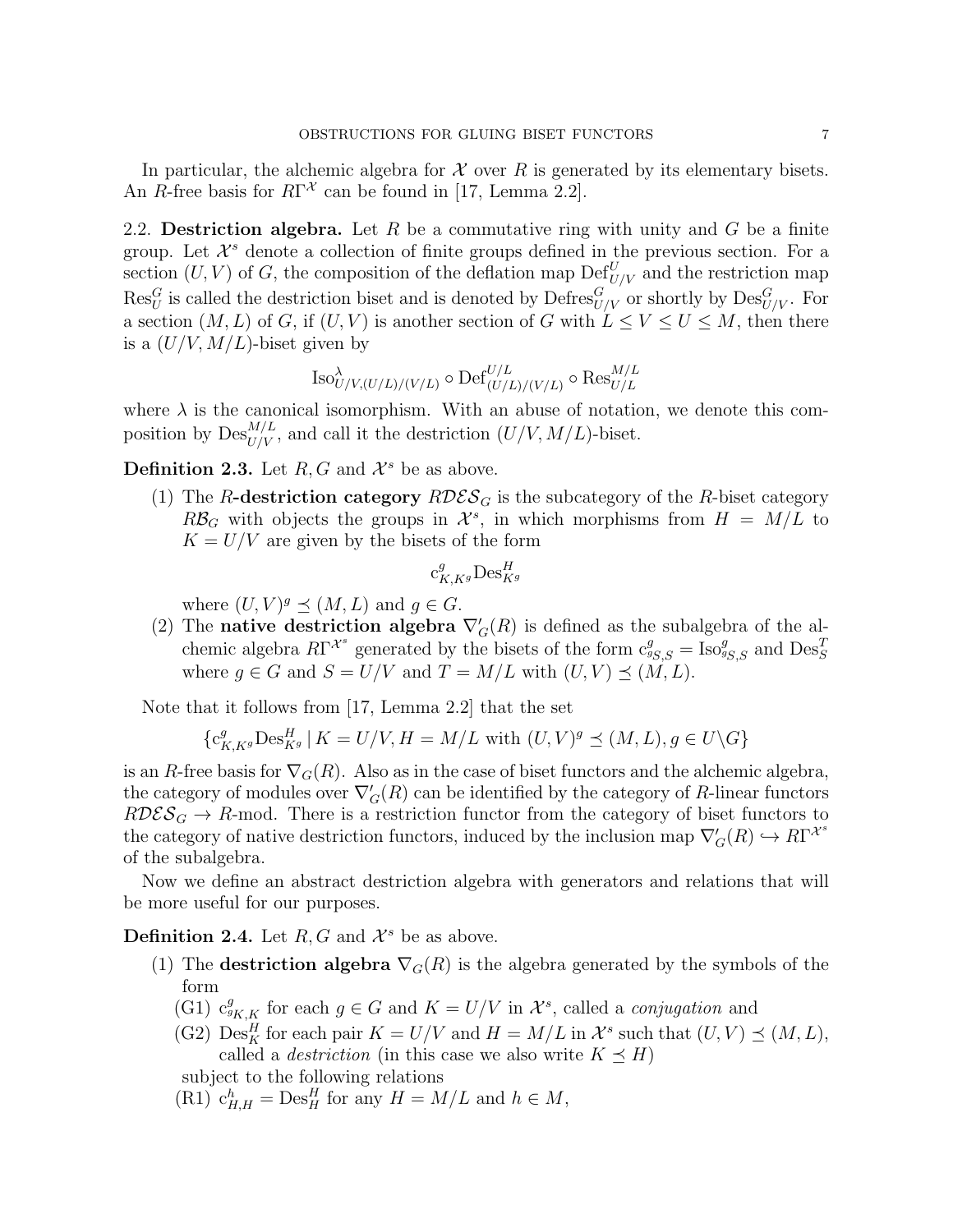In particular, the alchemic algebra for $\mathcal{X}$ over $R$ is generated by its elementary bisets. An $R$-free basis for $R\Gamma^{\mathcal{X}}$ can be found in [17, Lemma 2.2].

## 2.2. Destriction algebra.

Let $R$ be a commutative ring with unity and $G$ be a finite group. Let $\mathcal{X}^s$ denote a collection of finite groups defined in the previous section. For a section $(U,V)$ of $G$, the composition of the deflation map $\mathrm{Def}^U_{U/V}$ and the restriction map $\mathrm{Res}^G_U$ is called the destriction biset and is denoted by $\mathrm{Defres}^G_{U/V}$ or shortly by $\mathrm{Des}^G_{U/V}$. For a section $(M,L)$ of $G$, if $(U,V)$ is another section of $G$ with $L \le V \le U \le M$, then there is a $(U/V, M/L)$-biset given by

$$\mathrm{Iso}^{\lambda}_{U/V,(U/L)/(V/L)} \circ \mathrm{Def}^{U/L}_{(U/L)/(V/L)} \circ \mathrm{Res}^{M/L}_{U/L}$$

where $\lambda$ is the canonical isomorphism. With an abuse of notation, we denote this composition by $\mathrm{Des}^{M/L}_{U/V}$, and call it the destriction $(U/V, M/L)$-biset.

**Definition 2.3.** Let $R, G$ and $\mathcal{X}^s$ be as above.

1. The **$R$-destriction category** $R\mathcal{DES}_G$ is the subcategory of the $R$-biset category $R\mathcal{B}_G$ with objects the groups in $\mathcal{X}^s$, in which morphisms from $H = M/L$ to $K = U/V$ are given by the bisets of the form
$$\mathrm{c}^g_{K,K^g}\mathrm{Des}^H_{K^g}$$
where $(U,V)^g \preceq (M,L)$ and $g \in G$.
2. The **native destriction algebra** $\nabla'_G(R)$ is defined as the subalgebra of the alchemic algebra $R\Gamma^{\mathcal{X}^s}$ generated by the bisets of the form $\mathrm{c}^g_{{}^gS,S} = \mathrm{Iso}^g_{{}^gS,S}$ and $\mathrm{Des}^T_S$ where $g \in G$ and $S = U/V$ and $T = M/L$ with $(U,V) \preceq (M,L)$.

Note that it follows from [17, Lemma 2.2] that the set

$$\{\mathrm{c}^g_{K,K^g}\mathrm{Des}^H_{K^g} \mid K = U/V, H = M/L \text{ with } (U,V)^g \preceq (M,L), g \in U\backslash G\}$$

is an $R$-free basis for $\nabla_G(R)$. Also as in the case of biset functors and the alchemic algebra, the category of modules over $\nabla'_G(R)$ can be identified by the category of $R$-linear functors $R\mathcal{DES}_G \to R\text{-mod}$. There is a restriction functor from the category of biset functors to the category of native destriction functors, induced by the inclusion map $\nabla'_G(R) \hookrightarrow R\Gamma^{\mathcal{X}^s}$ of the subalgebra.

Now we define an abstract destriction algebra with generators and relations that will be more useful for our purposes.

**Definition 2.4.** Let $R, G$ and $\mathcal{X}^s$ be as above.

1. The **destriction algebra** $\nabla_G(R)$ is the algebra generated by the symbols of the form
   - (G1) $\mathrm{c}^g_{{}^gK,K}$ for each $g \in G$ and $K = U/V$ in $\mathcal{X}^s$, called a *conjugation* and
   - (G2) $\mathrm{Des}^H_K$ for each pair $K = U/V$ and $H = M/L$ in $\mathcal{X}^s$ such that $(U,V) \preceq (M,L)$, called a *destriction* (in this case we also write $K \preceq H$)

   subject to the following relations
   - (R1) $\mathrm{c}^h_{H,H} = \mathrm{Des}^H_H$ for any $H = M/L$ and $h \in M$,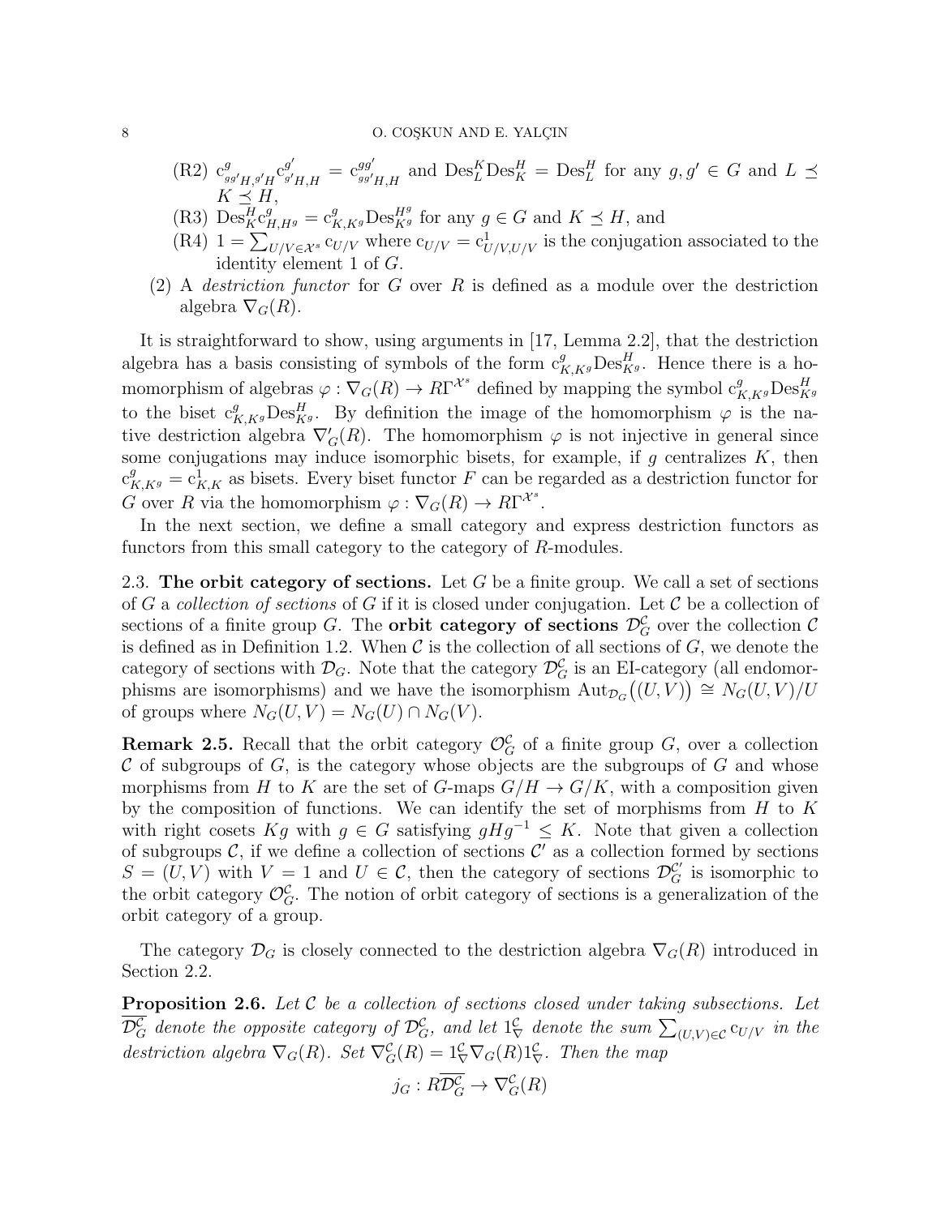(R2) $c^{g}_{gg'H,g'H} c^{g'}_{g'H,H} = c^{gg'}_{gg'H,H}$ and $\mathrm{Des}^K_L \mathrm{Des}^H_K = \mathrm{Des}^H_L$ for any $g, g' \in G$ and $L \preceq K \preceq H$,

(R3) $\mathrm{Des}^H_K c^g_{H,H^g} = c^g_{K,K^g} \mathrm{Des}^{H^g}_{K^g}$ for any $g \in G$ and $K \preceq H$, and

(R4) $1 = \sum_{U/V \in \mathcal{X}^s} c_{U/V}$ where $c_{U/V} = c^1_{U/V,U/V}$ is the conjugation associated to the identity element 1 of $G$.

(2) A *destriction functor* for $G$ over $R$ is defined as a module over the destriction algebra $\nabla_G(R)$.

It is straightforward to show, using arguments in [17, Lemma 2.2], that the destriction algebra has a basis consisting of symbols of the form $c^g_{K,K^g} \mathrm{Des}^H_{K^g}$. Hence there is a homomorphism of algebras $\varphi : \nabla_G(R) \to R\Gamma^{\mathcal{X}^s}$ defined by mapping the symbol $c^g_{K,K^g} \mathrm{Des}^H_{K^g}$ to the biset $c^g_{K,K^g} \mathrm{Des}^H_{K^g}$. By definition the image of the homomorphism $\varphi$ is the native destriction algebra $\nabla'_G(R)$. The homomorphism $\varphi$ is not injective in general since some conjugations may induce isomorphic bisets, for example, if $g$ centralizes $K$, then $c^g_{K,K^g} = c^1_{K,K}$ as bisets. Every biset functor $F$ can be regarded as a destriction functor for $G$ over $R$ via the homomorphism $\varphi : \nabla_G(R) \to R\Gamma^{\mathcal{X}^s}$.

In the next section, we define a small category and express destriction functors as functors from this small category to the category of $R$-modules.

## 2.3. The orbit category of sections.

Let $G$ be a finite group. We call a set of sections of $G$ a *collection of sections* of $G$ if it is closed under conjugation. Let $\mathcal{C}$ be a collection of sections of a finite group $G$. The **orbit category of sections** $\mathcal{D}^{\mathcal{C}}_G$ over the collection $\mathcal{C}$ is defined as in Definition 1.2. When $\mathcal{C}$ is the collection of all sections of $G$, we denote the category of sections with $\mathcal{D}_G$. Note that the category $\mathcal{D}^{\mathcal{C}}_G$ is an EI-category (all endomorphisms are isomorphisms) and we have the isomorphism $\mathrm{Aut}_{\mathcal{D}_G}\big((U,V)\big) \cong N_G(U,V)/U$ of groups where $N_G(U,V) = N_G(U) \cap N_G(V)$.

**Remark 2.5.** Recall that the orbit category $\mathcal{O}^{\mathcal{C}}_G$ of a finite group $G$, over a collection $\mathcal{C}$ of subgroups of $G$, is the category whose objects are the subgroups of $G$ and whose morphisms from $H$ to $K$ are the set of $G$-maps $G/H \to G/K$, with a composition given by the composition of functions. We can identify the set of morphisms from $H$ to $K$ with right cosets $Kg$ with $g \in G$ satisfying $gHg^{-1} \le K$. Note that given a collection of subgroups $\mathcal{C}$, if we define a collection of sections $\mathcal{C}'$ as a collection formed by sections $S = (U,V)$ with $V = 1$ and $U \in \mathcal{C}$, then the category of sections $\mathcal{D}^{\mathcal{C}'}_G$ is isomorphic to the orbit category $\mathcal{O}^{\mathcal{C}}_G$. The notion of orbit category of sections is a generalization of the orbit category of a group.

The category $\mathcal{D}_G$ is closely connected to the destriction algebra $\nabla_G(R)$ introduced in Section 2.2.

**Proposition 2.6.** *Let $\mathcal{C}$ be a collection of sections closed under taking subsections. Let $\overline{\mathcal{D}^{\mathcal{C}}_G}$ denote the opposite category of $\mathcal{D}^{\mathcal{C}}_G$, and let $1^{\mathcal{C}}_{\nabla}$ denote the sum $\sum_{(U,V)\in\mathcal{C}} c_{U/V}$ in the destriction algebra $\nabla_G(R)$. Set $\nabla^{\mathcal{C}}_G(R) = 1^{\mathcal{C}}_{\nabla} \nabla_G(R) 1^{\mathcal{C}}_{\nabla}$. Then the map*

$$j_G : R\overline{\mathcal{D}^{\mathcal{C}}_G} \to \nabla^{\mathcal{C}}_G(R)$$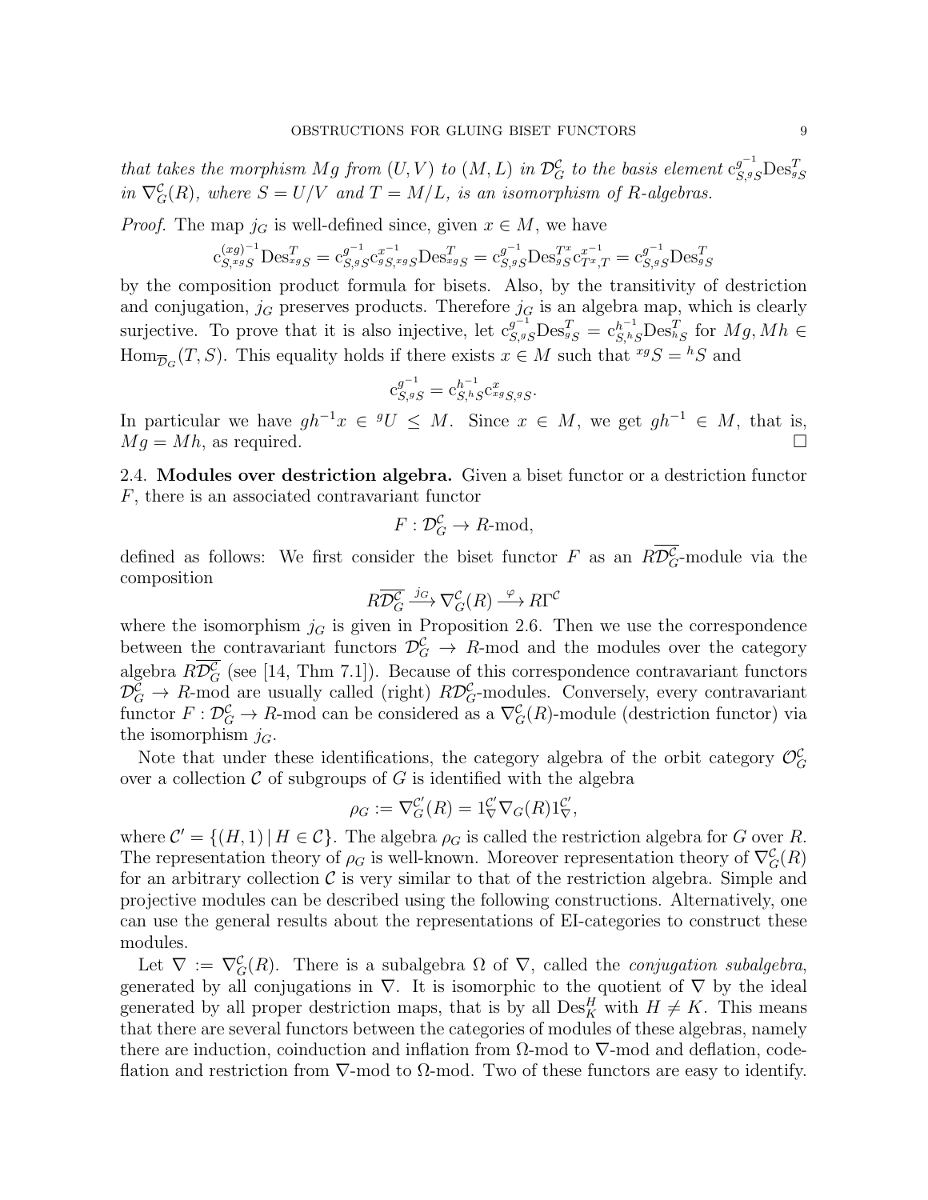*that takes the morphism $Mg$ from $(U,V)$ to $(M,L)$ in $\mathcal{D}_G^{\mathcal{C}}$ to the basis element $\mathrm{c}_{S,{}^gS}^{g^{-1}}\mathrm{Des}_{{}^gS}^T$ in $\nabla_G^{\mathcal{C}}(R)$, where $S = U/V$ and $T = M/L$, is an isomorphism of $R$-algebras.*

*Proof.* The map $j_G$ is well-defined since, given $x \in M$, we have

$$\mathrm{c}_{S,{}^{xg}S}^{(xg)^{-1}}\mathrm{Des}_{{}^{xg}S}^T = \mathrm{c}_{S,{}^gS}^{g^{-1}}\mathrm{c}_{{}^gS,{}^{xg}S}^{x^{-1}}\mathrm{Des}_{{}^{xg}S}^T = \mathrm{c}_{S,{}^gS}^{g^{-1}}\mathrm{Des}_{{}^gS}^{T^x}\mathrm{c}_{T^x,T}^{x^{-1}} = \mathrm{c}_{S,{}^gS}^{g^{-1}}\mathrm{Des}_{{}^gS}^T$$

by the composition product formula for bisets. Also, by the transitivity of destriction and conjugation, $j_G$ preserves products. Therefore $j_G$ is an algebra map, which is clearly surjective. To prove that it is also injective, let $\mathrm{c}_{S,{}^gS}^{g^{-1}}\mathrm{Des}_{{}^gS}^T = \mathrm{c}_{S,{}^hS}^{h^{-1}}\mathrm{Des}_{{}^hS}^T$ for $Mg, Mh \in \mathrm{Hom}_{\overline{\mathcal{D}}_G}(T,S)$. This equality holds if there exists $x \in M$ such that ${}^{xg}S = {}^hS$ and

$$\mathrm{c}_{S,{}^gS}^{g^{-1}} = \mathrm{c}_{S,{}^hS}^{h^{-1}}\mathrm{c}_{{}^{xg}S,{}^gS}^{x}.$$

In particular we have $gh^{-1}x \in {}^gU \le M$. Since $x \in M$, we get $gh^{-1} \in M$, that is, $Mg = Mh$, as required. $\square$

2.4. **Modules over destriction algebra.** Given a biset functor or a destriction functor $F$, there is an associated contravariant functor

$$F : \mathcal{D}_G^{\mathcal{C}} \to R\text{-mod},$$

defined as follows: We first consider the biset functor $F$ as an $R\overline{\mathcal{D}_G^{\mathcal{C}}}$-module via the composition

$$R\overline{\mathcal{D}_G^{\mathcal{C}}} \xrightarrow{j_G} \nabla_G^{\mathcal{C}}(R) \xrightarrow{\varphi} R\Gamma^{\mathcal{C}}$$

where the isomorphism $j_G$ is given in Proposition 2.6. Then we use the correspondence between the contravariant functors $\mathcal{D}_G^{\mathcal{C}} \to R$-mod and the modules over the category algebra $R\overline{\mathcal{D}_G^{\mathcal{C}}}$ (see [14, Thm 7.1]). Because of this correspondence contravariant functors $\mathcal{D}_G^{\mathcal{C}} \to R$-mod are usually called (right) $R\mathcal{D}_G^{\mathcal{C}}$-modules. Conversely, every contravariant functor $F : \mathcal{D}_G^{\mathcal{C}} \to R$-mod can be considered as a $\nabla_G^{\mathcal{C}}(R)$-module (destriction functor) via the isomorphism $j_G$.

Note that under these identifications, the category algebra of the orbit category $\mathcal{O}_G^{\mathcal{C}}$ over a collection $\mathcal{C}$ of subgroups of $G$ is identified with the algebra

$$\rho_G := \nabla_G^{\mathcal{C}'}(R) = 1_\nabla^{\mathcal{C}'}\nabla_G(R)1_\nabla^{\mathcal{C}'},$$

where $\mathcal{C}' = \{(H,1) \mid H \in \mathcal{C}\}$. The algebra $\rho_G$ is called the restriction algebra for $G$ over $R$. The representation theory of $\rho_G$ is well-known. Moreover representation theory of $\nabla_G^{\mathcal{C}}(R)$ for an arbitrary collection $\mathcal{C}$ is very similar to that of the restriction algebra. Simple and projective modules can be described using the following constructions. Alternatively, one can use the general results about the representations of EI-categories to construct these modules.

Let $\nabla := \nabla_G^{\mathcal{C}}(R)$. There is a subalgebra $\Omega$ of $\nabla$, called the *conjugation subalgebra*, generated by all conjugations in $\nabla$. It is isomorphic to the quotient of $\nabla$ by the ideal generated by all proper destriction maps, that is by all $\mathrm{Des}_K^H$ with $H \neq K$. This means that there are several functors between the categories of modules of these algebras, namely there are induction, coinduction and inflation from $\Omega$-mod to $\nabla$-mod and deflation, codeflation and restriction from $\nabla$-mod to $\Omega$-mod. Two of these functors are easy to identify.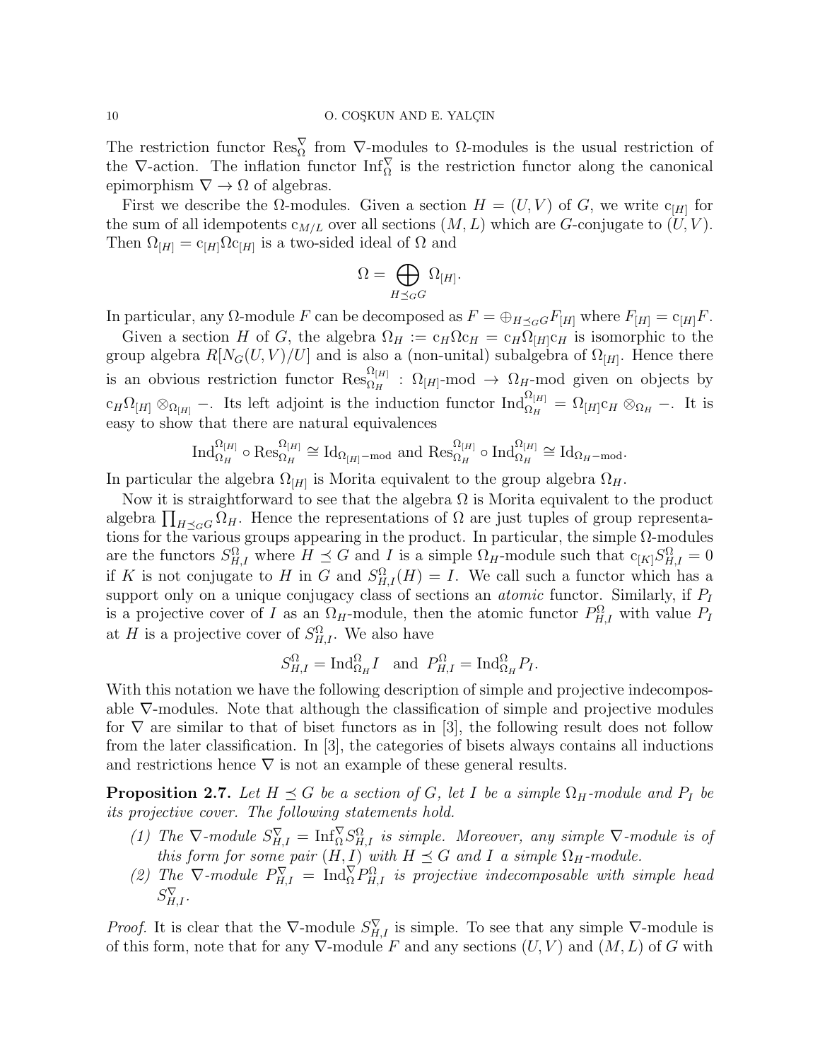The restriction functor $\mathrm{Res}^\nabla_\Omega$ from $\nabla$-modules to $\Omega$-modules is the usual restriction of the $\nabla$-action. The inflation functor $\mathrm{Inf}^\nabla_\Omega$ is the restriction functor along the canonical epimorphism $\nabla \to \Omega$ of algebras.

First we describe the $\Omega$-modules. Given a section $H = (U, V)$ of $G$, we write $\mathrm{c}_{[H]}$ for the sum of all idempotents $\mathrm{c}_{M/L}$ over all sections $(M, L)$ which are $G$-conjugate to $(U, V)$. Then $\Omega_{[H]} = \mathrm{c}_{[H]}\Omega\mathrm{c}_{[H]}$ is a two-sided ideal of $\Omega$ and

$$\Omega = \bigoplus_{H \preceq_G G} \Omega_{[H]}.$$

In particular, any $\Omega$-module $F$ can be decomposed as $F = \oplus_{H\preceq_G G} F_{[H]}$ where $F_{[H]} = \mathrm{c}_{[H]}F$.

Given a section $H$ of $G$, the algebra $\Omega_H := \mathrm{c}_H\Omega\mathrm{c}_H = \mathrm{c}_H\Omega_{[H]}\mathrm{c}_H$ is isomorphic to the group algebra $R[N_G(U, V)/U]$ and is also a (non-unital) subalgebra of $\Omega_{[H]}$. Hence there is an obvious restriction functor $\mathrm{Res}^{\Omega_{[H]}}_{\Omega_H} : \Omega_{[H]}\text{-mod} \to \Omega_H\text{-mod}$ given on objects by $\mathrm{c}_H\Omega_{[H]} \otimes_{\Omega_{[H]}} -$. Its left adjoint is the induction functor $\mathrm{Ind}^{\Omega_{[H]}}_{\Omega_H} = \Omega_{[H]}\mathrm{c}_H \otimes_{\Omega_H} -$. It is easy to show that there are natural equivalences

$$\mathrm{Ind}^{\Omega_{[H]}}_{\Omega_H} \circ \mathrm{Res}^{\Omega_{[H]}}_{\Omega_H} \cong \mathrm{Id}_{\Omega_{[H]}-\mathrm{mod}} \text{ and } \mathrm{Res}^{\Omega_{[H]}}_{\Omega_H} \circ \mathrm{Ind}^{\Omega_{[H]}}_{\Omega_H} \cong \mathrm{Id}_{\Omega_H-\mathrm{mod}}.$$

In particular the algebra $\Omega_{[H]}$ is Morita equivalent to the group algebra $\Omega_H$.

Now it is straightforward to see that the algebra $\Omega$ is Morita equivalent to the product algebra $\prod_{H\preceq_G G} \Omega_H$. Hence the representations of $\Omega$ are just tuples of group representations for the various groups appearing in the product. In particular, the simple $\Omega$-modules are the functors $S^\Omega_{H,I}$ where $H \preceq G$ and $I$ is a simple $\Omega_H$-module such that $\mathrm{c}_{[K]}S^\Omega_{H,I} = 0$ if $K$ is not conjugate to $H$ in $G$ and $S^\Omega_{H,I}(H) = I$. We call such a functor which has a support only on a unique conjugacy class of sections an *atomic* functor. Similarly, if $P_I$ is a projective cover of $I$ as an $\Omega_H$-module, then the atomic functor $P^\Omega_{H,I}$ with value $P_I$ at $H$ is a projective cover of $S^\Omega_{H,I}$. We also have

$$S^\Omega_{H,I} = \mathrm{Ind}^\Omega_{\Omega_H} I \quad \text{and} \quad P^\Omega_{H,I} = \mathrm{Ind}^\Omega_{\Omega_H} P_I.$$

With this notation we have the following description of simple and projective indecomposable $\nabla$-modules. Note that although the classification of simple and projective modules for $\nabla$ are similar to that of biset functors as in [3], the following result does not follow from the later classification. In [3], the categories of bisets always contains all inductions and restrictions hence $\nabla$ is not an example of these general results.

**Proposition 2.7.** *Let $H \preceq G$ be a section of $G$, let $I$ be a simple $\Omega_H$-module and $P_I$ be its projective cover. The following statements hold.*

1. *The $\nabla$-module $S^\nabla_{H,I} = \mathrm{Inf}^\nabla_\Omega S^\Omega_{H,I}$ is simple. Moreover, any simple $\nabla$-module is of this form for some pair $(H, I)$ with $H \preceq G$ and $I$ a simple $\Omega_H$-module.*
2. *The $\nabla$-module $P^\nabla_{H,I} = \mathrm{Ind}^\nabla_\Omega P^\Omega_{H,I}$ is projective indecomposable with simple head $S^\nabla_{H,I}$.*

*Proof.* It is clear that the $\nabla$-module $S^\nabla_{H,I}$ is simple. To see that any simple $\nabla$-module is of this form, note that for any $\nabla$-module $F$ and any sections $(U, V)$ and $(M, L)$ of $G$ with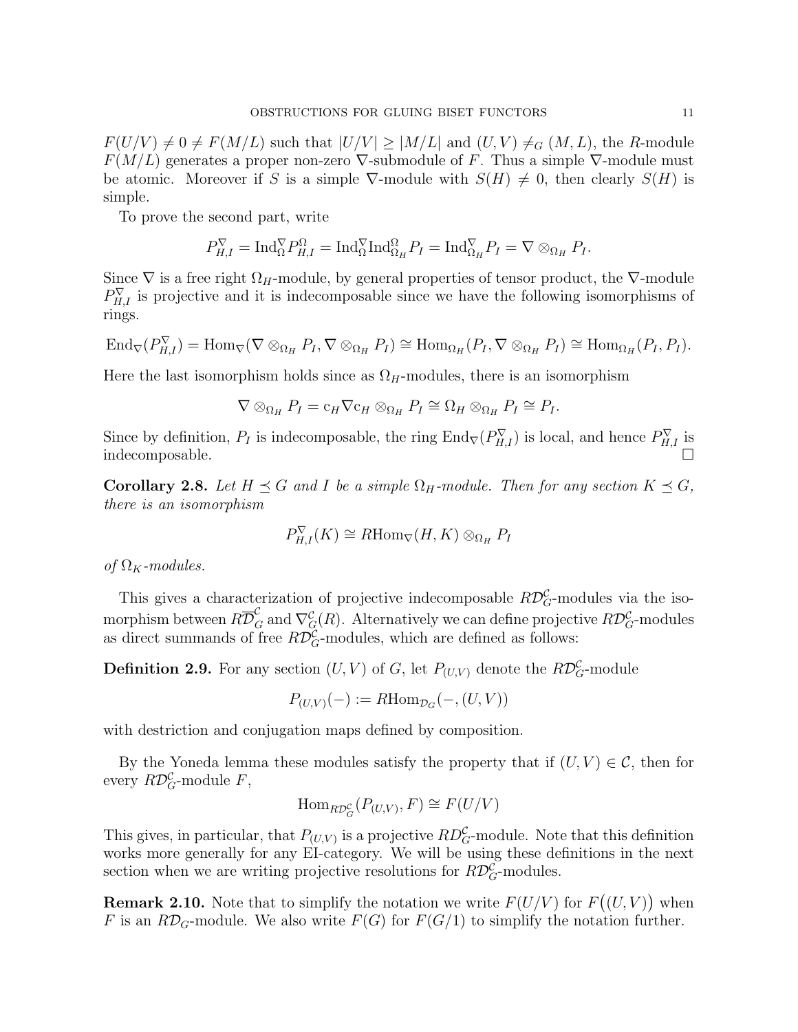$F(U/V) \neq 0 \neq F(M/L)$ such that $|U/V| \geq |M/L|$ and $(U, V) \neq_G (M, L)$, the $R$-module $F(M/L)$ generates a proper non-zero $\nabla$-submodule of $F$. Thus a simple $\nabla$-module must be atomic. Moreover if $S$ is a simple $\nabla$-module with $S(H) \neq 0$, then clearly $S(H)$ is simple.

To prove the second part, write

$$P_{H,I}^{\nabla} = \mathrm{Ind}_{\Omega}^{\nabla} P_{H,I}^{\Omega} = \mathrm{Ind}_{\Omega}^{\nabla} \mathrm{Ind}_{\Omega_H}^{\Omega} P_I = \mathrm{Ind}_{\Omega_H}^{\nabla} P_I = \nabla \otimes_{\Omega_H} P_I.$$

Since $\nabla$ is a free right $\Omega_H$-module, by general properties of tensor product, the $\nabla$-module $P_{H,I}^{\nabla}$ is projective and it is indecomposable since we have the following isomorphisms of rings.

$$\mathrm{End}_{\nabla}(P_{H,I}^{\nabla}) = \mathrm{Hom}_{\nabla}(\nabla \otimes_{\Omega_H} P_I, \nabla \otimes_{\Omega_H} P_I) \cong \mathrm{Hom}_{\Omega_H}(P_I, \nabla \otimes_{\Omega_H} P_I) \cong \mathrm{Hom}_{\Omega_H}(P_I, P_I).$$

Here the last isomorphism holds since as $\Omega_H$-modules, there is an isomorphism

$$\nabla \otimes_{\Omega_H} P_I = \mathrm{c}_H \nabla \mathrm{c}_H \otimes_{\Omega_H} P_I \cong \Omega_H \otimes_{\Omega_H} P_I \cong P_I.$$

Since by definition, $P_I$ is indecomposable, the ring $\mathrm{End}_{\nabla}(P_{H,I}^{\nabla})$ is local, and hence $P_{H,I}^{\nabla}$ is indecomposable. $\square$

**Corollary 2.8.** *Let $H \preceq G$ and $I$ be a simple $\Omega_H$-module. Then for any section $K \preceq G$, there is an isomorphism*

$$P_{H,I}^{\nabla}(K) \cong R\mathrm{Hom}_{\nabla}(H, K) \otimes_{\Omega_H} P_I$$

*of $\Omega_K$-modules.*

This gives a characterization of projective indecomposable $R\mathcal{D}_G^{\mathcal{C}}$-modules via the isomorphism between $R\overline{\mathcal{D}}_G^{\mathcal{C}}$ and $\nabla_G^{\mathcal{C}}(R)$. Alternatively we can define projective $R\mathcal{D}_G^{\mathcal{C}}$-modules as direct summands of free $R\mathcal{D}_G^{\mathcal{C}}$-modules, which are defined as follows:

**Definition 2.9.** For any section $(U, V)$ of $G$, let $P_{(U,V)}$ denote the $R\mathcal{D}_G^{\mathcal{C}}$-module

$$P_{(U,V)}(-) := R\mathrm{Hom}_{\mathcal{D}_G}(-, (U, V))$$

with destriction and conjugation maps defined by composition.

By the Yoneda lemma these modules satisfy the property that if $(U, V) \in \mathcal{C}$, then for every $R\mathcal{D}_G^{\mathcal{C}}$-module $F$,

$$\mathrm{Hom}_{R\mathcal{D}_G^{\mathcal{C}}}(P_{(U,V)}, F) \cong F(U/V)$$

This gives, in particular, that $P_{(U,V)}$ is a projective $RD_G^{\mathcal{C}}$-module. Note that this definition works more generally for any EI-category. We will be using these definitions in the next section when we are writing projective resolutions for $R\mathcal{D}_G^{\mathcal{C}}$-modules.

**Remark 2.10.** Note that to simplify the notation we write $F(U/V)$ for $F\big((U, V)\big)$ when $F$ is an $R\mathcal{D}_G$-module. We also write $F(G)$ for $F(G/1)$ to simplify the notation further.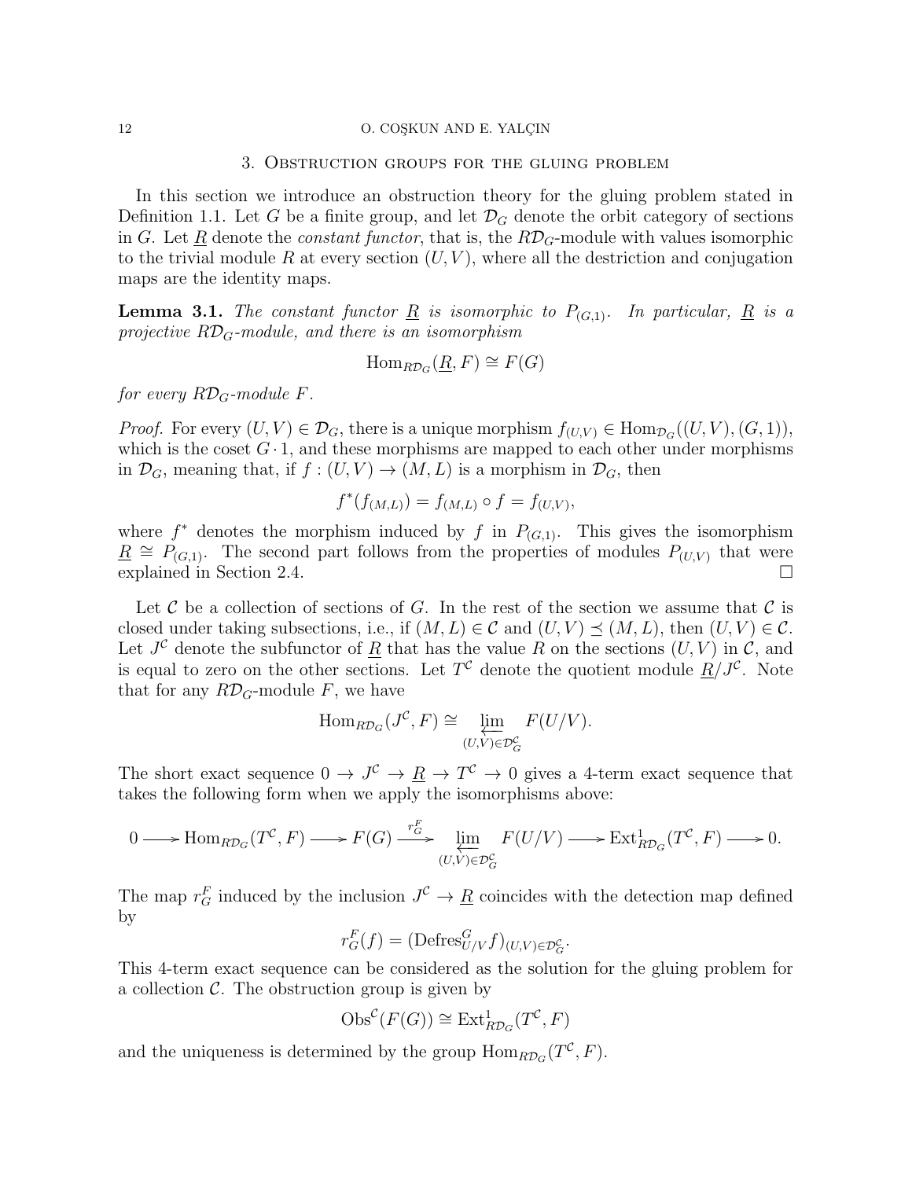## 3. Obstruction groups for the gluing problem

In this section we introduce an obstruction theory for the gluing problem stated in Definition 1.1. Let $G$ be a finite group, and let $\mathcal{D}_G$ denote the orbit category of sections in $G$. Let $\underline{R}$ denote the *constant functor*, that is, the $R\mathcal{D}_G$-module with values isomorphic to the trivial module $R$ at every section $(U,V)$, where all the destriction and conjugation maps are the identity maps.

**Lemma 3.1.** *The constant functor $\underline{R}$ is isomorphic to $P_{(G,1)}$. In particular, $\underline{R}$ is a projective $R\mathcal{D}_G$-module, and there is an isomorphism*

$$\operatorname{Hom}_{R\mathcal{D}_G}(\underline{R}, F) \cong F(G)$$

*for every $R\mathcal{D}_G$-module $F$.*

*Proof.* For every $(U,V) \in \mathcal{D}_G$, there is a unique morphism $f_{(U,V)} \in \operatorname{Hom}_{\mathcal{D}_G}((U,V),(G,1))$, which is the coset $G \cdot 1$, and these morphisms are mapped to each other under morphisms in $\mathcal{D}_G$, meaning that, if $f : (U,V) \to (M,L)$ is a morphism in $\mathcal{D}_G$, then

$$f^*(f_{(M,L)}) = f_{(M,L)} \circ f = f_{(U,V)},$$

where $f^*$ denotes the morphism induced by $f$ in $P_{(G,1)}$. This gives the isomorphism $\underline{R} \cong P_{(G,1)}$. The second part follows from the properties of modules $P_{(U,V)}$ that were explained in Section 2.4. $\square$

Let $\mathcal{C}$ be a collection of sections of $G$. In the rest of the section we assume that $\mathcal{C}$ is closed under taking subsections, i.e., if $(M,L) \in \mathcal{C}$ and $(U,V) \preceq (M,L)$, then $(U,V) \in \mathcal{C}$. Let $J^{\mathcal{C}}$ denote the subfunctor of $\underline{R}$ that has the value $R$ on the sections $(U,V)$ in $\mathcal{C}$, and is equal to zero on the other sections. Let $T^{\mathcal{C}}$ denote the quotient module $\underline{R}/J^{\mathcal{C}}$. Note that for any $R\mathcal{D}_G$-module $F$, we have

$$\operatorname{Hom}_{R\mathcal{D}_G}(J^{\mathcal{C}}, F) \cong \varprojlim_{(U,V)\in \mathcal{D}_G^{\mathcal{C}}} F(U/V).$$

The short exact sequence $0 \to J^{\mathcal{C}} \to \underline{R} \to T^{\mathcal{C}} \to 0$ gives a 4-term exact sequence that takes the following form when we apply the isomorphisms above:

$$0 \longrightarrow \operatorname{Hom}_{R\mathcal{D}_G}(T^{\mathcal{C}}, F) \longrightarrow F(G) \xrightarrow{r_G^F} \varprojlim_{(U,V)\in \mathcal{D}_G^{\mathcal{C}}} F(U/V) \longrightarrow \operatorname{Ext}^1_{R\mathcal{D}_G}(T^{\mathcal{C}}, F) \longrightarrow 0.$$

The map $r_G^F$ induced by the inclusion $J^{\mathcal{C}} \to \underline{R}$ coincides with the detection map defined by

$$r_G^F(f) = (\operatorname{Defres}^G_{U/V} f)_{(U,V)\in \mathcal{D}_G^{\mathcal{C}}}.$$

This 4-term exact sequence can be considered as the solution for the gluing problem for a collection $\mathcal{C}$. The obstruction group is given by

$$\operatorname{Obs}^{\mathcal{C}}(F(G)) \cong \operatorname{Ext}^1_{R\mathcal{D}_G}(T^{\mathcal{C}}, F)$$

and the uniqueness is determined by the group $\operatorname{Hom}_{R\mathcal{D}_G}(T^{\mathcal{C}}, F)$.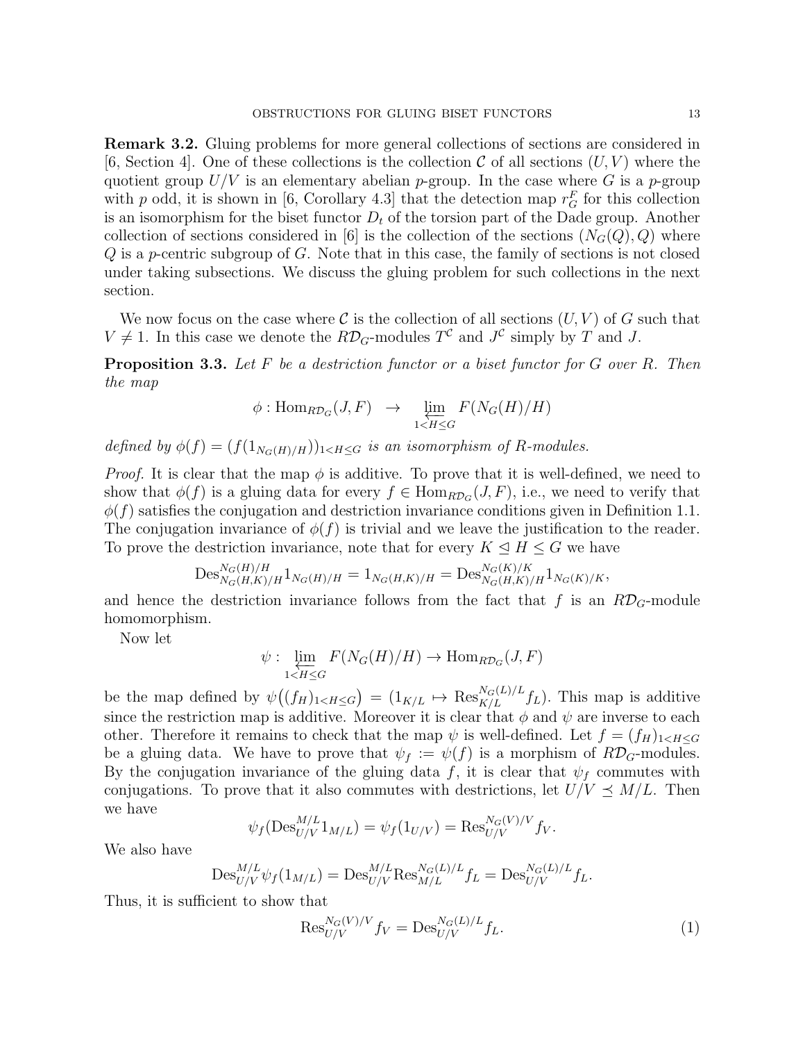**Remark 3.2.** Gluing problems for more general collections of sections are considered in [6, Section 4]. One of these collections is the collection $\mathcal{C}$ of all sections $(U, V)$ where the quotient group $U/V$ is an elementary abelian $p$-group. In the case where $G$ is a $p$-group with $p$ odd, it is shown in [6, Corollary 4.3] that the detection map $r_G^F$ for this collection is an isomorphism for the biset functor $D_t$ of the torsion part of the Dade group. Another collection of sections considered in [6] is the collection of the sections $(N_G(Q), Q)$ where $Q$ is a $p$-centric subgroup of $G$. Note that in this case, the family of sections is not closed under taking subsections. We discuss the gluing problem for such collections in the next section.

We now focus on the case where $\mathcal{C}$ is the collection of all sections $(U, V)$ of $G$ such that $V \neq 1$. In this case we denote the $R\mathcal{D}_G$-modules $T^{\mathcal{C}}$ and $J^{\mathcal{C}}$ simply by $T$ and $J$.

**Proposition 3.3.** *Let $F$ be a destriction functor or a biset functor for $G$ over $R$. Then the map*

$$\phi : \mathrm{Hom}_{R\mathcal{D}_G}(J, F) \;\; \rightarrow \;\; \varprojlim_{1<H\leq G} F(N_G(H)/H)$$

*defined by $\phi(f) = (f(1_{N_G(H)/H}))_{1<H\leq G}$ is an isomorphism of $R$-modules.*

*Proof.* It is clear that the map $\phi$ is additive. To prove that it is well-defined, we need to show that $\phi(f)$ is a gluing data for every $f \in \mathrm{Hom}_{R\mathcal{D}_G}(J, F)$, i.e., we need to verify that $\phi(f)$ satisfies the conjugation and destriction invariance conditions given in Definition 1.1. The conjugation invariance of $\phi(f)$ is trivial and we leave the justification to the reader. To prove the destriction invariance, note that for every $K \trianglelefteq H \leq G$ we have

$$\mathrm{Des}^{N_G(H)/H}_{N_G(H,K)/H} 1_{N_G(H)/H} = 1_{N_G(H,K)/H} = \mathrm{Des}^{N_G(K)/K}_{N_G(H,K)/H} 1_{N_G(K)/K},$$

and hence the destriction invariance follows from the fact that $f$ is an $R\mathcal{D}_G$-module homomorphism.

Now let

$$\psi : \varprojlim_{1<H\leq G} F(N_G(H)/H) \rightarrow \mathrm{Hom}_{R\mathcal{D}_G}(J, F)$$

be the map defined by $\psi\big((f_H)_{1<H\leq G}\big) = (1_{K/L} \mapsto \mathrm{Res}^{N_G(L)/L}_{K/L} f_L)$. This map is additive since the restriction map is additive. Moreover it is clear that $\phi$ and $\psi$ are inverse to each other. Therefore it remains to check that the map $\psi$ is well-defined. Let $f = (f_H)_{1<H\leq G}$ be a gluing data. We have to prove that $\psi_f := \psi(f)$ is a morphism of $R\mathcal{D}_G$-modules. By the conjugation invariance of the gluing data $f$, it is clear that $\psi_f$ commutes with conjugations. To prove that it also commutes with destrictions, let $U/V \preceq M/L$. Then we have

$$\psi_f(\mathrm{Des}^{M/L}_{U/V} 1_{M/L}) = \psi_f(1_{U/V}) = \mathrm{Res}^{N_G(V)/V}_{U/V} f_V.$$

We also have

$$\mathrm{Des}^{M/L}_{U/V} \psi_f(1_{M/L}) = \mathrm{Des}^{M/L}_{U/V} \mathrm{Res}^{N_G(L)/L}_{M/L} f_L = \mathrm{Des}^{N_G(L)/L}_{U/V} f_L.$$

Thus, it is sufficient to show that

$$\mathrm{Res}^{N_G(V)/V}_{U/V} f_V = \mathrm{Des}^{N_G(L)/L}_{U/V} f_L. \tag{1}$$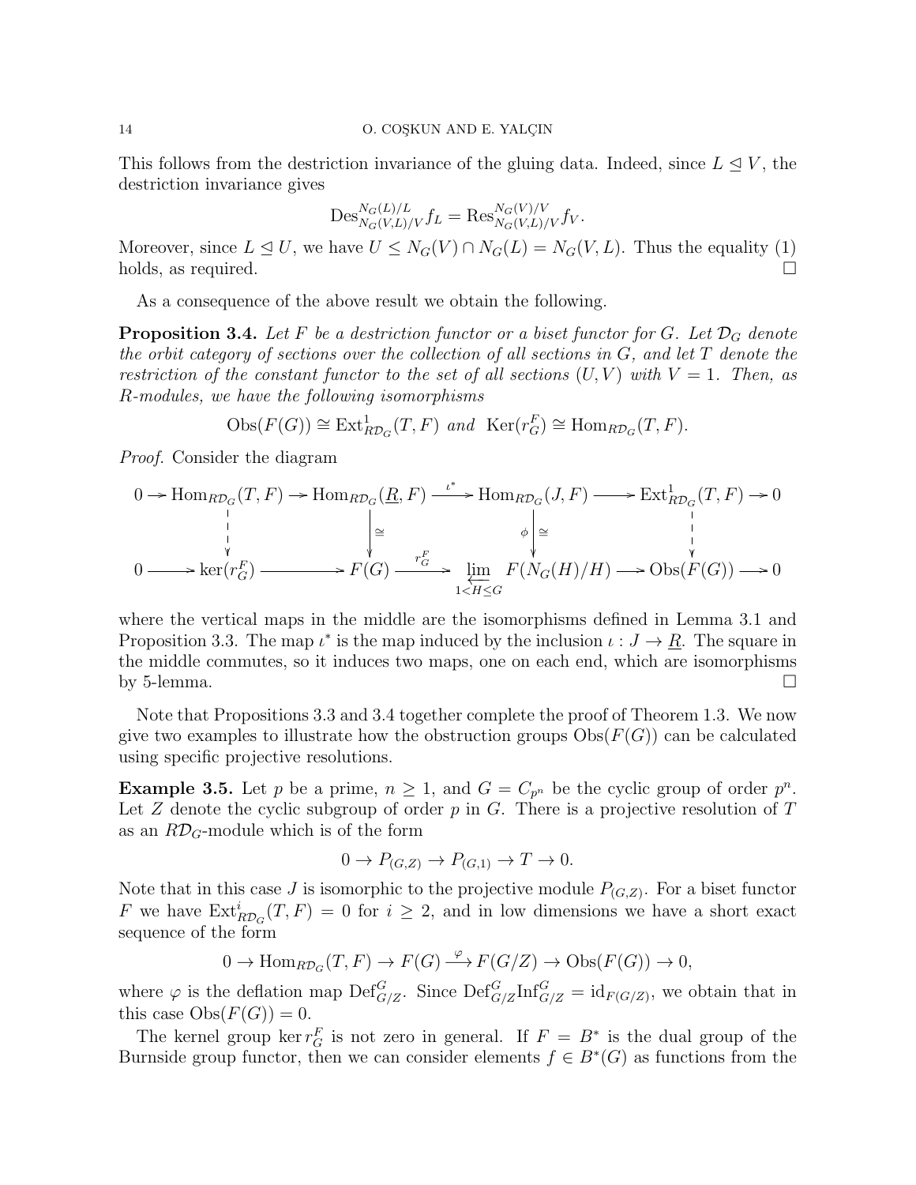This follows from the destriction invariance of the gluing data. Indeed, since $L \trianglelefteq V$, the destriction invariance gives

$$\mathrm{Des}^{N_G(L)/L}_{N_G(V,L)/V} f_L = \mathrm{Res}^{N_G(V)/V}_{N_G(V,L)/V} f_V.$$

Moreover, since $L \trianglelefteq U$, we have $U \leq N_G(V) \cap N_G(L) = N_G(V, L)$. Thus the equality (1) holds, as required. □

As a consequence of the above result we obtain the following.

**Proposition 3.4.** *Let $F$ be a destriction functor or a biset functor for $G$. Let $\mathcal{D}_G$ denote the orbit category of sections over the collection of all sections in $G$, and let $T$ denote the restriction of the constant functor to the set of all sections $(U, V)$ with $V = 1$. Then, as $R$-modules, we have the following isomorphisms*

$$\mathrm{Obs}(F(G)) \cong \mathrm{Ext}^1_{R\mathcal{D}_G}(T, F) \text{ and } \mathrm{Ker}(r^F_G) \cong \mathrm{Hom}_{R\mathcal{D}_G}(T, F).$$

*Proof.* Consider the diagram

$$\begin{array}{ccccccccc}
0 \to & \mathrm{Hom}_{R\mathcal{D}_G}(T, F) & \to & \mathrm{Hom}_{R\mathcal{D}_G}(\underline{R}, F) & \xrightarrow{\iota^*} & \mathrm{Hom}_{R\mathcal{D}_G}(J, F) & \to & \mathrm{Ext}^1_{R\mathcal{D}_G}(T, F) & \to 0 \\
 & \downarrow & & \downarrow \cong & & \phi \downarrow \cong & & \downarrow & \\
0 \to & \ker(r^F_G) & \to & F(G) & \xrightarrow{r^F_G} & \varprojlim_{1<H\leq G} F(N_G(H)/H) & \to & \mathrm{Obs}(F(G)) & \to 0
\end{array}$$

where the vertical maps in the middle are the isomorphisms defined in Lemma 3.1 and Proposition 3.3. The map $\iota^*$ is the map induced by the inclusion $\iota : J \to \underline{R}$. The square in the middle commutes, so it induces two maps, one on each end, which are isomorphisms by 5-lemma. □

Note that Propositions 3.3 and 3.4 together complete the proof of Theorem 1.3. We now give two examples to illustrate how the obstruction groups $\mathrm{Obs}(F(G))$ can be calculated using specific projective resolutions.

**Example 3.5.** Let $p$ be a prime, $n \geq 1$, and $G = C_{p^n}$ be the cyclic group of order $p^n$. Let $Z$ denote the cyclic subgroup of order $p$ in $G$. There is a projective resolution of $T$ as an $R\mathcal{D}_G$-module which is of the form

$$0 \to P_{(G,Z)} \to P_{(G,1)} \to T \to 0.$$

Note that in this case $J$ is isomorphic to the projective module $P_{(G,Z)}$. For a biset functor $F$ we have $\mathrm{Ext}^i_{R\mathcal{D}_G}(T, F) = 0$ for $i \geq 2$, and in low dimensions we have a short exact sequence of the form

$$0 \to \mathrm{Hom}_{R\mathcal{D}_G}(T, F) \to F(G) \xrightarrow{\varphi} F(G/Z) \to \mathrm{Obs}(F(G)) \to 0,$$

where $\varphi$ is the deflation map $\mathrm{Def}^G_{G/Z}$. Since $\mathrm{Def}^G_{G/Z}\mathrm{Inf}^G_{G/Z} = \mathrm{id}_{F(G/Z)}$, we obtain that in this case $\mathrm{Obs}(F(G)) = 0$.

The kernel group $\ker r^F_G$ is not zero in general. If $F = B^*$ is the dual group of the Burnside group functor, then we can consider elements $f \in B^*(G)$ as functions from the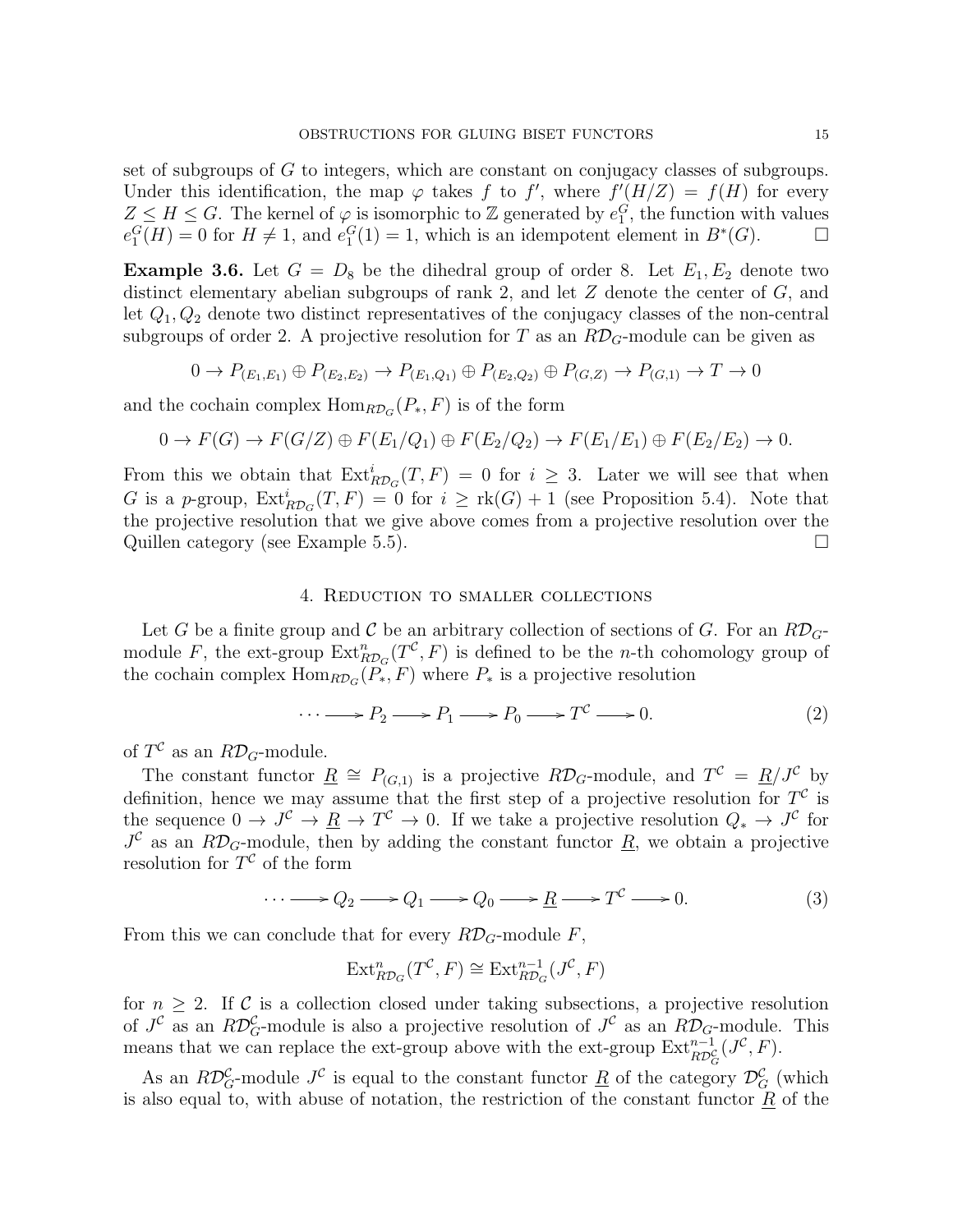set of subgroups of $G$ to integers, which are constant on conjugacy classes of subgroups. Under this identification, the map $\varphi$ takes $f$ to $f'$, where $f'(H/Z) = f(H)$ for every $Z \leq H \leq G$. The kernel of $\varphi$ is isomorphic to $\mathbb{Z}$ generated by $e_1^G$, the function with values $e_1^G(H) = 0$ for $H \neq 1$, and $e_1^G(1) = 1$, which is an idempotent element in $B^*(G)$. □

**Example 3.6.** Let $G = D_8$ be the dihedral group of order 8. Let $E_1, E_2$ denote two distinct elementary abelian subgroups of rank 2, and let $Z$ denote the center of $G$, and let $Q_1, Q_2$ denote two distinct representatives of the conjugacy classes of the non-central subgroups of order 2. A projective resolution for $T$ as an $R\mathcal{D}_G$-module can be given as

$$0 \to P_{(E_1,E_1)} \oplus P_{(E_2,E_2)} \to P_{(E_1,Q_1)} \oplus P_{(E_2,Q_2)} \oplus P_{(G,Z)} \to P_{(G,1)} \to T \to 0$$

and the cochain complex $\mathrm{Hom}_{R\mathcal{D}_G}(P_*, F)$ is of the form

$$0 \to F(G) \to F(G/Z) \oplus F(E_1/Q_1) \oplus F(E_2/Q_2) \to F(E_1/E_1) \oplus F(E_2/E_2) \to 0.$$

From this we obtain that $\mathrm{Ext}^i_{R\mathcal{D}_G}(T, F) = 0$ for $i \geq 3$. Later we will see that when $G$ is a $p$-group, $\mathrm{Ext}^i_{R\mathcal{D}_G}(T, F) = 0$ for $i \geq \mathrm{rk}(G) + 1$ (see Proposition 5.4). Note that the projective resolution that we give above comes from a projective resolution over the Quillen category (see Example 5.5). □

## 4. Reduction to smaller collections

Let $G$ be a finite group and $\mathcal{C}$ be an arbitrary collection of sections of $G$. For an $R\mathcal{D}_G$-module $F$, the ext-group $\mathrm{Ext}^n_{R\mathcal{D}_G}(T^{\mathcal{C}}, F)$ is defined to be the $n$-th cohomology group of the cochain complex $\mathrm{Hom}_{R\mathcal{D}_G}(P_*, F)$ where $P_*$ is a projective resolution

$$\cdots \longrightarrow P_2 \longrightarrow P_1 \longrightarrow P_0 \longrightarrow T^{\mathcal{C}} \longrightarrow 0. \tag{2}$$

of $T^{\mathcal{C}}$ as an $R\mathcal{D}_G$-module.

The constant functor $\underline{R} \cong P_{(G,1)}$ is a projective $R\mathcal{D}_G$-module, and $T^{\mathcal{C}} = \underline{R}/J^{\mathcal{C}}$ by definition, hence we may assume that the first step of a projective resolution for $T^{\mathcal{C}}$ is the sequence $0 \to J^{\mathcal{C}} \to \underline{R} \to T^{\mathcal{C}} \to 0$. If we take a projective resolution $Q_* \to J^{\mathcal{C}}$ for $J^{\mathcal{C}}$ as an $R\mathcal{D}_G$-module, then by adding the constant functor $\underline{R}$, we obtain a projective resolution for $T^{\mathcal{C}}$ of the form

$$\cdots \longrightarrow Q_2 \longrightarrow Q_1 \longrightarrow Q_0 \longrightarrow \underline{R} \longrightarrow T^{\mathcal{C}} \longrightarrow 0. \tag{3}$$

From this we can conclude that for every $R\mathcal{D}_G$-module $F$,

$$\mathrm{Ext}^n_{R\mathcal{D}_G}(T^{\mathcal{C}}, F) \cong \mathrm{Ext}^{n-1}_{R\mathcal{D}_G}(J^{\mathcal{C}}, F)$$

for $n \geq 2$. If $\mathcal{C}$ is a collection closed under taking subsections, a projective resolution of $J^{\mathcal{C}}$ as an $R\mathcal{D}^{\mathcal{C}}_G$-module is also a projective resolution of $J^{\mathcal{C}}$ as an $R\mathcal{D}_G$-module. This means that we can replace the ext-group above with the ext-group $\mathrm{Ext}^{n-1}_{R\mathcal{D}^{\mathcal{C}}_G}(J^{\mathcal{C}}, F)$.

As an $R\mathcal{D}^{\mathcal{C}}_G$-module $J^{\mathcal{C}}$ is equal to the constant functor $\underline{R}$ of the category $\mathcal{D}^{\mathcal{C}}_G$ (which is also equal to, with abuse of notation, the restriction of the constant functor $\underline{R}$ of the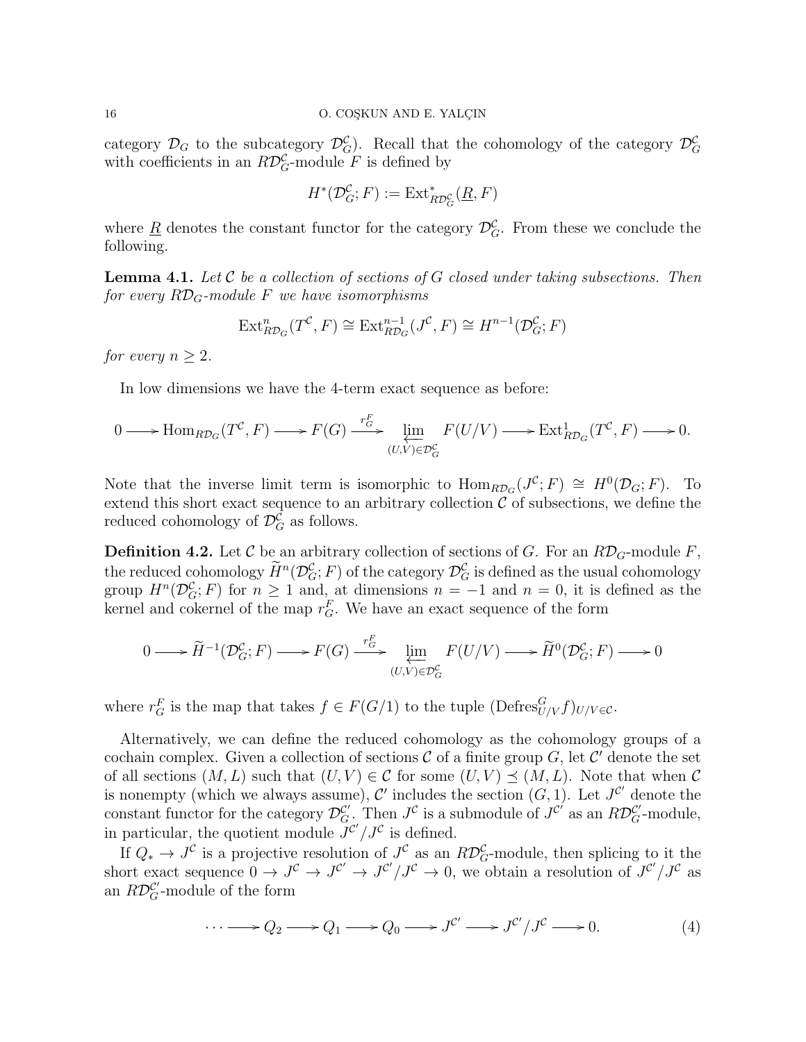category $\mathcal{D}_G$ to the subcategory $\mathcal{D}_G^{\mathcal{C}}$). Recall that the cohomology of the category $\mathcal{D}_G^{\mathcal{C}}$ with coefficients in an $R\mathcal{D}_G^{\mathcal{C}}$-module $F$ is defined by

$$H^*(\mathcal{D}_G^{\mathcal{C}}; F) := \mathrm{Ext}^*_{R\mathcal{D}_G^{\mathcal{C}}}(\underline{R}, F)$$

where $\underline{R}$ denotes the constant functor for the category $\mathcal{D}_G^{\mathcal{C}}$. From these we conclude the following.

**Lemma 4.1.** *Let $\mathcal{C}$ be a collection of sections of $G$ closed under taking subsections. Then for every $R\mathcal{D}_G$-module $F$ we have isomorphisms*

$$\mathrm{Ext}^n_{R\mathcal{D}_G}(T^{\mathcal{C}}, F) \cong \mathrm{Ext}^{n-1}_{R\mathcal{D}_G}(J^{\mathcal{C}}, F) \cong H^{n-1}(\mathcal{D}_G^{\mathcal{C}}; F)$$

*for every $n \geq 2$.*

In low dimensions we have the 4-term exact sequence as before:

$$0 \longrightarrow \mathrm{Hom}_{R\mathcal{D}_G}(T^{\mathcal{C}}, F) \longrightarrow F(G) \xrightarrow{r_G^F} \varprojlim_{(U,V)\in\mathcal{D}_G^{\mathcal{C}}} F(U/V) \longrightarrow \mathrm{Ext}^1_{R\mathcal{D}_G}(T^{\mathcal{C}}, F) \longrightarrow 0.$$

Note that the inverse limit term is isomorphic to $\mathrm{Hom}_{R\mathcal{D}_G}(J^{\mathcal{C}}; F) \cong H^0(\mathcal{D}_G; F)$. To extend this short exact sequence to an arbitrary collection $\mathcal{C}$ of subsections, we define the reduced cohomology of $\mathcal{D}_G^{\mathcal{C}}$ as follows.

**Definition 4.2.** Let $\mathcal{C}$ be an arbitrary collection of sections of $G$. For an $R\mathcal{D}_G$-module $F$, the reduced cohomology $\widetilde{H}^n(\mathcal{D}_G^{\mathcal{C}}; F)$ of the category $\mathcal{D}_G^{\mathcal{C}}$ is defined as the usual cohomology group $H^n(\mathcal{D}_G^{\mathcal{C}}; F)$ for $n \geq 1$ and, at dimensions $n = -1$ and $n = 0$, it is defined as the kernel and cokernel of the map $r_G^F$. We have an exact sequence of the form

$$0 \longrightarrow \widetilde{H}^{-1}(\mathcal{D}_G^{\mathcal{C}}; F) \longrightarrow F(G) \xrightarrow{r_G^F} \varprojlim_{(U,V)\in\mathcal{D}_G^{\mathcal{C}}} F(U/V) \longrightarrow \widetilde{H}^0(\mathcal{D}_G^{\mathcal{C}}; F) \longrightarrow 0$$

where $r_G^F$ is the map that takes $f \in F(G/1)$ to the tuple $(\mathrm{Defres}^G_{U/V} f)_{U/V\in\mathcal{C}}$.

Alternatively, we can define the reduced cohomology as the cohomology groups of a cochain complex. Given a collection of sections $\mathcal{C}$ of a finite group $G$, let $\mathcal{C}'$ denote the set of all sections $(M, L)$ such that $(U, V) \in \mathcal{C}$ for some $(U, V) \preceq (M, L)$. Note that when $\mathcal{C}$ is nonempty (which we always assume), $\mathcal{C}'$ includes the section $(G, 1)$. Let $J^{\mathcal{C}'}$ denote the constant functor for the category $\mathcal{D}_G^{\mathcal{C}'}$. Then $J^{\mathcal{C}}$ is a submodule of $J^{\mathcal{C}'}$ as an $R\mathcal{D}_G^{\mathcal{C}'}$-module, in particular, the quotient module $J^{\mathcal{C}'}/J^{\mathcal{C}}$ is defined.

If $Q_* \to J^{\mathcal{C}}$ is a projective resolution of $J^{\mathcal{C}}$ as an $R\mathcal{D}_G^{\mathcal{C}}$-module, then splicing to it the short exact sequence $0 \to J^{\mathcal{C}} \to J^{\mathcal{C}'} \to J^{\mathcal{C}'}/J^{\mathcal{C}} \to 0$, we obtain a resolution of $J^{\mathcal{C}'}/J^{\mathcal{C}}$ as an $R\mathcal{D}_G^{\mathcal{C}'}$-module of the form

$$\cdots \longrightarrow Q_2 \longrightarrow Q_1 \longrightarrow Q_0 \longrightarrow J^{\mathcal{C}'} \longrightarrow J^{\mathcal{C}'}/J^{\mathcal{C}} \longrightarrow 0. \tag{4}$$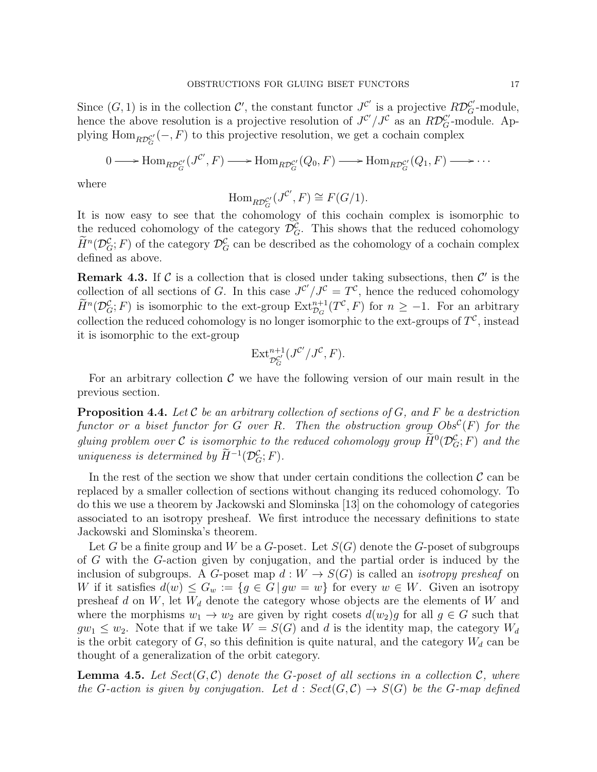Since $(G, 1)$ is in the collection $\mathcal{C}'$, the constant functor $J^{\mathcal{C}'}$ is a projective $R\mathcal{D}_G^{\mathcal{C}'}$-module, hence the above resolution is a projective resolution of $J^{\mathcal{C}'}/J^{\mathcal{C}}$ as an $R\mathcal{D}_G^{\mathcal{C}'}$-module. Applying $\mathrm{Hom}_{R\mathcal{D}_G^{\mathcal{C}'}}(-, F)$ to this projective resolution, we get a cochain complex

$$0 \longrightarrow \mathrm{Hom}_{R\mathcal{D}_G^{\mathcal{C}'}}(J^{\mathcal{C}'}, F) \longrightarrow \mathrm{Hom}_{R\mathcal{D}_G^{\mathcal{C}'}}(Q_0, F) \longrightarrow \mathrm{Hom}_{R\mathcal{D}_G^{\mathcal{C}'}}(Q_1, F) \longrightarrow \cdots$$

where

$$\mathrm{Hom}_{R\mathcal{D}_G^{\mathcal{C}'}}(J^{\mathcal{C}'}, F) \cong F(G/1).$$

It is now easy to see that the cohomology of this cochain complex is isomorphic to the reduced cohomology of the category $\mathcal{D}_G^{\mathcal{C}}$. This shows that the reduced cohomology $\widetilde{H}^n(\mathcal{D}_G^{\mathcal{C}}; F)$ of the category $\mathcal{D}_G^{\mathcal{C}}$ can be described as the cohomology of a cochain complex defined as above.

**Remark 4.3.** If $\mathcal{C}$ is a collection that is closed under taking subsections, then $\mathcal{C}'$ is the collection of all sections of $G$. In this case $J^{\mathcal{C}'}/J^{\mathcal{C}} = T^{\mathcal{C}}$, hence the reduced cohomology $\widetilde{H}^n(\mathcal{D}_G^{\mathcal{C}}; F)$ is isomorphic to the ext-group $\mathrm{Ext}^{n+1}_{\mathcal{D}_G}(T^{\mathcal{C}}, F)$ for $n \geq -1$. For an arbitrary collection the reduced cohomology is no longer isomorphic to the ext-groups of $T^{\mathcal{C}}$, instead it is isomorphic to the ext-group

$$\mathrm{Ext}^{n+1}_{\mathcal{D}_G^{\mathcal{C}'}}(J^{\mathcal{C}'}/J^{\mathcal{C}}, F).$$

For an arbitrary collection $\mathcal{C}$ we have the following version of our main result in the previous section.

**Proposition 4.4.** *Let $\mathcal{C}$ be an arbitrary collection of sections of $G$, and $F$ be a destriction functor or a biset functor for $G$ over $R$. Then the obstruction group $Obs^{\mathcal{C}}(F)$ for the gluing problem over $\mathcal{C}$ is isomorphic to the reduced cohomology group $\widetilde{H}^0(\mathcal{D}_G^{\mathcal{C}}; F)$ and the uniqueness is determined by $\widetilde{H}^{-1}(\mathcal{D}_G^{\mathcal{C}}; F)$.*

In the rest of the section we show that under certain conditions the collection $\mathcal{C}$ can be replaced by a smaller collection of sections without changing its reduced cohomology. To do this we use a theorem by Jackowski and Slominska [13] on the cohomology of categories associated to an isotropy presheaf. We first introduce the necessary definitions to state Jackowski and Slominska's theorem.

Let $G$ be a finite group and $W$ be a $G$-poset. Let $S(G)$ denote the $G$-poset of subgroups of $G$ with the $G$-action given by conjugation, and the partial order is induced by the inclusion of subgroups. A $G$-poset map $d : W \to S(G)$ is called an *isotropy presheaf* on $W$ if it satisfies $d(w) \leq G_w := \{g \in G \,|\, gw = w\}$ for every $w \in W$. Given an isotropy presheaf $d$ on $W$, let $W_d$ denote the category whose objects are the elements of $W$ and where the morphisms $w_1 \to w_2$ are given by right cosets $d(w_2)g$ for all $g \in G$ such that $gw_1 \leq w_2$. Note that if we take $W = S(G)$ and $d$ is the identity map, the category $W_d$ is the orbit category of $G$, so this definition is quite natural, and the category $W_d$ can be thought of a generalization of the orbit category.

**Lemma 4.5.** *Let $Sect(G, \mathcal{C})$ denote the $G$-poset of all sections in a collection $\mathcal{C}$, where the $G$-action is given by conjugation. Let $d : Sect(G, \mathcal{C}) \to S(G)$ be the $G$-map defined*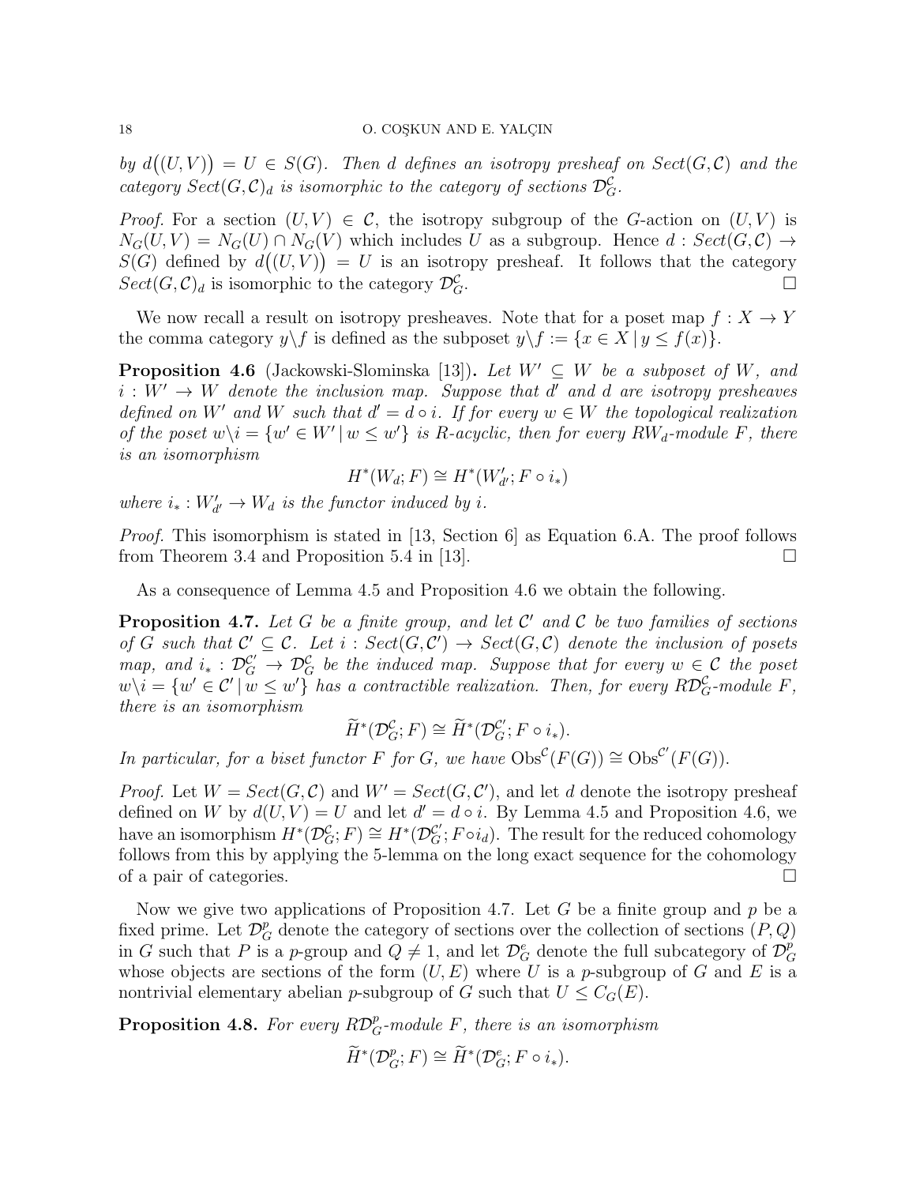by $d\big((U,V)\big) = U \in S(G)$. *Then $d$ defines an isotropy presheaf on $Sect(G,\mathcal{C})$ and the category $Sect(G,\mathcal{C})_d$ is isomorphic to the category of sections $\mathcal{D}_G^{\mathcal{C}}$.*

*Proof.* For a section $(U,V) \in \mathcal{C}$, the isotropy subgroup of the $G$-action on $(U,V)$ is $N_G(U,V) = N_G(U) \cap N_G(V)$ which includes $U$ as a subgroup. Hence $d : Sect(G,\mathcal{C}) \to S(G)$ defined by $d\big((U,V)\big) = U$ is an isotropy presheaf. It follows that the category $Sect(G,\mathcal{C})_d$ is isomorphic to the category $\mathcal{D}_G^{\mathcal{C}}$. □

We now recall a result on isotropy presheaves. Note that for a poset map $f : X \to Y$ the comma category $y\backslash f$ is defined as the subposet $y\backslash f := \{x \in X \mid y \leq f(x)\}$.

**Proposition 4.6** (Jackowski-Slominska [13])**.** *Let $W' \subseteq W$ be a subposet of $W$, and $i : W' \to W$ denote the inclusion map. Suppose that $d'$ and $d$ are isotropy presheaves defined on $W'$ and $W$ such that $d' = d \circ i$. If for every $w \in W$ the topological realization of the poset $w\backslash i = \{w' \in W' \mid w \leq w'\}$ is $R$-acyclic, then for every $RW_d$-module $F$, there is an isomorphism*

$$H^*(W_d; F) \cong H^*(W'_{d'}; F \circ i_*)$$

*where $i_* : W'_{d'} \to W_d$ is the functor induced by $i$.*

*Proof.* This isomorphism is stated in [13, Section 6] as Equation 6.A. The proof follows from Theorem 3.4 and Proposition 5.4 in [13]. □

As a consequence of Lemma 4.5 and Proposition 4.6 we obtain the following.

**Proposition 4.7.** *Let $G$ be a finite group, and let $\mathcal{C}'$ and $\mathcal{C}$ be two families of sections of $G$ such that $\mathcal{C}' \subseteq \mathcal{C}$. Let $i : Sect(G,\mathcal{C}') \to Sect(G,\mathcal{C})$ denote the inclusion of posets map, and $i_* : \mathcal{D}_G^{\mathcal{C}'} \to \mathcal{D}_G^{\mathcal{C}}$ be the induced map. Suppose that for every $w \in \mathcal{C}$ the poset $w\backslash i = \{w' \in \mathcal{C}' \mid w \leq w'\}$ has a contractible realization. Then, for every $R\mathcal{D}_G^{\mathcal{C}}$-module $F$, there is an isomorphism*

$$\widetilde{H}^*(\mathcal{D}_G^{\mathcal{C}}; F) \cong \widetilde{H}^*(\mathcal{D}_G^{\mathcal{C}'}; F \circ i_*).$$

*In particular, for a biset functor $F$ for $G$, we have $\mathrm{Obs}^{\mathcal{C}}(F(G)) \cong \mathrm{Obs}^{\mathcal{C}'}(F(G))$.*

*Proof.* Let $W = Sect(G,\mathcal{C})$ and $W' = Sect(G,\mathcal{C}')$, and let $d$ denote the isotropy presheaf defined on $W$ by $d(U,V) = U$ and let $d' = d \circ i$. By Lemma 4.5 and Proposition 4.6, we have an isomorphism $H^*(\mathcal{D}_G^{\mathcal{C}}; F) \cong H^*(\mathcal{D}_G^{\mathcal{C}'}; F \circ i_d)$. The result for the reduced cohomology follows from this by applying the 5-lemma on the long exact sequence for the cohomology of a pair of categories. □

Now we give two applications of Proposition 4.7. Let $G$ be a finite group and $p$ be a fixed prime. Let $\mathcal{D}_G^p$ denote the category of sections over the collection of sections $(P,Q)$ in $G$ such that $P$ is a $p$-group and $Q \neq 1$, and let $\mathcal{D}_G^e$ denote the full subcategory of $\mathcal{D}_G^p$ whose objects are sections of the form $(U,E)$ where $U$ is a $p$-subgroup of $G$ and $E$ is a nontrivial elementary abelian $p$-subgroup of $G$ such that $U \leq C_G(E)$.

**Proposition 4.8.** *For every $R\mathcal{D}_G^p$-module $F$, there is an isomorphism*

$$\widetilde{H}^*(\mathcal{D}_G^p; F) \cong \widetilde{H}^*(\mathcal{D}_G^e; F \circ i_*).$$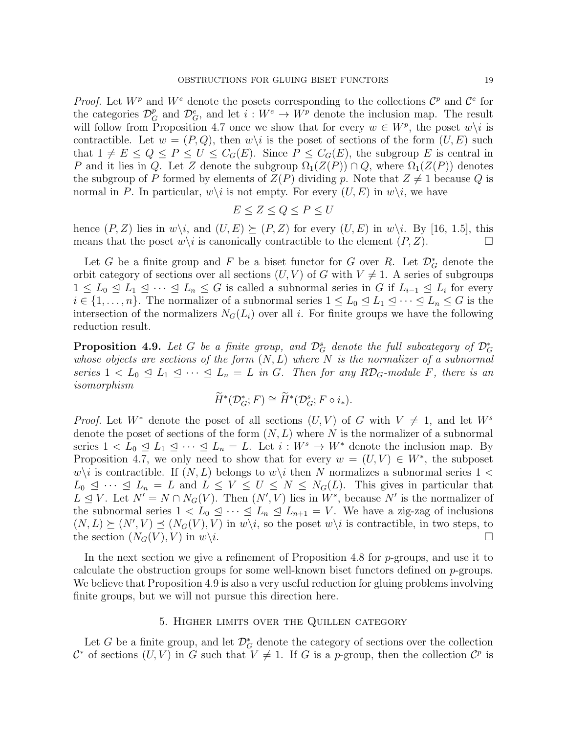*Proof.* Let $W^p$ and $W^e$ denote the posets corresponding to the collections $\mathcal{C}^p$ and $\mathcal{C}^e$ for the categories $\mathcal{D}^p_G$ and $\mathcal{D}^e_G$, and let $i : W^e \to W^p$ denote the inclusion map. The result will follow from Proposition 4.7 once we show that for every $w \in W^p$, the poset $w\backslash i$ is contractible. Let $w = (P, Q)$, then $w\backslash i$ is the poset of sections of the form $(U, E)$ such that $1 \neq E \leq Q \leq P \leq U \leq C_G(E)$. Since $P \leq C_G(E)$, the subgroup $E$ is central in $P$ and it lies in $Q$. Let $Z$ denote the subgroup $\Omega_1(Z(P)) \cap Q$, where $\Omega_1(Z(P))$ denotes the subgroup of $P$ formed by elements of $Z(P)$ dividing $p$. Note that $Z \neq 1$ because $Q$ is normal in $P$. In particular, $w\backslash i$ is not empty. For every $(U, E)$ in $w\backslash i$, we have

$$E \leq Z \leq Q \leq P \leq U$$

hence $(P, Z)$ lies in $w\backslash i$, and $(U, E) \succeq (P, Z)$ for every $(U, E)$ in $w\backslash i$. By [16, 1.5], this means that the poset $w\backslash i$ is canonically contractible to the element $(P, Z)$. $\square$

Let $G$ be a finite group and $F$ be a biset functor for $G$ over $R$. Let $\mathcal{D}^*_G$ denote the orbit category of sections over all sections $(U, V)$ of $G$ with $V \neq 1$. A series of subgroups $1 \leq L_0 \trianglelefteq L_1 \trianglelefteq \cdots \trianglelefteq L_n \leq G$ is called a subnormal series in $G$ if $L_{i-1} \trianglelefteq L_i$ for every $i \in \{1, \ldots, n\}$. The normalizer of a subnormal series $1 \leq L_0 \trianglelefteq L_1 \trianglelefteq \cdots \trianglelefteq L_n \leq G$ is the intersection of the normalizers $N_G(L_i)$ over all $i$. For finite groups we have the following reduction result.

**Proposition 4.9.** *Let $G$ be a finite group, and $\mathcal{D}^s_G$ denote the full subcategory of $\mathcal{D}^*_G$ whose objects are sections of the form $(N, L)$ where $N$ is the normalizer of a subnormal series $1 < L_0 \trianglelefteq L_1 \trianglelefteq \cdots \trianglelefteq L_n = L$ in $G$. Then for any $R\mathcal{D}_G$-module $F$, there is an isomorphism*

$$\widetilde{H}^*(\mathcal{D}^*_G; F) \cong \widetilde{H}^*(\mathcal{D}^s_G; F \circ i_*).$$

*Proof.* Let $W^*$ denote the poset of all sections $(U, V)$ of $G$ with $V \neq 1$, and let $W^s$ denote the poset of sections of the form $(N, L)$ where $N$ is the normalizer of a subnormal series $1 < L_0 \trianglelefteq L_1 \trianglelefteq \cdots \trianglelefteq L_n = L$. Let $i : W^s \to W^*$ denote the inclusion map. By Proposition 4.7, we only need to show that for every $w = (U, V) \in W^*$, the subposet $w\backslash i$ is contractible. If $(N, L)$ belongs to $w\backslash i$ then $N$ normalizes a subnormal series $1 < L_0 \trianglelefteq \cdots \trianglelefteq L_n = L$ and $L \leq V \leq U \leq N \leq N_G(L)$. This gives in particular that $L \trianglelefteq V$. Let $N' = N \cap N_G(V)$. Then $(N', V)$ lies in $W^s$, because $N'$ is the normalizer of the subnormal series $1 < L_0 \trianglelefteq \cdots \trianglelefteq L_n \trianglelefteq L_{n+1} = V$. We have a zig-zag of inclusions $(N, L) \succeq (N', V) \preceq (N_G(V), V)$ in $w\backslash i$, so the poset $w\backslash i$ is contractible, in two steps, to the section $(N_G(V), V)$ in $w\backslash i$. $\square$

In the next section we give a refinement of Proposition 4.8 for $p$-groups, and use it to calculate the obstruction groups for some well-known biset functors defined on $p$-groups. We believe that Proposition 4.9 is also a very useful reduction for gluing problems involving finite groups, but we will not pursue this direction here.

## 5. Higher limits over the Quillen category

Let $G$ be a finite group, and let $\mathcal{D}^*_G$ denote the category of sections over the collection $\mathcal{C}^*$ of sections $(U, V)$ in $G$ such that $V \neq 1$. If $G$ is a $p$-group, then the collection $\mathcal{C}^p$ is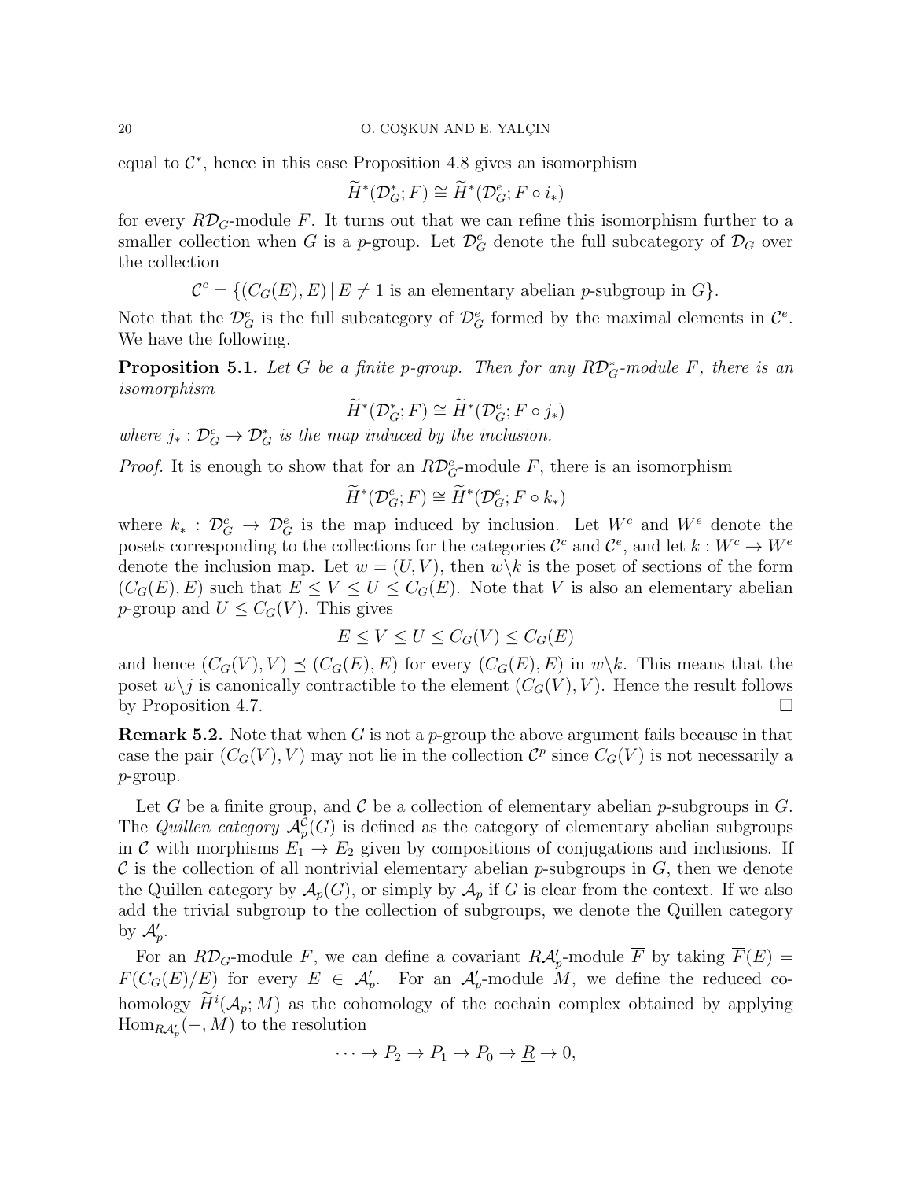equal to $\mathcal{C}^*$, hence in this case Proposition 4.8 gives an isomorphism

$$\widetilde{H}^*(\mathcal{D}_G^*; F) \cong \widetilde{H}^*(\mathcal{D}_G^e; F \circ i_*)$$

for every $R\mathcal{D}_G$-module $F$. It turns out that we can refine this isomorphism further to a smaller collection when $G$ is a $p$-group. Let $\mathcal{D}_G^c$ denote the full subcategory of $\mathcal{D}_G$ over the collection

$$\mathcal{C}^c = \{(C_G(E), E) \,|\, E \neq 1 \text{ is an elementary abelian } p\text{-subgroup in } G\}.$$

Note that the $\mathcal{D}_G^c$ is the full subcategory of $\mathcal{D}_G^e$ formed by the maximal elements in $\mathcal{C}^e$. We have the following.

**Proposition 5.1.** *Let $G$ be a finite $p$-group. Then for any $R\mathcal{D}_G^*$-module $F$, there is an isomorphism*

$$\widetilde{H}^*(\mathcal{D}_G^*; F) \cong \widetilde{H}^*(\mathcal{D}_G^c; F \circ j_*)$$

*where $j_* : \mathcal{D}_G^c \to \mathcal{D}_G^*$ is the map induced by the inclusion.*

*Proof.* It is enough to show that for an $R\mathcal{D}_G^e$-module $F$, there is an isomorphism

$$\widetilde{H}^*(\mathcal{D}_G^e; F) \cong \widetilde{H}^*(\mathcal{D}_G^c; F \circ k_*)$$

where $k_* : \mathcal{D}_G^c \to \mathcal{D}_G^e$ is the map induced by inclusion. Let $W^c$ and $W^e$ denote the posets corresponding to the collections for the categories $\mathcal{C}^c$ and $\mathcal{C}^e$, and let $k : W^c \to W^e$ denote the inclusion map. Let $w = (U, V)$, then $w\backslash k$ is the poset of sections of the form $(C_G(E), E)$ such that $E \leq V \leq U \leq C_G(E)$. Note that $V$ is also an elementary abelian $p$-group and $U \leq C_G(V)$. This gives

$$E \leq V \leq U \leq C_G(V) \leq C_G(E)$$

and hence $(C_G(V), V) \preceq (C_G(E), E)$ for every $(C_G(E), E)$ in $w\backslash k$. This means that the poset $w\backslash j$ is canonically contractible to the element $(C_G(V), V)$. Hence the result follows by Proposition 4.7. $\square$

**Remark 5.2.** Note that when $G$ is not a $p$-group the above argument fails because in that case the pair $(C_G(V), V)$ may not lie in the collection $\mathcal{C}^p$ since $C_G(V)$ is not necessarily a $p$-group.

Let $G$ be a finite group, and $\mathcal{C}$ be a collection of elementary abelian $p$-subgroups in $G$. The *Quillen category* $\mathcal{A}_p^{\mathcal{C}}(G)$ is defined as the category of elementary abelian subgroups in $\mathcal{C}$ with morphisms $E_1 \to E_2$ given by compositions of conjugations and inclusions. If $\mathcal{C}$ is the collection of all nontrivial elementary abelian $p$-subgroups in $G$, then we denote the Quillen category by $\mathcal{A}_p(G)$, or simply by $\mathcal{A}_p$ if $G$ is clear from the context. If we also add the trivial subgroup to the collection of subgroups, we denote the Quillen category by $\mathcal{A}_p'$.

For an $R\mathcal{D}_G$-module $F$, we can define a covariant $R\mathcal{A}_p'$-module $\overline{F}$ by taking $\overline{F}(E) = F(C_G(E)/E)$ for every $E \in \mathcal{A}_p'$. For an $\mathcal{A}_p'$-module $M$, we define the reduced cohomology $\widetilde{H}^i(\mathcal{A}_p; M)$ as the cohomology of the cochain complex obtained by applying $\operatorname{Hom}_{R\mathcal{A}_p'}(-, M)$ to the resolution

$$\cdots \to P_2 \to P_1 \to P_0 \to \underline{R} \to 0,$$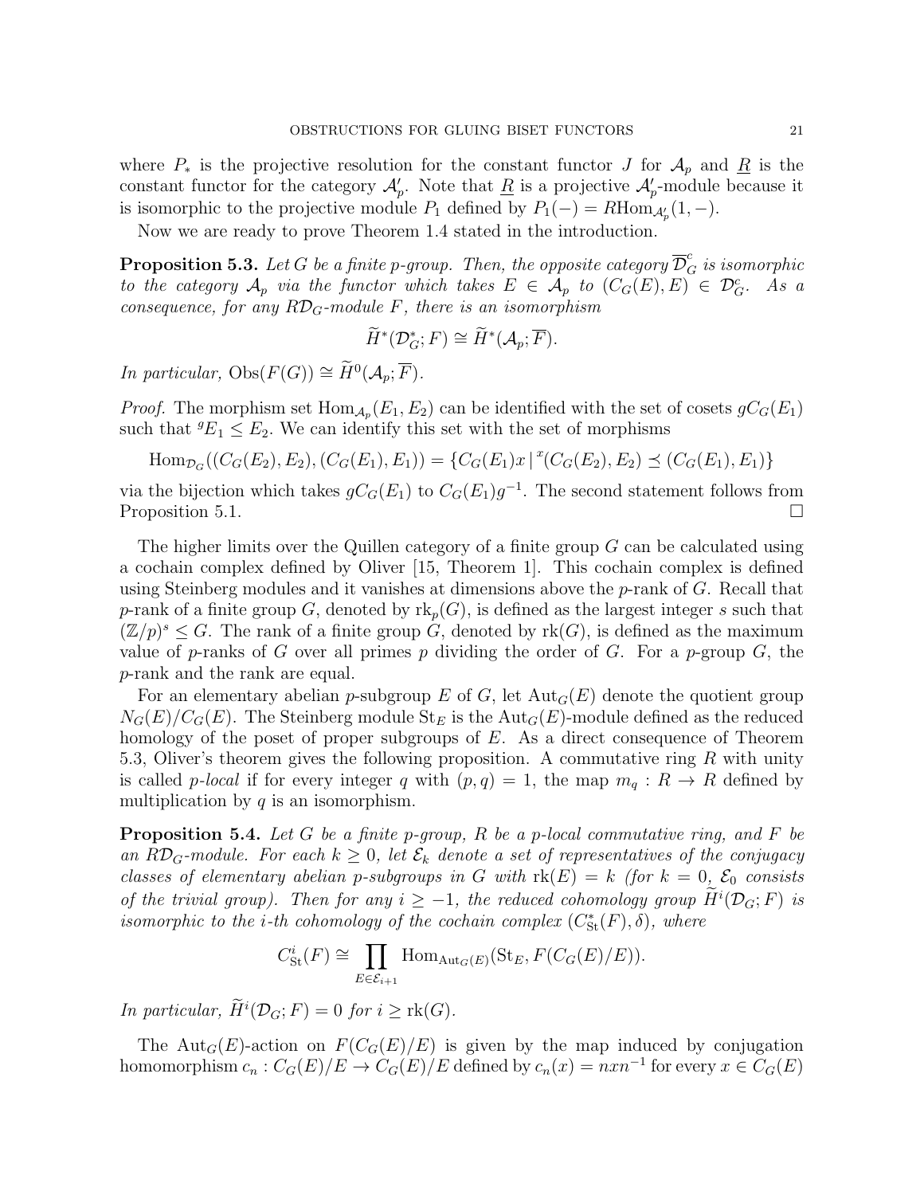where $P_*$ is the projective resolution for the constant functor $J$ for $\mathcal{A}_p$ and $\underline{R}$ is the constant functor for the category $\mathcal{A}'_p$. Note that $\underline{R}$ is a projective $\mathcal{A}'_p$-module because it is isomorphic to the projective module $P_1$ defined by $P_1(-) = R\mathrm{Hom}_{\mathcal{A}'_p}(1, -)$.

Now we are ready to prove Theorem 1.4 stated in the introduction.

**Proposition 5.3.** *Let $G$ be a finite $p$-group. Then, the opposite category $\overline{\mathcal{D}}_G^c$ is isomorphic to the category $\mathcal{A}_p$ via the functor which takes $E \in \mathcal{A}_p$ to $(C_G(E), E) \in \mathcal{D}_G^c$. As a consequence, for any $R\mathcal{D}_G$-module $F$, there is an isomorphism*

$$\widetilde{H}^*(\mathcal{D}_G^*; F) \cong \widetilde{H}^*(\mathcal{A}_p; \overline{F}).$$

*In particular,* $\mathrm{Obs}(F(G)) \cong \widetilde{H}^0(\mathcal{A}_p; \overline{F})$.

*Proof.* The morphism set $\mathrm{Hom}_{\mathcal{A}_p}(E_1, E_2)$ can be identified with the set of cosets $gC_G(E_1)$ such that ${}^gE_1 \leq E_2$. We can identify this set with the set of morphisms

$$\mathrm{Hom}_{\mathcal{D}_G}((C_G(E_2), E_2), (C_G(E_1), E_1)) = \{C_G(E_1)x \,|\, {}^x(C_G(E_2), E_2) \preceq (C_G(E_1), E_1)\}$$

via the bijection which takes $gC_G(E_1)$ to $C_G(E_1)g^{-1}$. The second statement follows from Proposition 5.1. $\square$

The higher limits over the Quillen category of a finite group $G$ can be calculated using a cochain complex defined by Oliver [15, Theorem 1]. This cochain complex is defined using Steinberg modules and it vanishes at dimensions above the $p$-rank of $G$. Recall that $p$-rank of a finite group $G$, denoted by $\mathrm{rk}_p(G)$, is defined as the largest integer $s$ such that $(\mathbb{Z}/p)^s \leq G$. The rank of a finite group $G$, denoted by $\mathrm{rk}(G)$, is defined as the maximum value of $p$-ranks of $G$ over all primes $p$ dividing the order of $G$. For a $p$-group $G$, the $p$-rank and the rank are equal.

For an elementary abelian $p$-subgroup $E$ of $G$, let $\mathrm{Aut}_G(E)$ denote the quotient group $N_G(E)/C_G(E)$. The Steinberg module $\mathrm{St}_E$ is the $\mathrm{Aut}_G(E)$-module defined as the reduced homology of the poset of proper subgroups of $E$. As a direct consequence of Theorem 5.3, Oliver's theorem gives the following proposition. A commutative ring $R$ with unity is called *$p$-local* if for every integer $q$ with $(p, q) = 1$, the map $m_q : R \to R$ defined by multiplication by $q$ is an isomorphism.

**Proposition 5.4.** *Let $G$ be a finite $p$-group, $R$ be a $p$-local commutative ring, and $F$ be an $R\mathcal{D}_G$-module. For each $k \geq 0$, let $\mathcal{E}_k$ denote a set of representatives of the conjugacy classes of elementary abelian $p$-subgroups in $G$ with $\mathrm{rk}(E) = k$ (for $k = 0$, $\mathcal{E}_0$ consists of the trivial group). Then for any $i \geq -1$, the reduced cohomology group $\widetilde{H}^i(\mathcal{D}_G; F)$ is isomorphic to the $i$-th cohomology of the cochain complex $(C^*_{\mathrm{St}}(F), \delta)$, where*

$$C^i_{\mathrm{St}}(F) \cong \prod_{E \in \mathcal{E}_{i+1}} \mathrm{Hom}_{\mathrm{Aut}_G(E)}(\mathrm{St}_E, F(C_G(E)/E)).$$

*In particular, $\widetilde{H}^i(\mathcal{D}_G; F) = 0$ for $i \geq \mathrm{rk}(G)$.*

The $\mathrm{Aut}_G(E)$-action on $F(C_G(E)/E)$ is given by the map induced by conjugation homomorphism $c_n : C_G(E)/E \to C_G(E)/E$ defined by $c_n(x) = nxn^{-1}$ for every $x \in C_G(E)$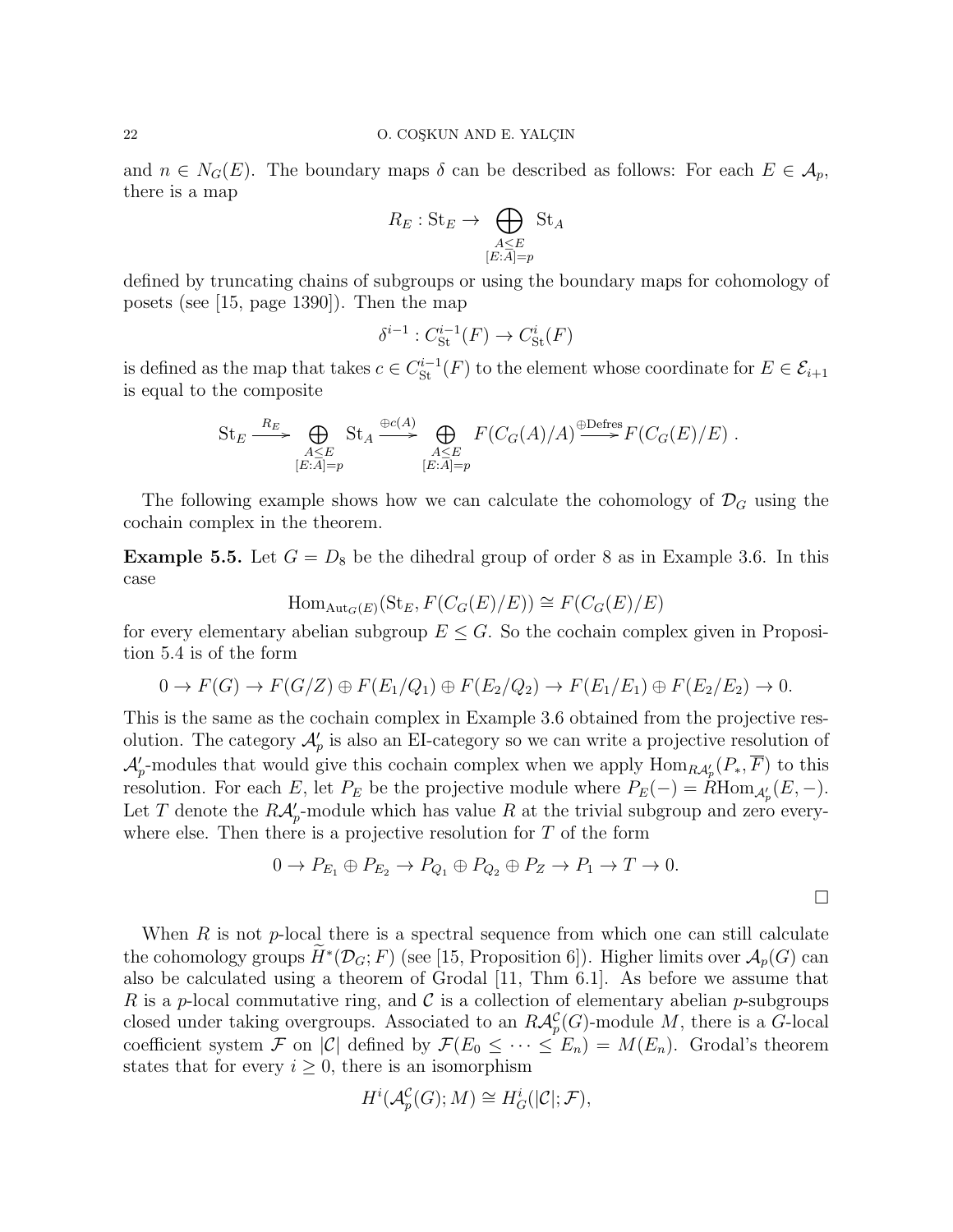and $n \in N_G(E)$. The boundary maps $\delta$ can be described as follows: For each $E \in \mathcal{A}_p$, there is a map

$$R_E : \mathrm{St}_E \to \bigoplus_{\substack{A \leq E \\ [E:A]=p}} \mathrm{St}_A$$

defined by truncating chains of subgroups or using the boundary maps for cohomology of posets (see [15, page 1390]). Then the map

$$\delta^{i-1} : C^{i-1}_{\mathrm{St}}(F) \to C^{i}_{\mathrm{St}}(F)$$

is defined as the map that takes $c \in C^{i-1}_{\mathrm{St}}(F)$ to the element whose coordinate for $E \in \mathcal{E}_{i+1}$ is equal to the composite

$$\mathrm{St}_E \xrightarrow{R_E} \bigoplus_{\substack{A \leq E \\ [E:A]=p}} \mathrm{St}_A \xrightarrow{\oplus c(A)} \bigoplus_{\substack{A \leq E \\ [E:A]=p}} F(C_G(A)/A) \xrightarrow{\oplus \mathrm{Defres}} F(C_G(E)/E) \; .$$

The following example shows how we can calculate the cohomology of $\mathcal{D}_G$ using the cochain complex in the theorem.

**Example 5.5.** Let $G = D_8$ be the dihedral group of order 8 as in Example 3.6. In this case

$$\mathrm{Hom}_{\mathrm{Aut}_G(E)}(\mathrm{St}_E, F(C_G(E)/E)) \cong F(C_G(E)/E)$$

for every elementary abelian subgroup $E \leq G$. So the cochain complex given in Proposition 5.4 is of the form

$$0 \to F(G) \to F(G/Z) \oplus F(E_1/Q_1) \oplus F(E_2/Q_2) \to F(E_1/E_1) \oplus F(E_2/E_2) \to 0.$$

This is the same as the cochain complex in Example 3.6 obtained from the projective resolution. The category $\mathcal{A}_p'$ is also an EI-category so we can write a projective resolution of $\mathcal{A}_p'$-modules that would give this cochain complex when we apply $\mathrm{Hom}_{R\mathcal{A}_p'}(P_*, \overline{F})$ to this resolution. For each $E$, let $P_E$ be the projective module where $P_E(-) = R\mathrm{Hom}_{\mathcal{A}_p'}(E, -)$. Let $T$ denote the $R\mathcal{A}_p'$-module which has value $R$ at the trivial subgroup and zero everywhere else. Then there is a projective resolution for $T$ of the form

$$0 \to P_{E_1} \oplus P_{E_2} \to P_{Q_1} \oplus P_{Q_2} \oplus P_Z \to P_1 \to T \to 0.$$

□

When $R$ is not $p$-local there is a spectral sequence from which one can still calculate the cohomology groups $\widetilde{H}^*(\mathcal{D}_G; F)$ (see [15, Proposition 6]). Higher limits over $\mathcal{A}_p(G)$ can also be calculated using a theorem of Grodal [11, Thm 6.1]. As before we assume that $R$ is a $p$-local commutative ring, and $\mathcal{C}$ is a collection of elementary abelian $p$-subgroups closed under taking overgroups. Associated to an $R\mathcal{A}_p^{\mathcal{C}}(G)$-module $M$, there is a $G$-local coefficient system $\mathcal{F}$ on $|\mathcal{C}|$ defined by $\mathcal{F}(E_0 \leq \cdots \leq E_n) = M(E_n)$. Grodal's theorem states that for every $i \geq 0$, there is an isomorphism

$$H^i(\mathcal{A}_p^{\mathcal{C}}(G); M) \cong H^i_G(|\mathcal{C}|; \mathcal{F}),$$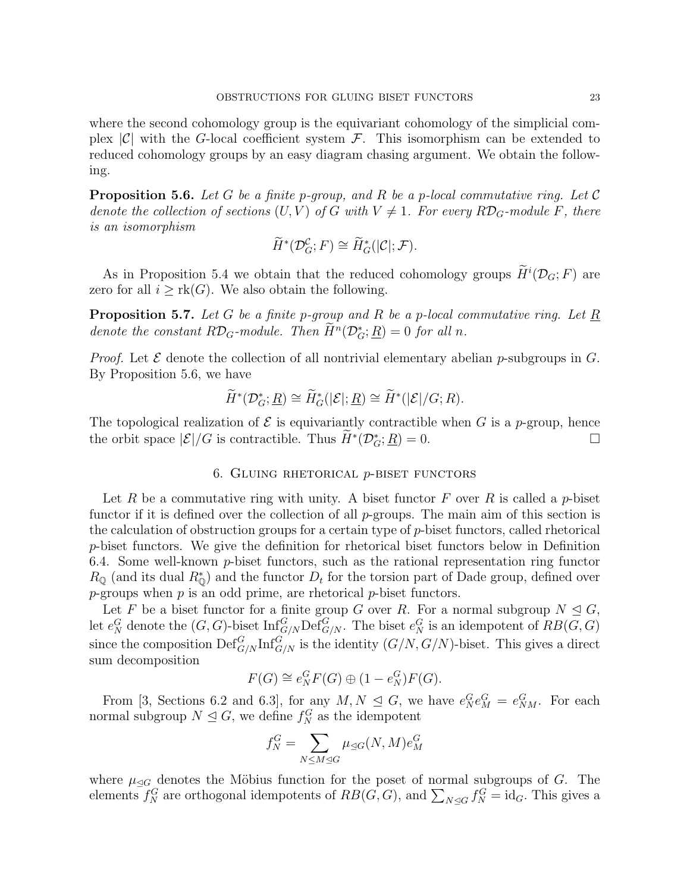where the second cohomology group is the equivariant cohomology of the simplicial complex $|\mathcal{C}|$ with the $G$-local coefficient system $\mathcal{F}$. This isomorphism can be extended to reduced cohomology groups by an easy diagram chasing argument. We obtain the following.

**Proposition 5.6.** *Let $G$ be a finite $p$-group, and $R$ be a $p$-local commutative ring. Let $\mathcal{C}$ denote the collection of sections $(U, V)$ of $G$ with $V \neq 1$. For every $R\mathcal{D}_G$-module $F$, there is an isomorphism*

$$\widetilde{H}^*(\mathcal{D}_G^{\mathcal{C}}; F) \cong \widetilde{H}^*_G(|\mathcal{C}|; \mathcal{F}).$$

As in Proposition 5.4 we obtain that the reduced cohomology groups $\widetilde{H}^i(\mathcal{D}_G; F)$ are zero for all $i \geq \mathrm{rk}(G)$. We also obtain the following.

**Proposition 5.7.** *Let $G$ be a finite $p$-group and $R$ be a $p$-local commutative ring. Let $\underline{R}$ denote the constant $R\mathcal{D}_G$-module. Then $\widetilde{H}^n(\mathcal{D}_G^*; \underline{R}) = 0$ for all $n$.*

*Proof.* Let $\mathcal{E}$ denote the collection of all nontrivial elementary abelian $p$-subgroups in $G$. By Proposition 5.6, we have

$$\widetilde{H}^*(\mathcal{D}_G^*; \underline{R}) \cong \widetilde{H}^*_G(|\mathcal{E}|; \underline{R}) \cong \widetilde{H}^*(|\mathcal{E}|/G; R).$$

The topological realization of $\mathcal{E}$ is equivariantly contractible when $G$ is a $p$-group, hence the orbit space $|\mathcal{E}|/G$ is contractible. Thus $\widetilde{H}^*(\mathcal{D}_G^*; \underline{R}) = 0$. □

## 6. Gluing rhetorical $p$-biset functors

Let $R$ be a commutative ring with unity. A biset functor $F$ over $R$ is called a $p$-biset functor if it is defined over the collection of all $p$-groups. The main aim of this section is the calculation of obstruction groups for a certain type of $p$-biset functors, called rhetorical $p$-biset functors. We give the definition for rhetorical biset functors below in Definition 6.4. Some well-known $p$-biset functors, such as the rational representation ring functor $R_{\mathbb{Q}}$ (and its dual $R^*_{\mathbb{Q}}$) and the functor $D_t$ for the torsion part of Dade group, defined over $p$-groups when $p$ is an odd prime, are rhetorical $p$-biset functors.

Let $F$ be a biset functor for a finite group $G$ over $R$. For a normal subgroup $N \trianglelefteq G$, let $e_N^G$ denote the $(G, G)$-biset $\mathrm{Inf}_{G/N}^G \mathrm{Def}_{G/N}^G$. The biset $e_N^G$ is an idempotent of $RB(G, G)$ since the composition $\mathrm{Def}_{G/N}^G \mathrm{Inf}_{G/N}^G$ is the identity $(G/N, G/N)$-biset. This gives a direct sum decomposition

$$F(G) \cong e_N^G F(G) \oplus (1 - e_N^G) F(G).$$

From [3, Sections 6.2 and 6.3], for any $M, N \trianglelefteq G$, we have $e_N^G e_M^G = e_{NM}^G$. For each normal subgroup $N \trianglelefteq G$, we define $f_N^G$ as the idempotent

$$f_N^G = \sum_{N \leq M \trianglelefteq G} \mu_{\trianglelefteq G}(N, M) e_M^G$$

where $\mu_{\trianglelefteq G}$ denotes the Möbius function for the poset of normal subgroups of $G$. The elements $f_N^G$ are orthogonal idempotents of $RB(G, G)$, and $\sum_{N \trianglelefteq G} f_N^G = \mathrm{id}_G$. This gives a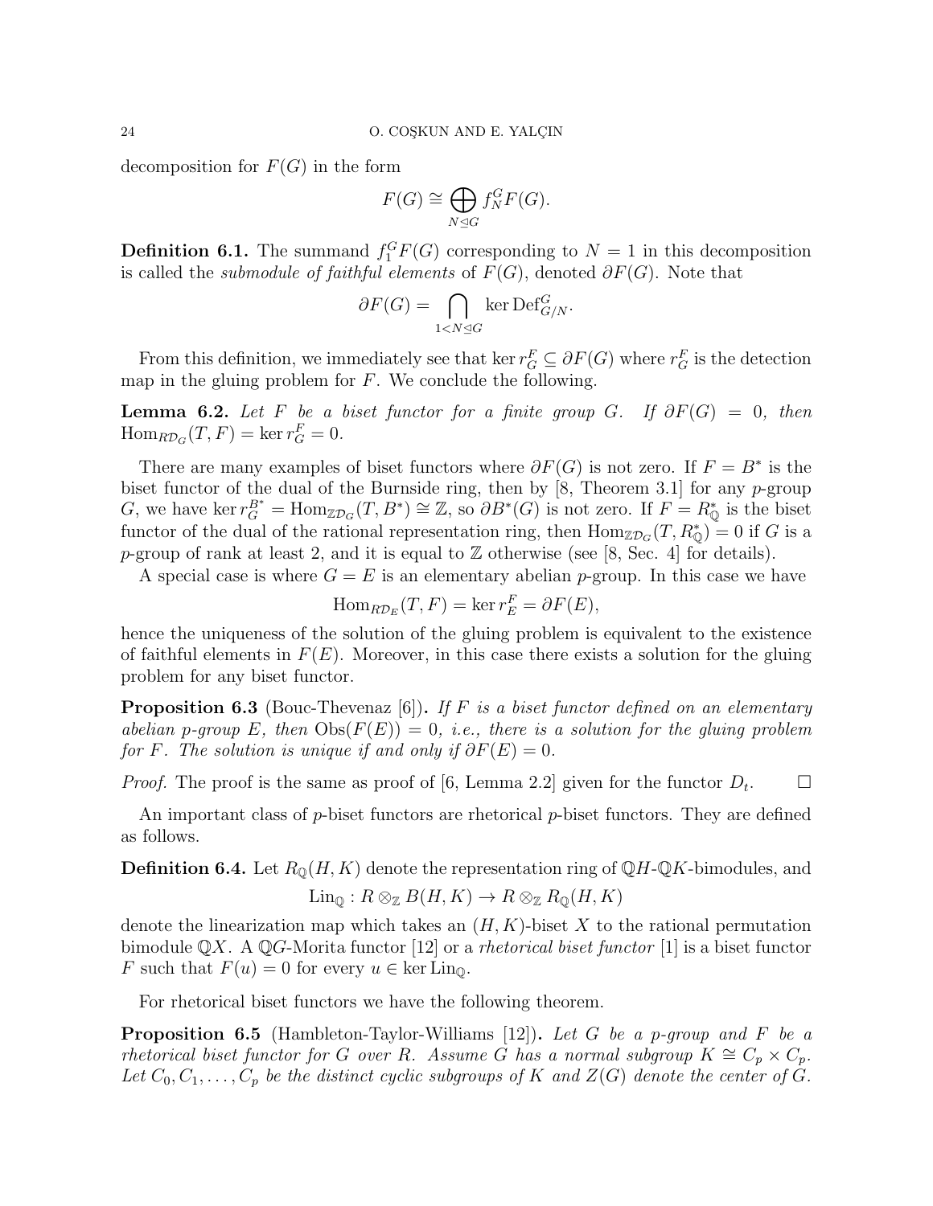decomposition for $F(G)$ in the form

$$F(G) \cong \bigoplus_{N \trianglelefteq G} f_N^G F(G).$$

**Definition 6.1.** The summand $f_1^G F(G)$ corresponding to $N = 1$ in this decomposition is called the *submodule of faithful elements* of $F(G)$, denoted $\partial F(G)$. Note that

$$\partial F(G) = \bigcap_{1 < N \trianglelefteq G} \ker \mathrm{Def}^G_{G/N}.$$

From this definition, we immediately see that $\ker r^F_G \subseteq \partial F(G)$ where $r^F_G$ is the detection map in the gluing problem for $F$. We conclude the following.

**Lemma 6.2.** *Let $F$ be a biset functor for a finite group $G$. If $\partial F(G) = 0$, then $\mathrm{Hom}_{R\mathcal{D}_G}(T, F) = \ker r^F_G = 0$.*

There are many examples of biset functors where $\partial F(G)$ is not zero. If $F = B^*$ is the biset functor of the dual of the Burnside ring, then by [8, Theorem 3.1] for any $p$-group $G$, we have $\ker r^{B^*}_G = \mathrm{Hom}_{\mathbb{Z}\mathcal{D}_G}(T, B^*) \cong \mathbb{Z}$, so $\partial B^*(G)$ is not zero. If $F = R^*_{\mathbb{Q}}$ is the biset functor of the dual of the rational representation ring, then $\mathrm{Hom}_{\mathbb{Z}\mathcal{D}_G}(T, R^*_{\mathbb{Q}}) = 0$ if $G$ is a $p$-group of rank at least 2, and it is equal to $\mathbb{Z}$ otherwise (see [8, Sec. 4] for details).

A special case is where $G = E$ is an elementary abelian $p$-group. In this case we have

$$\mathrm{Hom}_{R\mathcal{D}_E}(T, F) = \ker r^F_E = \partial F(E),$$

hence the uniqueness of the solution of the gluing problem is equivalent to the existence of faithful elements in $F(E)$. Moreover, in this case there exists a solution for the gluing problem for any biset functor.

**Proposition 6.3** (Bouc-Thevenaz [6])**.** *If $F$ is a biset functor defined on an elementary abelian $p$-group $E$, then $\mathrm{Obs}(F(E)) = 0$, i.e., there is a solution for the gluing problem for $F$. The solution is unique if and only if $\partial F(E) = 0$.*

*Proof.* The proof is the same as proof of [6, Lemma 2.2] given for the functor $D_t$. $\square$

An important class of $p$-biset functors are rhetorical $p$-biset functors. They are defined as follows.

**Definition 6.4.** Let $R_{\mathbb{Q}}(H, K)$ denote the representation ring of $\mathbb{Q}H$-$\mathbb{Q}K$-bimodules, and

$$\mathrm{Lin}_{\mathbb{Q}} : R \otimes_{\mathbb{Z}} B(H, K) \to R \otimes_{\mathbb{Z}} R_{\mathbb{Q}}(H, K)$$

denote the linearization map which takes an $(H, K)$-biset $X$ to the rational permutation bimodule $\mathbb{Q}X$. A $\mathbb{Q}G$-Morita functor [12] or a *rhetorical biset functor* [1] is a biset functor $F$ such that $F(u) = 0$ for every $u \in \ker \mathrm{Lin}_{\mathbb{Q}}$.

For rhetorical biset functors we have the following theorem.

**Proposition 6.5** (Hambleton-Taylor-Williams [12])**.** *Let $G$ be a $p$-group and $F$ be a rhetorical biset functor for $G$ over $R$. Assume $G$ has a normal subgroup $K \cong C_p \times C_p$. Let $C_0, C_1, \ldots, C_p$ be the distinct cyclic subgroups of $K$ and $Z(G)$ denote the center of $G$.*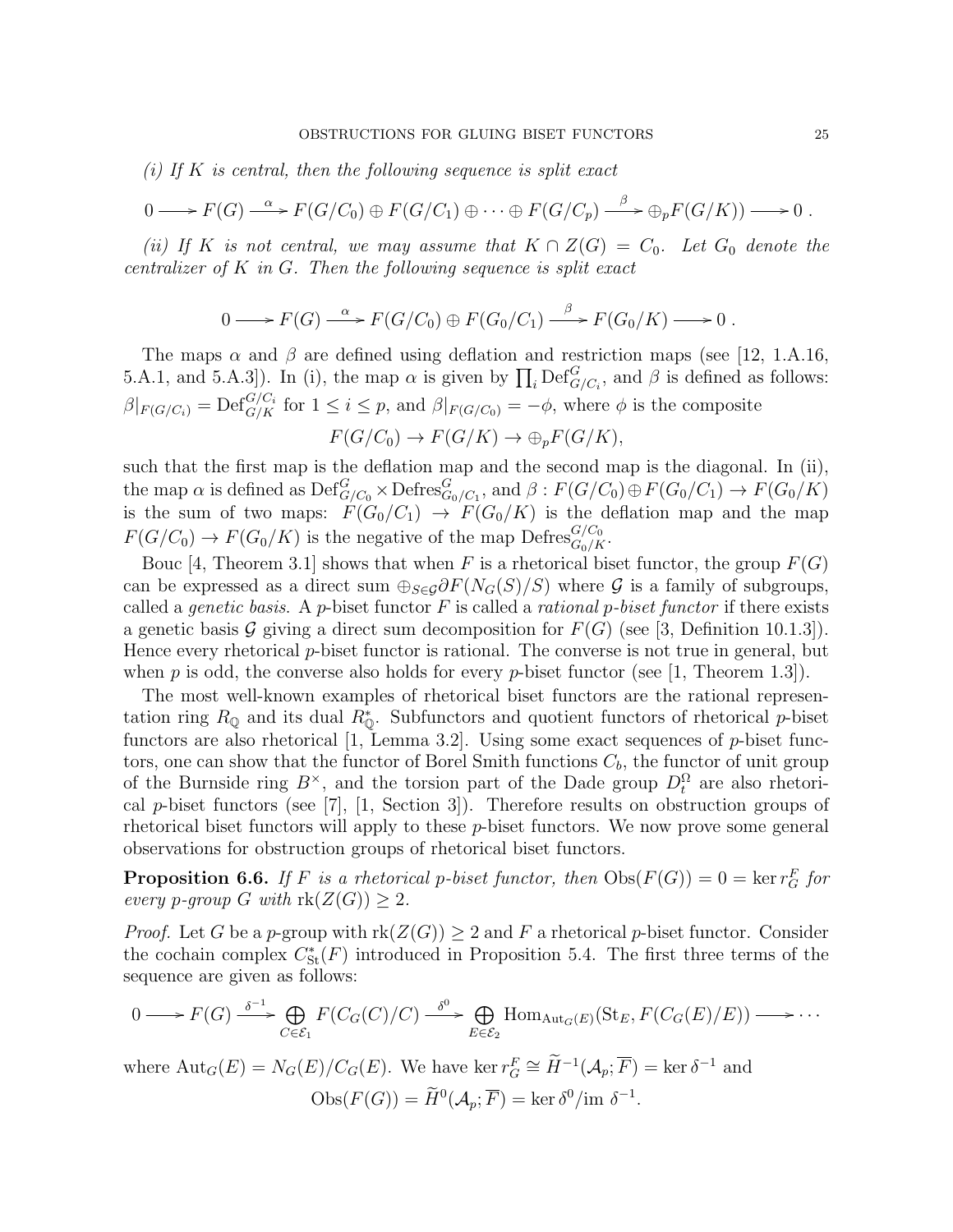*(i) If $K$ is central, then the following sequence is split exact*

$$0 \longrightarrow F(G) \xrightarrow{\alpha} F(G/C_0) \oplus F(G/C_1) \oplus \cdots \oplus F(G/C_p) \xrightarrow{\beta} \oplus_p F(G/K)) \longrightarrow 0 \, .$$

*(ii) If $K$ is not central, we may assume that $K \cap Z(G) = C_0$. Let $G_0$ denote the centralizer of $K$ in $G$. Then the following sequence is split exact*

$$0 \longrightarrow F(G) \xrightarrow{\alpha} F(G/C_0) \oplus F(G_0/C_1) \xrightarrow{\beta} F(G_0/K) \longrightarrow 0 \, .$$

The maps $\alpha$ and $\beta$ are defined using deflation and restriction maps (see [12, 1.A.16, 5.A.1, and 5.A.3]). In (i), the map $\alpha$ is given by $\prod_i \mathrm{Def}^G_{G/C_i}$, and $\beta$ is defined as follows: $\beta|_{F(G/C_i)} = \mathrm{Def}^{G/C_i}_{G/K}$ for $1 \le i \le p$, and $\beta|_{F(G/C_0)} = -\phi$, where $\phi$ is the composite

$$F(G/C_0) \to F(G/K) \to \oplus_p F(G/K),$$

such that the first map is the deflation map and the second map is the diagonal. In (ii), the map $\alpha$ is defined as $\mathrm{Def}^G_{G/C_0} \times \mathrm{Defres}^G_{G_0/C_1}$, and $\beta : F(G/C_0) \oplus F(G_0/C_1) \to F(G_0/K)$ is the sum of two maps: $F(G_0/C_1) \to F(G_0/K)$ is the deflation map and the map $F(G/C_0) \to F(G_0/K)$ is the negative of the map $\mathrm{Defres}^{G/C_0}_{G_0/K}$.

Bouc [4, Theorem 3.1] shows that when $F$ is a rhetorical biset functor, the group $F(G)$ can be expressed as a direct sum $\oplus_{S \in \mathcal{G}} \partial F(N_G(S)/S)$ where $\mathcal{G}$ is a family of subgroups, called a *genetic basis*. A $p$-biset functor $F$ is called a *rational $p$-biset functor* if there exists a genetic basis $\mathcal{G}$ giving a direct sum decomposition for $F(G)$ (see [3, Definition 10.1.3]). Hence every rhetorical $p$-biset functor is rational. The converse is not true in general, but when $p$ is odd, the converse also holds for every $p$-biset functor (see [1, Theorem 1.3]).

The most well-known examples of rhetorical biset functors are the rational representation ring $R_{\mathbb{Q}}$ and its dual $R^*_{\mathbb{Q}}$. Subfunctors and quotient functors of rhetorical $p$-biset functors are also rhetorical [1, Lemma 3.2]. Using some exact sequences of $p$-biset functors, one can show that the functor of Borel Smith functions $C_b$, the functor of unit group of the Burnside ring $B^\times$, and the torsion part of the Dade group $D^\Omega_t$ are also rhetorical $p$-biset functors (see [7], [1, Section 3]). Therefore results on obstruction groups of rhetorical biset functors will apply to these $p$-biset functors. We now prove some general observations for obstruction groups of rhetorical biset functors.

**Proposition 6.6.** *If $F$ is a rhetorical $p$-biset functor, then $\mathrm{Obs}(F(G)) = 0 = \ker r^F_G$ for every $p$-group $G$ with $\mathrm{rk}(Z(G)) \ge 2$.*

*Proof.* Let $G$ be a $p$-group with $\mathrm{rk}(Z(G)) \ge 2$ and $F$ a rhetorical $p$-biset functor. Consider the cochain complex $C^*_{\mathrm{St}}(F)$ introduced in Proposition 5.4. The first three terms of the sequence are given as follows:

$$0 \longrightarrow F(G) \xrightarrow{\delta^{-1}} \bigoplus_{C \in \mathcal{E}_1} F(C_G(C)/C) \xrightarrow{\delta^0} \bigoplus_{E \in \mathcal{E}_2} \mathrm{Hom}_{\mathrm{Aut}_G(E)}(\mathrm{St}_E, F(C_G(E)/E)) \longrightarrow \cdots$$

where $\mathrm{Aut}_G(E) = N_G(E)/C_G(E)$. We have $\ker r^F_G \cong \widetilde{H}^{-1}(\mathcal{A}_p; \overline{F}) = \ker \delta^{-1}$ and

$$\mathrm{Obs}(F(G)) = \widetilde{H}^0(\mathcal{A}_p; \overline{F}) = \ker \delta^0 / \mathrm{im}\ \delta^{-1}.$$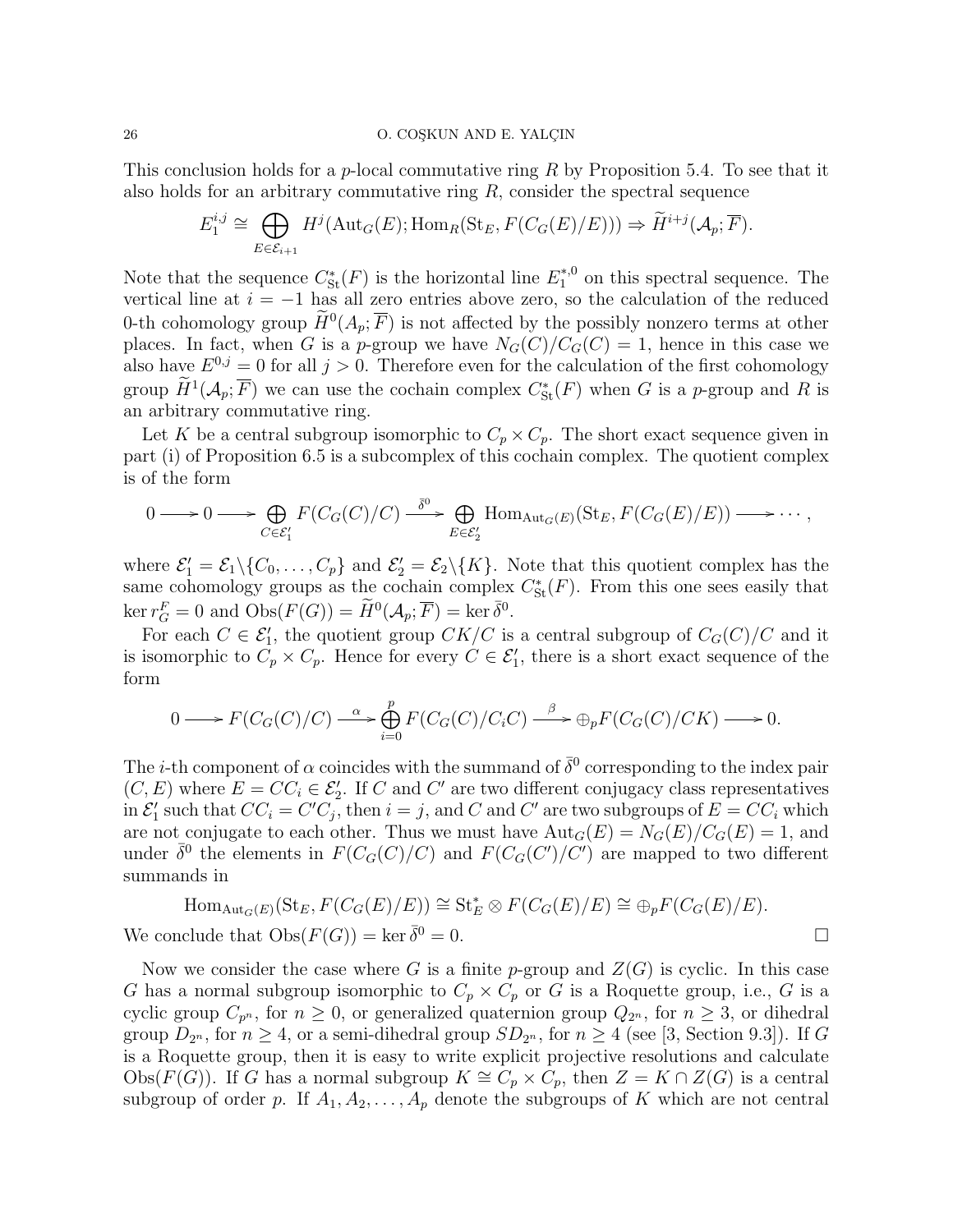This conclusion holds for a $p$-local commutative ring $R$ by Proposition 5.4. To see that it also holds for an arbitrary commutative ring $R$, consider the spectral sequence

$$E_1^{i,j} \cong \bigoplus_{E \in \mathcal{E}_{i+1}} H^j(\mathrm{Aut}_G(E); \mathrm{Hom}_R(\mathrm{St}_E, F(C_G(E)/E))) \Rightarrow \widetilde{H}^{i+j}(\mathcal{A}_p; \overline{F}).$$

Note that the sequence $C^*_{\mathrm{St}}(F)$ is the horizontal line $E_1^{*,0}$ on this spectral sequence. The vertical line at $i = -1$ has all zero entries above zero, so the calculation of the reduced 0-th cohomology group $\widetilde{H}^0(A_p; \overline{F})$ is not affected by the possibly nonzero terms at other places. In fact, when $G$ is a $p$-group we have $N_G(C)/C_G(C) = 1$, hence in this case we also have $E^{0,j} = 0$ for all $j > 0$. Therefore even for the calculation of the first cohomology group $\widetilde{H}^1(\mathcal{A}_p; \overline{F})$ we can use the cochain complex $C^*_{\mathrm{St}}(F)$ when $G$ is a $p$-group and $R$ is an arbitrary commutative ring.

Let $K$ be a central subgroup isomorphic to $C_p \times C_p$. The short exact sequence given in part (i) of Proposition 6.5 is a subcomplex of this cochain complex. The quotient complex is of the form

$$0 \longrightarrow 0 \longrightarrow \bigoplus_{C \in \mathcal{E}_1'} F(C_G(C)/C) \xrightarrow{\bar{\delta}^0} \bigoplus_{E \in \mathcal{E}_2'} \mathrm{Hom}_{\mathrm{Aut}_G(E)}(\mathrm{St}_E, F(C_G(E)/E)) \longrightarrow \cdots,$$

where $\mathcal{E}_1' = \mathcal{E}_1 \backslash \{C_0, \dots, C_p\}$ and $\mathcal{E}_2' = \mathcal{E}_2 \backslash \{K\}$. Note that this quotient complex has the same cohomology groups as the cochain complex $C^*_{\mathrm{St}}(F)$. From this one sees easily that $\ker r_G^F = 0$ and $\mathrm{Obs}(F(G)) = \widetilde{H}^0(\mathcal{A}_p; \overline{F}) = \ker \bar{\delta}^0$.

For each $C \in \mathcal{E}_1'$, the quotient group $CK/C$ is a central subgroup of $C_G(C)/C$ and it is isomorphic to $C_p \times C_p$. Hence for every $C \in \mathcal{E}_1'$, there is a short exact sequence of the form

$$0 \longrightarrow F(C_G(C)/C) \xrightarrow{\alpha} \bigoplus_{i=0}^{p} F(C_G(C)/C_iC) \xrightarrow{\beta} \oplus_p F(C_G(C)/CK) \longrightarrow 0.$$

The $i$-th component of $\alpha$ coincides with the summand of $\bar{\delta}^0$ corresponding to the index pair $(C, E)$ where $E = CC_i \in \mathcal{E}_2'$. If $C$ and $C'$ are two different conjugacy class representatives in $\mathcal{E}_1'$ such that $CC_i = C'C_j$, then $i = j$, and $C$ and $C'$ are two subgroups of $E = CC_i$ which are not conjugate to each other. Thus we must have $\mathrm{Aut}_G(E) = N_G(E)/C_G(E) = 1$, and under $\bar{\delta}^0$ the elements in $F(C_G(C)/C)$ and $F(C_G(C')/C')$ are mapped to two different summands in

$$\mathrm{Hom}_{\mathrm{Aut}_G(E)}(\mathrm{St}_E, F(C_G(E)/E)) \cong \mathrm{St}_E^* \otimes F(C_G(E)/E) \cong \oplus_p F(C_G(E)/E).$$

We conclude that $\mathrm{Obs}(F(G)) = \ker \bar{\delta}^0 = 0$. □

Now we consider the case where $G$ is a finite $p$-group and $Z(G)$ is cyclic. In this case $G$ has a normal subgroup isomorphic to $C_p \times C_p$ or $G$ is a Roquette group, i.e., $G$ is a cyclic group $C_{p^n}$, for $n \geq 0$, or generalized quaternion group $Q_{2^n}$, for $n \geq 3$, or dihedral group $D_{2^n}$, for $n \geq 4$, or a semi-dihedral group $SD_{2^n}$, for $n \geq 4$ (see [3, Section 9.3]). If $G$ is a Roquette group, then it is easy to write explicit projective resolutions and calculate $\mathrm{Obs}(F(G))$. If $G$ has a normal subgroup $K \cong C_p \times C_p$, then $Z = K \cap Z(G)$ is a central subgroup of order $p$. If $A_1, A_2, \dots, A_p$ denote the subgroups of $K$ which are not central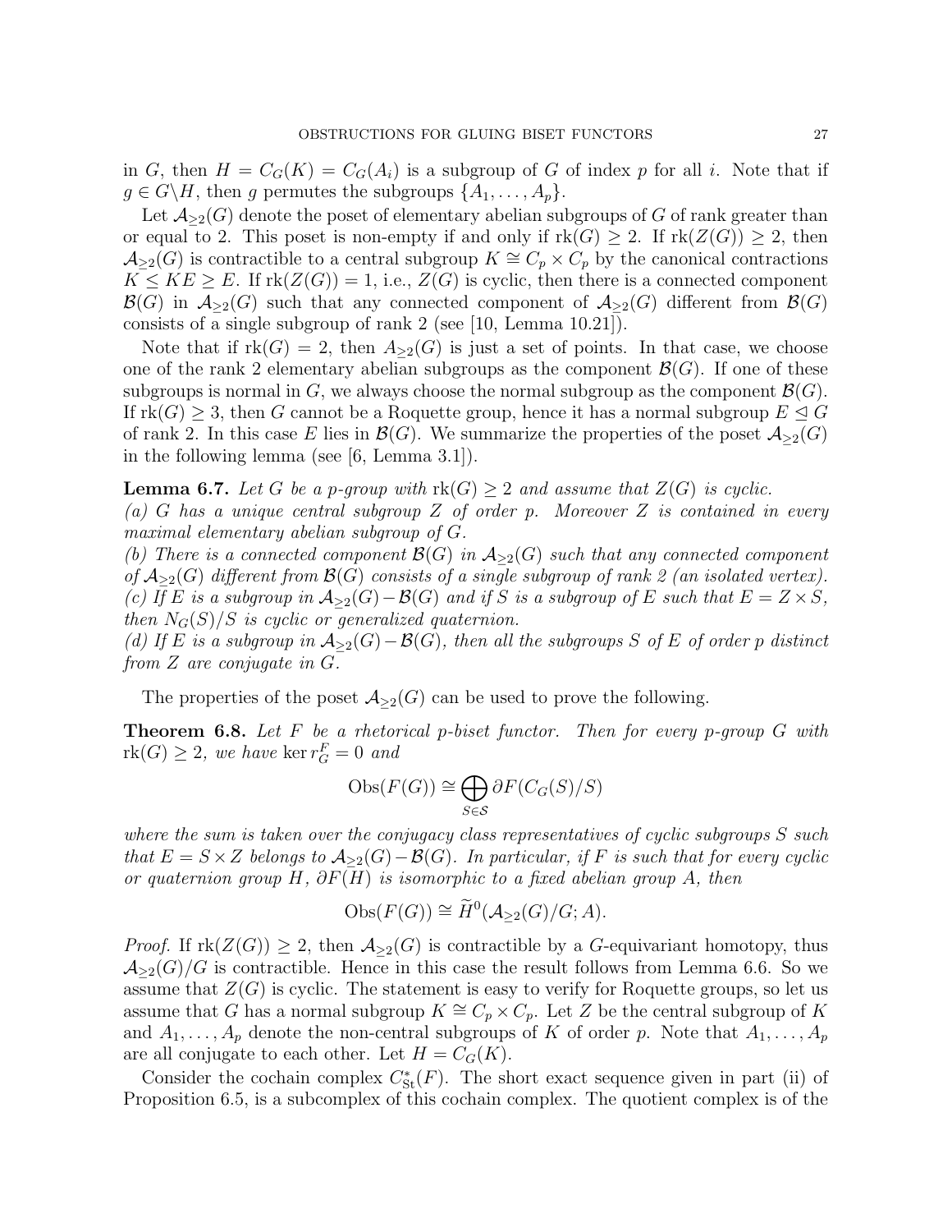in $G$, then $H = C_G(K) = C_G(A_i)$ is a subgroup of $G$ of index $p$ for all $i$. Note that if $g \in G \backslash H$, then $g$ permutes the subgroups $\{A_1, \dots, A_p\}$.

Let $\mathcal{A}_{\geq 2}(G)$ denote the poset of elementary abelian subgroups of $G$ of rank greater than or equal to 2. This poset is non-empty if and only if $\mathrm{rk}(G) \geq 2$. If $\mathrm{rk}(Z(G)) \geq 2$, then $\mathcal{A}_{\geq 2}(G)$ is contractible to a central subgroup $K \cong C_p \times C_p$ by the canonical contractions $K \leq KE \geq E$. If $\mathrm{rk}(Z(G)) = 1$, i.e., $Z(G)$ is cyclic, then there is a connected component $\mathcal{B}(G)$ in $\mathcal{A}_{\geq 2}(G)$ such that any connected component of $\mathcal{A}_{\geq 2}(G)$ different from $\mathcal{B}(G)$ consists of a single subgroup of rank 2 (see [10, Lemma 10.21]).

Note that if $\mathrm{rk}(G) = 2$, then $A_{\geq 2}(G)$ is just a set of points. In that case, we choose one of the rank 2 elementary abelian subgroups as the component $\mathcal{B}(G)$. If one of these subgroups is normal in $G$, we always choose the normal subgroup as the component $\mathcal{B}(G)$. If $\mathrm{rk}(G) \geq 3$, then $G$ cannot be a Roquette group, hence it has a normal subgroup $E \trianglelefteq G$ of rank 2. In this case $E$ lies in $\mathcal{B}(G)$. We summarize the properties of the poset $\mathcal{A}_{\geq 2}(G)$ in the following lemma (see [6, Lemma 3.1]).

**Lemma 6.7.** *Let $G$ be a $p$-group with $\mathrm{rk}(G) \geq 2$ and assume that $Z(G)$ is cyclic.*
*(a) $G$ has a unique central subgroup $Z$ of order $p$. Moreover $Z$ is contained in every maximal elementary abelian subgroup of $G$.*
*(b) There is a connected component $\mathcal{B}(G)$ in $\mathcal{A}_{\geq 2}(G)$ such that any connected component of $\mathcal{A}_{\geq 2}(G)$ different from $\mathcal{B}(G)$ consists of a single subgroup of rank 2 (an isolated vertex).*
*(c) If $E$ is a subgroup in $\mathcal{A}_{\geq 2}(G) - \mathcal{B}(G)$ and if $S$ is a subgroup of $E$ such that $E = Z \times S$, then $N_G(S)/S$ is cyclic or generalized quaternion.*
*(d) If $E$ is a subgroup in $\mathcal{A}_{\geq 2}(G) - \mathcal{B}(G)$, then all the subgroups $S$ of $E$ of order $p$ distinct from $Z$ are conjugate in $G$.*

The properties of the poset $\mathcal{A}_{\geq 2}(G)$ can be used to prove the following.

**Theorem 6.8.** *Let $F$ be a rhetorical $p$-biset functor. Then for every $p$-group $G$ with $\mathrm{rk}(G) \geq 2$, we have $\ker r_G^F = 0$ and*

$$\mathrm{Obs}(F(G)) \cong \bigoplus_{S \in \mathcal{S}} \partial F(C_G(S)/S)$$

*where the sum is taken over the conjugacy class representatives of cyclic subgroups $S$ such that $E = S \times Z$ belongs to $\mathcal{A}_{\geq 2}(G) - \mathcal{B}(G)$. In particular, if $F$ is such that for every cyclic or quaternion group $H$, $\partial F(H)$ is isomorphic to a fixed abelian group $A$, then*

$$\mathrm{Obs}(F(G)) \cong \widetilde{H}^0(\mathcal{A}_{\geq 2}(G)/G; A).$$

*Proof.* If $\mathrm{rk}(Z(G)) \geq 2$, then $\mathcal{A}_{\geq 2}(G)$ is contractible by a $G$-equivariant homotopy, thus $\mathcal{A}_{\geq 2}(G)/G$ is contractible. Hence in this case the result follows from Lemma 6.6. So we assume that $Z(G)$ is cyclic. The statement is easy to verify for Roquette groups, so let us assume that $G$ has a normal subgroup $K \cong C_p \times C_p$. Let $Z$ be the central subgroup of $K$ and $A_1, \dots, A_p$ denote the non-central subgroups of $K$ of order $p$. Note that $A_1, \dots, A_p$ are all conjugate to each other. Let $H = C_G(K)$.

Consider the cochain complex $C^*_{\mathrm{St}}(F)$. The short exact sequence given in part (ii) of Proposition 6.5, is a subcomplex of this cochain complex. The quotient complex is of the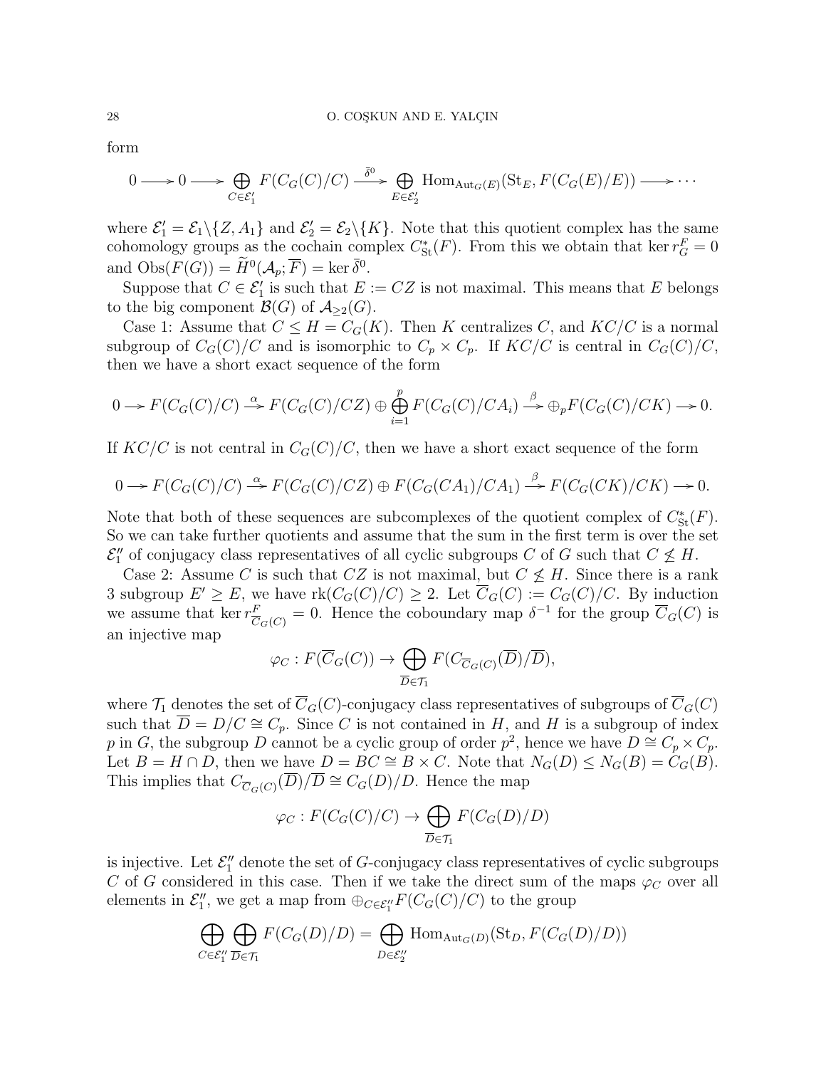form

$$0 \longrightarrow 0 \longrightarrow \bigoplus_{C\in\mathcal{E}_1'} F(C_G(C)/C) \xrightarrow{\bar{\delta}^0} \bigoplus_{E\in\mathcal{E}_2'} \mathrm{Hom}_{\mathrm{Aut}_G(E)}(\mathrm{St}_E, F(C_G(E)/E)) \longrightarrow \cdots$$

where $\mathcal{E}_1' = \mathcal{E}_1\backslash\{Z, A_1\}$ and $\mathcal{E}_2' = \mathcal{E}_2\backslash\{K\}$. Note that this quotient complex has the same cohomology groups as the cochain complex $C^*_{\mathrm{St}}(F)$. From this we obtain that $\ker r^F_G = 0$ and $\mathrm{Obs}(F(G)) = \widetilde{H}^0(\mathcal{A}_p; \overline{F}) = \ker \bar{\delta}^0$.

Suppose that $C \in \mathcal{E}_1'$ is such that $E := CZ$ is not maximal. This means that $E$ belongs to the big component $\mathcal{B}(G)$ of $\mathcal{A}_{\geq 2}(G)$.

Case 1: Assume that $C \leq H = C_G(K)$. Then $K$ centralizes $C$, and $KC/C$ is a normal subgroup of $C_G(C)/C$ and is isomorphic to $C_p \times C_p$. If $KC/C$ is central in $C_G(C)/C$, then we have a short exact sequence of the form

$$0 \longrightarrow F(C_G(C)/C) \xrightarrow{\alpha} F(C_G(C)/CZ) \oplus \bigoplus_{i=1}^{p} F(C_G(C)/CA_i) \xrightarrow{\beta} \oplus_p F(C_G(C)/CK) \longrightarrow 0.$$

If $KC/C$ is not central in $C_G(C)/C$, then we have a short exact sequence of the form

$$0 \longrightarrow F(C_G(C)/C) \xrightarrow{\alpha} F(C_G(C)/CZ) \oplus F(C_G(CA_1)/CA_1) \xrightarrow{\beta} F(C_G(CK)/CK) \longrightarrow 0.$$

Note that both of these sequences are subcomplexes of the quotient complex of $C^*_{\mathrm{St}}(F)$. So we can take further quotients and assume that the sum in the first term is over the set $\mathcal{E}_1''$ of conjugacy class representatives of all cyclic subgroups $C$ of $G$ such that $C \not\leq H$.

Case 2: Assume $C$ is such that $CZ$ is not maximal, but $C \not\leq H$. Since there is a rank 3 subgroup $E' \geq E$, we have $\mathrm{rk}(C_G(C)/C) \geq 2$. Let $\overline{C}_G(C) := C_G(C)/C$. By induction we assume that $\ker r^F_{\overline{C}_G(C)} = 0$. Hence the coboundary map $\delta^{-1}$ for the group $\overline{C}_G(C)$ is an injective map

$$\varphi_C : F(\overline{C}_G(C)) \to \bigoplus_{\overline{D}\in\mathcal{T}_1} F(C_{\overline{C}_G(C)}(\overline{D})/\overline{D}),$$

where $\mathcal{T}_1$ denotes the set of $\overline{C}_G(C)$-conjugacy class representatives of subgroups of $\overline{C}_G(C)$ such that $\overline{D} = D/C \cong C_p$. Since $C$ is not contained in $H$, and $H$ is a subgroup of index $p$ in $G$, the subgroup $D$ cannot be a cyclic group of order $p^2$, hence we have $D \cong C_p \times C_p$. Let $B = H \cap D$, then we have $D = BC \cong B \times C$. Note that $N_G(D) \leq N_G(B) = C_G(B)$. This implies that $C_{\overline{C}_G(C)}(\overline{D})/\overline{D} \cong C_G(D)/D$. Hence the map

$$\varphi_C : F(C_G(C)/C) \to \bigoplus_{\overline{D}\in\mathcal{T}_1} F(C_G(D)/D)$$

is injective. Let $\mathcal{E}_1''$ denote the set of $G$-conjugacy class representatives of cyclic subgroups $C$ of $G$ considered in this case. Then if we take the direct sum of the maps $\varphi_C$ over all elements in $\mathcal{E}_1''$, we get a map from $\oplus_{C\in\mathcal{E}_1''} F(C_G(C)/C)$ to the group

$$\bigoplus_{C\in\mathcal{E}_1''}\bigoplus_{\overline{D}\in\mathcal{T}_1} F(C_G(D)/D) = \bigoplus_{D\in\mathcal{E}_2''} \mathrm{Hom}_{\mathrm{Aut}_G(D)}(\mathrm{St}_D, F(C_G(D)/D))$$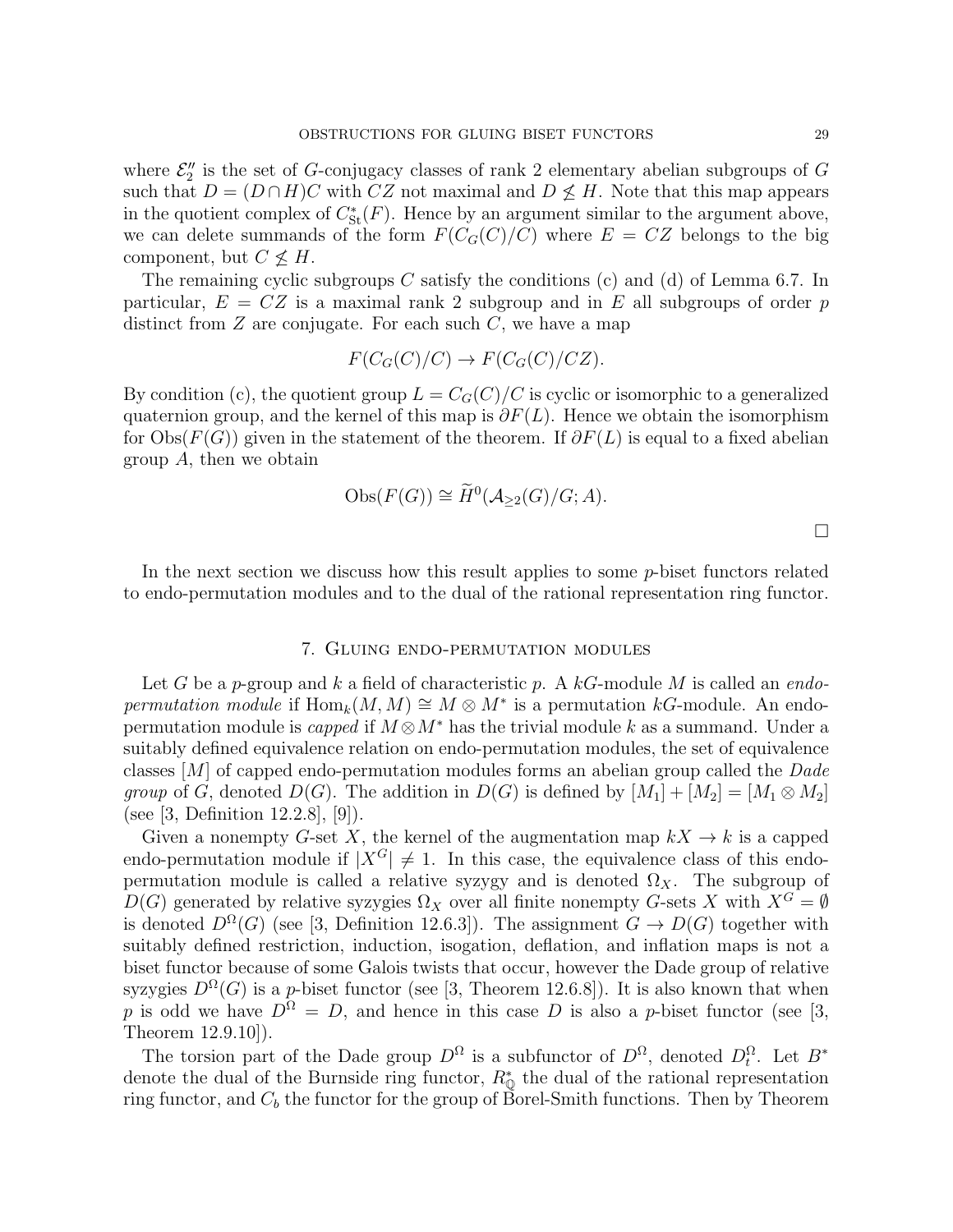where $\mathcal{E}_2''$ is the set of $G$-conjugacy classes of rank 2 elementary abelian subgroups of $G$ such that $D = (D \cap H)C$ with $CZ$ not maximal and $D \not\leq H$. Note that this map appears in the quotient complex of $C^*_{\mathrm{St}}(F)$. Hence by an argument similar to the argument above, we can delete summands of the form $F(C_G(C)/C)$ where $E = CZ$ belongs to the big component, but $C \not\leq H$.

The remaining cyclic subgroups $C$ satisfy the conditions (c) and (d) of Lemma 6.7. In particular, $E = CZ$ is a maximal rank 2 subgroup and in $E$ all subgroups of order $p$ distinct from $Z$ are conjugate. For each such $C$, we have a map

$$F(C_G(C)/C) \to F(C_G(C)/CZ).$$

By condition (c), the quotient group $L = C_G(C)/C$ is cyclic or isomorphic to a generalized quaternion group, and the kernel of this map is $\partial F(L)$. Hence we obtain the isomorphism for $\mathrm{Obs}(F(G))$ given in the statement of the theorem. If $\partial F(L)$ is equal to a fixed abelian group $A$, then we obtain

$$\mathrm{Obs}(F(G)) \cong \widetilde{H}^0(\mathcal{A}_{\geq 2}(G)/G; A).$$

□

In the next section we discuss how this result applies to some $p$-biset functors related to endo-permutation modules and to the dual of the rational representation ring functor.

## 7. Gluing endo-permutation modules

Let $G$ be a $p$-group and $k$ a field of characteristic $p$. A $kG$-module $M$ is called an *endo-permutation module* if $\mathrm{Hom}_k(M, M) \cong M \otimes M^*$ is a permutation $kG$-module. An endo-permutation module is *capped* if $M \otimes M^*$ has the trivial module $k$ as a summand. Under a suitably defined equivalence relation on endo-permutation modules, the set of equivalence classes $[M]$ of capped endo-permutation modules forms an abelian group called the *Dade group* of $G$, denoted $D(G)$. The addition in $D(G)$ is defined by $[M_1] + [M_2] = [M_1 \otimes M_2]$ (see [3, Definition 12.2.8], [9]).

Given a nonempty $G$-set $X$, the kernel of the augmentation map $kX \to k$ is a capped endo-permutation module if $|X^G| \neq 1$. In this case, the equivalence class of this endo-permutation module is called a relative syzygy and is denoted $\Omega_X$. The subgroup of $D(G)$ generated by relative syzygies $\Omega_X$ over all finite nonempty $G$-sets $X$ with $X^G = \emptyset$ is denoted $D^\Omega(G)$ (see [3, Definition 12.6.3]). The assignment $G \to D(G)$ together with suitably defined restriction, induction, isogation, deflation, and inflation maps is not a biset functor because of some Galois twists that occur, however the Dade group of relative syzygies $D^\Omega(G)$ is a $p$-biset functor (see [3, Theorem 12.6.8]). It is also known that when $p$ is odd we have $D^\Omega = D$, and hence in this case $D$ is also a $p$-biset functor (see [3, Theorem 12.9.10]).

The torsion part of the Dade group $D^\Omega$ is a subfunctor of $D^\Omega$, denoted $D^\Omega_t$. Let $B^*$ denote the dual of the Burnside ring functor, $R^*_{\mathbb{Q}}$ the dual of the rational representation ring functor, and $C_b$ the functor for the group of Borel-Smith functions. Then by Theorem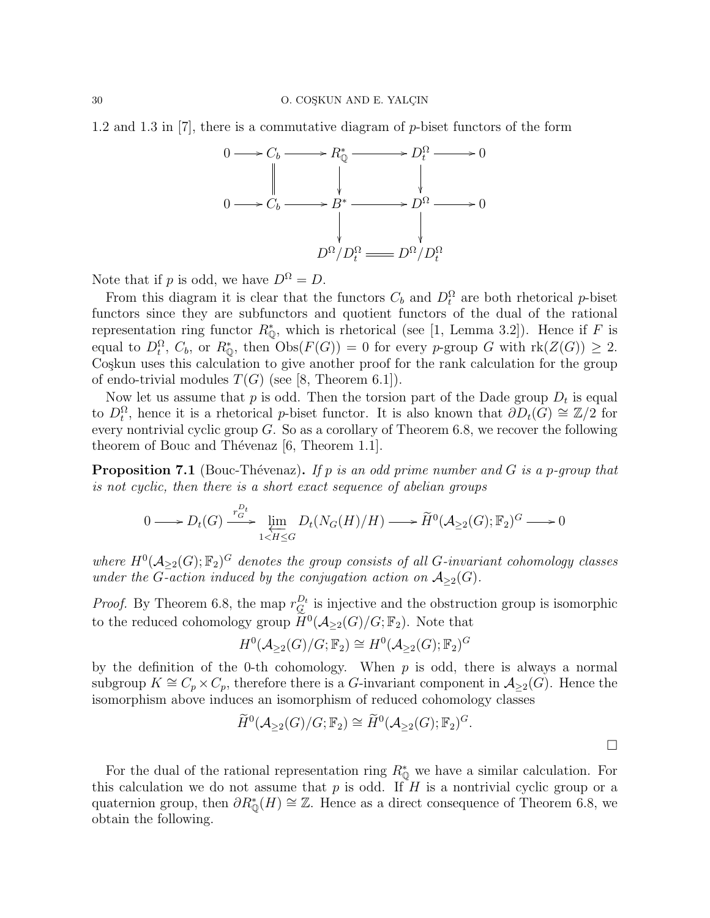1.2 and 1.3 in [7], there is a commutative diagram of $p$-biset functors of the form

$$\begin{array}{ccccccccc}
0 & \longrightarrow & C_b & \longrightarrow & R^*_{\mathbb{Q}} & \longrightarrow & D^{\Omega}_t & \longrightarrow & 0 \\
 & & \| & & \downarrow & & \downarrow & & \\
0 & \longrightarrow & C_b & \longrightarrow & B^* & \longrightarrow & D^{\Omega} & \longrightarrow & 0 \\
 & & & & \downarrow & & \downarrow & & \\
 & & & & D^{\Omega}/D^{\Omega}_t & = & D^{\Omega}/D^{\Omega}_t & &
\end{array}$$

Note that if $p$ is odd, we have $D^{\Omega} = D$.

From this diagram it is clear that the functors $C_b$ and $D^{\Omega}_t$ are both rhetorical $p$-biset functors since they are subfunctors and quotient functors of the dual of the rational representation ring functor $R^*_{\mathbb{Q}}$, which is rhetorical (see [1, Lemma 3.2]). Hence if $F$ is equal to $D^{\Omega}_t$, $C_b$, or $R^*_{\mathbb{Q}}$, then $\mathrm{Obs}(F(G)) = 0$ for every $p$-group $G$ with $\mathrm{rk}(Z(G)) \geq 2$. Coşkun uses this calculation to give another proof for the rank calculation for the group of endo-trivial modules $T(G)$ (see [8, Theorem 6.1]).

Now let us assume that $p$ is odd. Then the torsion part of the Dade group $D_t$ is equal to $D^{\Omega}_t$, hence it is a rhetorical $p$-biset functor. It is also known that $\partial D_t(G) \cong \mathbb{Z}/2$ for every nontrivial cyclic group $G$. So as a corollary of Theorem 6.8, we recover the following theorem of Bouc and Thévenaz [6, Theorem 1.1].

**Proposition 7.1** (Bouc-Thévenaz)**.** *If $p$ is an odd prime number and $G$ is a $p$-group that is not cyclic, then there is a short exact sequence of abelian groups*

$$0 \longrightarrow D_t(G) \xrightarrow{r^{D_t}_G} \varprojlim_{1 < H \leq G} D_t(N_G(H)/H) \longrightarrow \widetilde{H}^0(\mathcal{A}_{\geq 2}(G); \mathbb{F}_2)^G \longrightarrow 0$$

*where $H^0(\mathcal{A}_{\geq 2}(G); \mathbb{F}_2)^G$ denotes the group consists of all $G$-invariant cohomology classes under the $G$-action induced by the conjugation action on $\mathcal{A}_{\geq 2}(G)$.*

*Proof.* By Theorem 6.8, the map $r^{D_t}_G$ is injective and the obstruction group is isomorphic to the reduced cohomology group $\widetilde{H}^0(\mathcal{A}_{\geq 2}(G)/G; \mathbb{F}_2)$. Note that

$$H^0(\mathcal{A}_{\geq 2}(G)/G; \mathbb{F}_2) \cong H^0(\mathcal{A}_{\geq 2}(G); \mathbb{F}_2)^G$$

by the definition of the 0-th cohomology. When $p$ is odd, there is always a normal subgroup $K \cong C_p \times C_p$, therefore there is a $G$-invariant component in $\mathcal{A}_{\geq 2}(G)$. Hence the isomorphism above induces an isomorphism of reduced cohomology classes

$$\widetilde{H}^0(\mathcal{A}_{\geq 2}(G)/G; \mathbb{F}_2) \cong \widetilde{H}^0(\mathcal{A}_{\geq 2}(G); \mathbb{F}_2)^G.$$

$\square$

For the dual of the rational representation ring $R^*_{\mathbb{Q}}$ we have a similar calculation. For this calculation we do not assume that $p$ is odd. If $H$ is a nontrivial cyclic group or a quaternion group, then $\partial R^*_{\mathbb{Q}}(H) \cong \mathbb{Z}$. Hence as a direct consequence of Theorem 6.8, we obtain the following.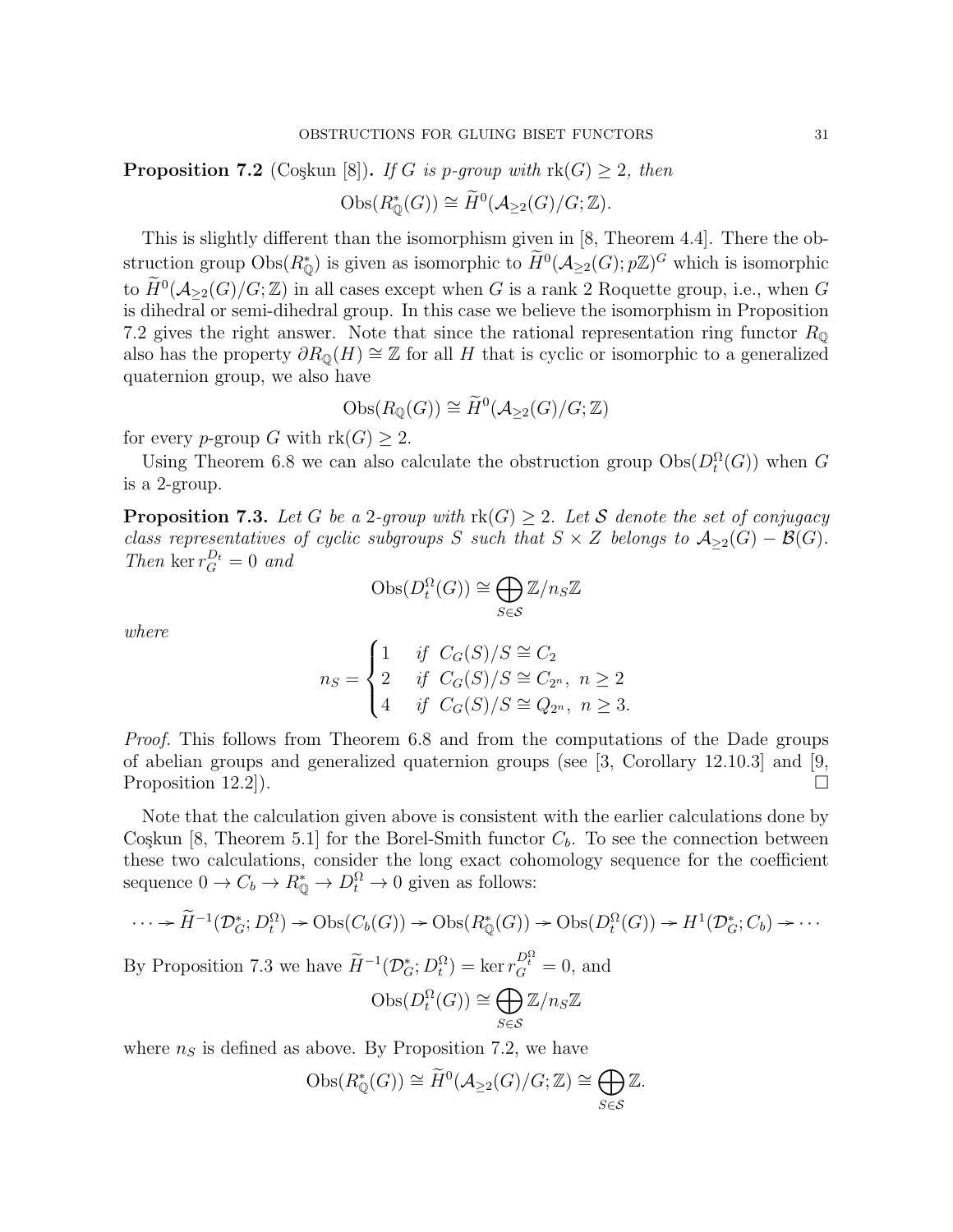**Proposition 7.2** (Coşkun [8])**.** *If $G$ is $p$-group with $\operatorname{rk}(G) \geq 2$, then*

$$\operatorname{Obs}(R^*_{\mathbb{Q}}(G)) \cong \widetilde{H}^0(\mathcal{A}_{\geq 2}(G)/G; \mathbb{Z}).$$

This is slightly different than the isomorphism given in [8, Theorem 4.4]. There the obstruction group $\operatorname{Obs}(R^*_{\mathbb{Q}})$ is given as isomorphic to $\widetilde{H}^0(\mathcal{A}_{\geq 2}(G); p\mathbb{Z})^G$ which is isomorphic to $\widetilde{H}^0(\mathcal{A}_{\geq 2}(G)/G; \mathbb{Z})$ in all cases except when $G$ is a rank 2 Roquette group, i.e., when $G$ is dihedral or semi-dihedral group. In this case we believe the isomorphism in Proposition 7.2 gives the right answer. Note that since the rational representation ring functor $R_{\mathbb{Q}}$ also has the property $\partial R_{\mathbb{Q}}(H) \cong \mathbb{Z}$ for all $H$ that is cyclic or isomorphic to a generalized quaternion group, we also have

$$\operatorname{Obs}(R_{\mathbb{Q}}(G)) \cong \widetilde{H}^0(\mathcal{A}_{\geq 2}(G)/G; \mathbb{Z})$$

for every $p$-group $G$ with $\operatorname{rk}(G) \geq 2$.

Using Theorem 6.8 we can also calculate the obstruction group $\operatorname{Obs}(D^{\Omega}_t(G))$ when $G$ is a 2-group.

**Proposition 7.3.** *Let $G$ be a 2-group with $\operatorname{rk}(G) \geq 2$. Let $\mathcal{S}$ denote the set of conjugacy class representatives of cyclic subgroups $S$ such that $S \times Z$ belongs to $\mathcal{A}_{\geq 2}(G) - \mathcal{B}(G)$. Then $\ker r^{D_t}_G = 0$ and*

$$\operatorname{Obs}(D^{\Omega}_t(G)) \cong \bigoplus_{S \in \mathcal{S}} \mathbb{Z}/n_S\mathbb{Z}$$

*where*

$$n_S = \begin{cases} 1 & \text{if } \ C_G(S)/S \cong C_2 \\ 2 & \text{if } \ C_G(S)/S \cong C_{2^n}, \ n \geq 2 \\ 4 & \text{if } \ C_G(S)/S \cong Q_{2^n}, \ n \geq 3. \end{cases}$$

*Proof.* This follows from Theorem 6.8 and from the computations of the Dade groups of abelian groups and generalized quaternion groups (see [3, Corollary 12.10.3] and [9, Proposition 12.2]). □

Note that the calculation given above is consistent with the earlier calculations done by Coşkun [8, Theorem 5.1] for the Borel-Smith functor $C_b$. To see the connection between these two calculations, consider the long exact cohomology sequence for the coefficient sequence $0 \to C_b \to R^*_{\mathbb{Q}} \to D^{\Omega}_t \to 0$ given as follows:

$$\cdots \to \widetilde{H}^{-1}(\mathcal{D}^*_G; D^{\Omega}_t) \to \operatorname{Obs}(C_b(G)) \to \operatorname{Obs}(R^*_{\mathbb{Q}}(G)) \to \operatorname{Obs}(D^{\Omega}_t(G)) \to H^1(\mathcal{D}^*_G; C_b) \to \cdots$$

By Proposition 7.3 we have $\widetilde{H}^{-1}(\mathcal{D}^*_G; D^{\Omega}_t) = \ker r^{D^{\Omega}_t}_G = 0$, and

$$\operatorname{Obs}(D^{\Omega}_t(G)) \cong \bigoplus_{S \in \mathcal{S}} \mathbb{Z}/n_S\mathbb{Z}$$

where $n_S$ is defined as above. By Proposition 7.2, we have

$$\operatorname{Obs}(R^*_{\mathbb{Q}}(G)) \cong \widetilde{H}^0(\mathcal{A}_{\geq 2}(G)/G; \mathbb{Z}) \cong \bigoplus_{S \in \mathcal{S}} \mathbb{Z}.$$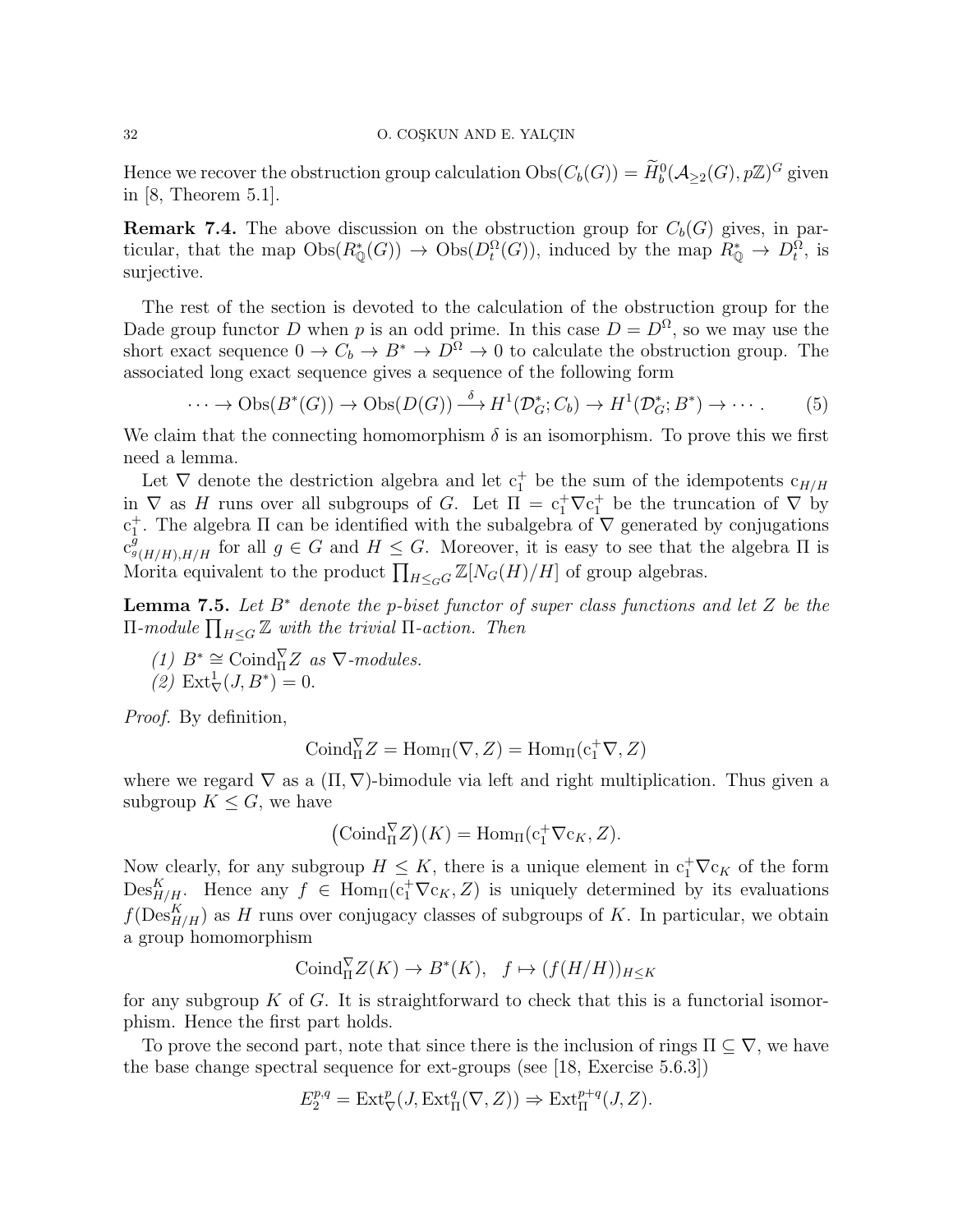Hence we recover the obstruction group calculation $\mathrm{Obs}(C_b(G)) = \widetilde{H}^0_b(\mathcal{A}_{\geq 2}(G), p\mathbb{Z})^G$ given in [8, Theorem 5.1].

**Remark 7.4.** The above discussion on the obstruction group for $C_b(G)$ gives, in particular, that the map $\mathrm{Obs}(R^*_{\mathbb{Q}}(G)) \to \mathrm{Obs}(D^{\Omega}_t(G))$, induced by the map $R^*_{\mathbb{Q}} \to D^{\Omega}_t$, is surjective.

The rest of the section is devoted to the calculation of the obstruction group for the Dade group functor $D$ when $p$ is an odd prime. In this case $D = D^{\Omega}$, so we may use the short exact sequence $0 \to C_b \to B^* \to D^{\Omega} \to 0$ to calculate the obstruction group. The associated long exact sequence gives a sequence of the following form

$$\cdots \to \mathrm{Obs}(B^*(G)) \to \mathrm{Obs}(D(G)) \xrightarrow{\delta} H^1(\mathcal{D}^*_G; C_b) \to H^1(\mathcal{D}^*_G; B^*) \to \cdots . \qquad (5)$$

We claim that the connecting homomorphism $\delta$ is an isomorphism. To prove this we first need a lemma.

Let $\nabla$ denote the destriction algebra and let $\mathrm{c}^+_1$ be the sum of the idempotents $\mathrm{c}_{H/H}$ in $\nabla$ as $H$ runs over all subgroups of $G$. Let $\Pi = \mathrm{c}^+_1 \nabla \mathrm{c}^+_1$ be the truncation of $\nabla$ by $\mathrm{c}^+_1$. The algebra $\Pi$ can be identified with the subalgebra of $\nabla$ generated by conjugations $\mathrm{c}^g_{{}^g(H/H),H/H}$ for all $g \in G$ and $H \leq G$. Moreover, it is easy to see that the algebra $\Pi$ is Morita equivalent to the product $\prod_{H \leq_G G} \mathbb{Z}[N_G(H)/H]$ of group algebras.

**Lemma 7.5.** *Let $B^*$ denote the $p$-biset functor of super class functions and let $Z$ be the $\Pi$-module $\prod_{H \leq G} \mathbb{Z}$ with the trivial $\Pi$-action. Then*

*(1) $B^* \cong \mathrm{Coind}^{\nabla}_{\Pi} Z$ as $\nabla$-modules.*
*(2) $\mathrm{Ext}^1_{\nabla}(J, B^*) = 0$.*

*Proof.* By definition,

$$\mathrm{Coind}^{\nabla}_{\Pi} Z = \mathrm{Hom}_{\Pi}(\nabla, Z) = \mathrm{Hom}_{\Pi}(\mathrm{c}^+_1 \nabla, Z)$$

where we regard $\nabla$ as a $(\Pi, \nabla)$-bimodule via left and right multiplication. Thus given a subgroup $K \leq G$, we have

$$\big(\mathrm{Coind}^{\nabla}_{\Pi} Z\big)(K) = \mathrm{Hom}_{\Pi}(\mathrm{c}^+_1 \nabla \mathrm{c}_K, Z).$$

Now clearly, for any subgroup $H \leq K$, there is a unique element in $\mathrm{c}^+_1 \nabla \mathrm{c}_K$ of the form $\mathrm{Des}^K_{H/H}$. Hence any $f \in \mathrm{Hom}_{\Pi}(\mathrm{c}^+_1 \nabla \mathrm{c}_K, Z)$ is uniquely determined by its evaluations $f(\mathrm{Des}^K_{H/H})$ as $H$ runs over conjugacy classes of subgroups of $K$. In particular, we obtain a group homomorphism

$$\mathrm{Coind}^{\nabla}_{\Pi} Z(K) \to B^*(K), \quad f \mapsto (f(H/H))_{H \leq K}$$

for any subgroup $K$ of $G$. It is straightforward to check that this is a functorial isomorphism. Hence the first part holds.

To prove the second part, note that since there is the inclusion of rings $\Pi \subseteq \nabla$, we have the base change spectral sequence for ext-groups (see [18, Exercise 5.6.3])

$$E^{p,q}_2 = \mathrm{Ext}^p_{\nabla}(J, \mathrm{Ext}^q_{\Pi}(\nabla, Z)) \Rightarrow \mathrm{Ext}^{p+q}_{\Pi}(J, Z).$$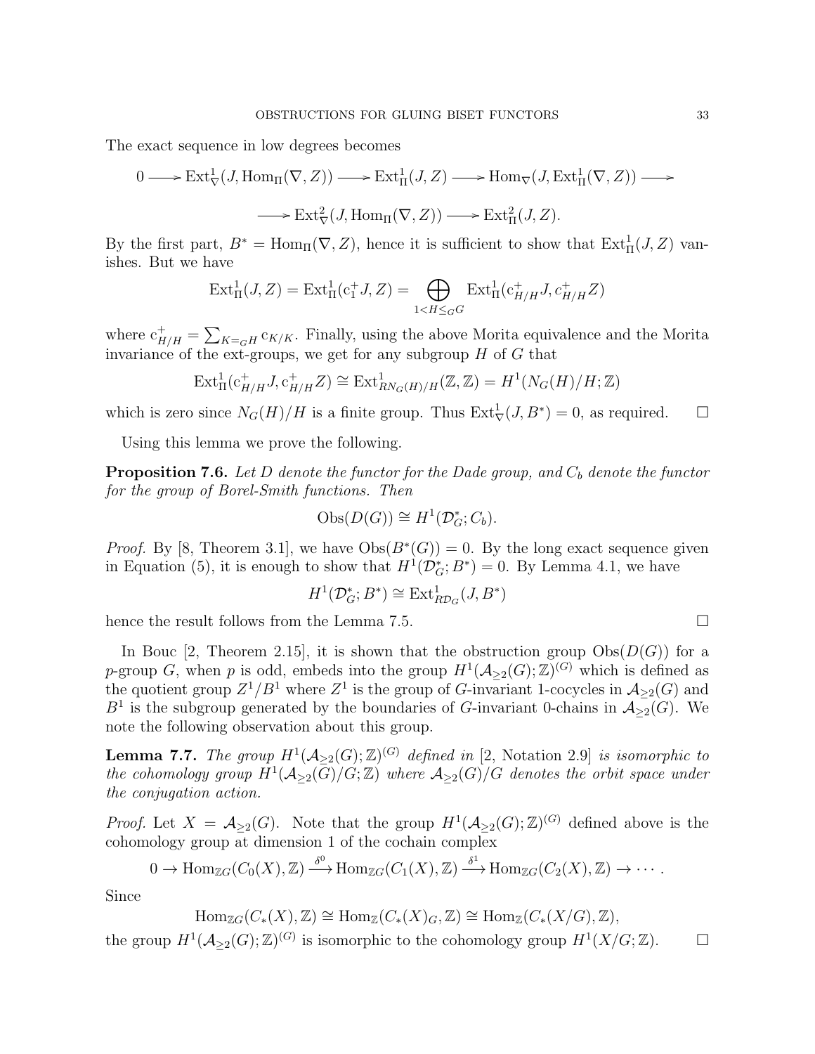The exact sequence in low degrees becomes

$$0 \longrightarrow \mathrm{Ext}^1_{\nabla}(J, \mathrm{Hom}_{\Pi}(\nabla, Z)) \longrightarrow \mathrm{Ext}^1_{\Pi}(J, Z) \longrightarrow \mathrm{Hom}_{\nabla}(J, \mathrm{Ext}^1_{\Pi}(\nabla, Z)) \longrightarrow$$

$$\longrightarrow \mathrm{Ext}^2_{\nabla}(J, \mathrm{Hom}_{\Pi}(\nabla, Z)) \longrightarrow \mathrm{Ext}^2_{\Pi}(J, Z).$$

By the first part, $B^* = \mathrm{Hom}_{\Pi}(\nabla, Z)$, hence it is sufficient to show that $\mathrm{Ext}^1_{\Pi}(J, Z)$ vanishes. But we have

$$\mathrm{Ext}^1_{\Pi}(J, Z) = \mathrm{Ext}^1_{\Pi}(\mathrm{c}_1^+ J, Z) = \bigoplus_{1 < H \leq_G G} \mathrm{Ext}^1_{\Pi}(\mathrm{c}^+_{H/H} J, c^+_{H/H} Z)$$

where $\mathrm{c}^+_{H/H} = \sum_{K =_G H} \mathrm{c}_{K/K}$. Finally, using the above Morita equivalence and the Morita invariance of the ext-groups, we get for any subgroup $H$ of $G$ that

$$\mathrm{Ext}^1_{\Pi}(\mathrm{c}^+_{H/H} J, \mathrm{c}^+_{H/H} Z) \cong \mathrm{Ext}^1_{RN_G(H)/H}(\mathbb{Z}, \mathbb{Z}) = H^1(N_G(H)/H; \mathbb{Z})$$

which is zero since $N_G(H)/H$ is a finite group. Thus $\mathrm{Ext}^1_{\nabla}(J, B^*) = 0$, as required. □

Using this lemma we prove the following.

**Proposition 7.6.** *Let $D$ denote the functor for the Dade group, and $C_b$ denote the functor for the group of Borel-Smith functions. Then*

$$\mathrm{Obs}(D(G)) \cong H^1(\mathcal{D}^*_G; C_b).$$

*Proof.* By [8, Theorem 3.1], we have $\mathrm{Obs}(B^*(G)) = 0$. By the long exact sequence given in Equation (5), it is enough to show that $H^1(\mathcal{D}^*_G; B^*) = 0$. By Lemma 4.1, we have

$$H^1(\mathcal{D}^*_G; B^*) \cong \mathrm{Ext}^1_{R\mathcal{D}_G}(J, B^*)$$

hence the result follows from the Lemma 7.5. □

In Bouc [2, Theorem 2.15], it is shown that the obstruction group $\mathrm{Obs}(D(G))$ for a $p$-group $G$, when $p$ is odd, embeds into the group $H^1(\mathcal{A}_{\geq 2}(G); \mathbb{Z})^{(G)}$ which is defined as the quotient group $Z^1/B^1$ where $Z^1$ is the group of $G$-invariant 1-cocycles in $\mathcal{A}_{\geq 2}(G)$ and $B^1$ is the subgroup generated by the boundaries of $G$-invariant 0-chains in $\mathcal{A}_{\geq 2}(G)$. We note the following observation about this group.

**Lemma 7.7.** *The group $H^1(\mathcal{A}_{\geq 2}(G); \mathbb{Z})^{(G)}$ defined in [2, Notation 2.9] is isomorphic to the cohomology group $H^1(\mathcal{A}_{\geq 2}(G)/G; \mathbb{Z})$ where $\mathcal{A}_{\geq 2}(G)/G$ denotes the orbit space under the conjugation action.*

*Proof.* Let $X = \mathcal{A}_{\geq 2}(G)$. Note that the group $H^1(\mathcal{A}_{\geq 2}(G); \mathbb{Z})^{(G)}$ defined above is the cohomology group at dimension 1 of the cochain complex

$$0 \to \mathrm{Hom}_{\mathbb{Z}G}(C_0(X), \mathbb{Z}) \xrightarrow{\delta^0} \mathrm{Hom}_{\mathbb{Z}G}(C_1(X), \mathbb{Z}) \xrightarrow{\delta^1} \mathrm{Hom}_{\mathbb{Z}G}(C_2(X), \mathbb{Z}) \to \cdots.$$

Since

$$\mathrm{Hom}_{\mathbb{Z}G}(C_*(X), \mathbb{Z}) \cong \mathrm{Hom}_{\mathbb{Z}}(C_*(X)_G, \mathbb{Z}) \cong \mathrm{Hom}_{\mathbb{Z}}(C_*(X/G), \mathbb{Z}),$$

the group $H^1(\mathcal{A}_{\geq 2}(G); \mathbb{Z})^{(G)}$ is isomorphic to the cohomology group $H^1(X/G; \mathbb{Z})$. □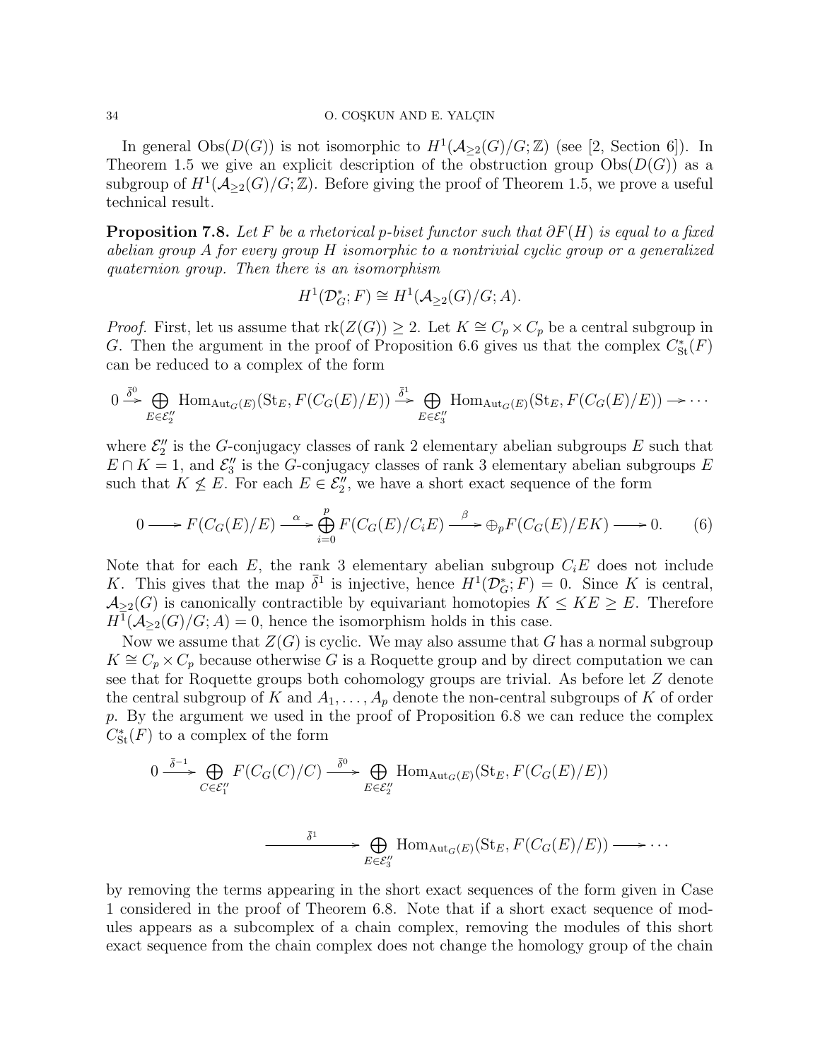In general $\mathrm{Obs}(D(G))$ is not isomorphic to $H^1(\mathcal{A}_{\geq 2}(G)/G;\mathbb{Z})$ (see [2, Section 6]). In Theorem 1.5 we give an explicit description of the obstruction group $\mathrm{Obs}(D(G))$ as a subgroup of $H^1(\mathcal{A}_{\geq 2}(G)/G;\mathbb{Z})$. Before giving the proof of Theorem 1.5, we prove a useful technical result.

**Proposition 7.8.** *Let $F$ be a rhetorical $p$-biset functor such that $\partial F(H)$ is equal to a fixed abelian group $A$ for every group $H$ isomorphic to a nontrivial cyclic group or a generalized quaternion group. Then there is an isomorphism*

$$H^1(\mathcal{D}^*_G;F) \cong H^1(\mathcal{A}_{\geq 2}(G)/G;A).$$

*Proof.* First, let us assume that $\mathrm{rk}(Z(G)) \geq 2$. Let $K \cong C_p \times C_p$ be a central subgroup in $G$. Then the argument in the proof of Proposition 6.6 gives us that the complex $C^*_{\mathrm{St}}(F)$ can be reduced to a complex of the form

$$0 \xrightarrow{\bar{\delta}^0} \bigoplus_{E\in\mathcal{E}''_2} \mathrm{Hom}_{\mathrm{Aut}_G(E)}(\mathrm{St}_E, F(C_G(E)/E)) \xrightarrow{\bar{\delta}^1} \bigoplus_{E\in\mathcal{E}''_3} \mathrm{Hom}_{\mathrm{Aut}_G(E)}(\mathrm{St}_E, F(C_G(E)/E)) \longrightarrow \cdots$$

where $\mathcal{E}''_2$ is the $G$-conjugacy classes of rank 2 elementary abelian subgroups $E$ such that $E \cap K = 1$, and $\mathcal{E}''_3$ is the $G$-conjugacy classes of rank 3 elementary abelian subgroups $E$ such that $K \not\leq E$. For each $E \in \mathcal{E}''_2$, we have a short exact sequence of the form

$$0 \longrightarrow F(C_G(E)/E) \xrightarrow{\alpha} \bigoplus_{i=0}^{p} F(C_G(E)/C_iE) \xrightarrow{\beta} \oplus_p F(C_G(E)/EK) \longrightarrow 0. \qquad (6)$$

Note that for each $E$, the rank 3 elementary abelian subgroup $C_iE$ does not include $K$. This gives that the map $\bar{\delta}^1$ is injective, hence $H^1(\mathcal{D}^*_G;F) = 0$. Since $K$ is central, $\mathcal{A}_{\geq 2}(G)$ is canonically contractible by equivariant homotopies $K \leq KE \geq E$. Therefore $H^1(\mathcal{A}_{\geq 2}(G)/G;A) = 0$, hence the isomorphism holds in this case.

Now we assume that $Z(G)$ is cyclic. We may also assume that $G$ has a normal subgroup $K \cong C_p \times C_p$ because otherwise $G$ is a Roquette group and by direct computation we can see that for Roquette groups both cohomology groups are trivial. As before let $Z$ denote the central subgroup of $K$ and $A_1, \dots, A_p$ denote the non-central subgroups of $K$ of order $p$. By the argument we used in the proof of Proposition 6.8 we can reduce the complex $C^*_{\mathrm{St}}(F)$ to a complex of the form

$$0 \xrightarrow{\bar{\delta}^{-1}} \bigoplus_{C\in\mathcal{E}''_1} F(C_G(C)/C) \xrightarrow{\bar{\delta}^0} \bigoplus_{E\in\mathcal{E}''_2} \mathrm{Hom}_{\mathrm{Aut}_G(E)}(\mathrm{St}_E, F(C_G(E)/E))$$

$$\xrightarrow{\bar{\delta}^1} \bigoplus_{E\in\mathcal{E}''_3} \mathrm{Hom}_{\mathrm{Aut}_G(E)}(\mathrm{St}_E, F(C_G(E)/E)) \longrightarrow \cdots$$

by removing the terms appearing in the short exact sequences of the form given in Case 1 considered in the proof of Theorem 6.8. Note that if a short exact sequence of modules appears as a subcomplex of a chain complex, removing the modules of this short exact sequence from the chain complex does not change the homology group of the chain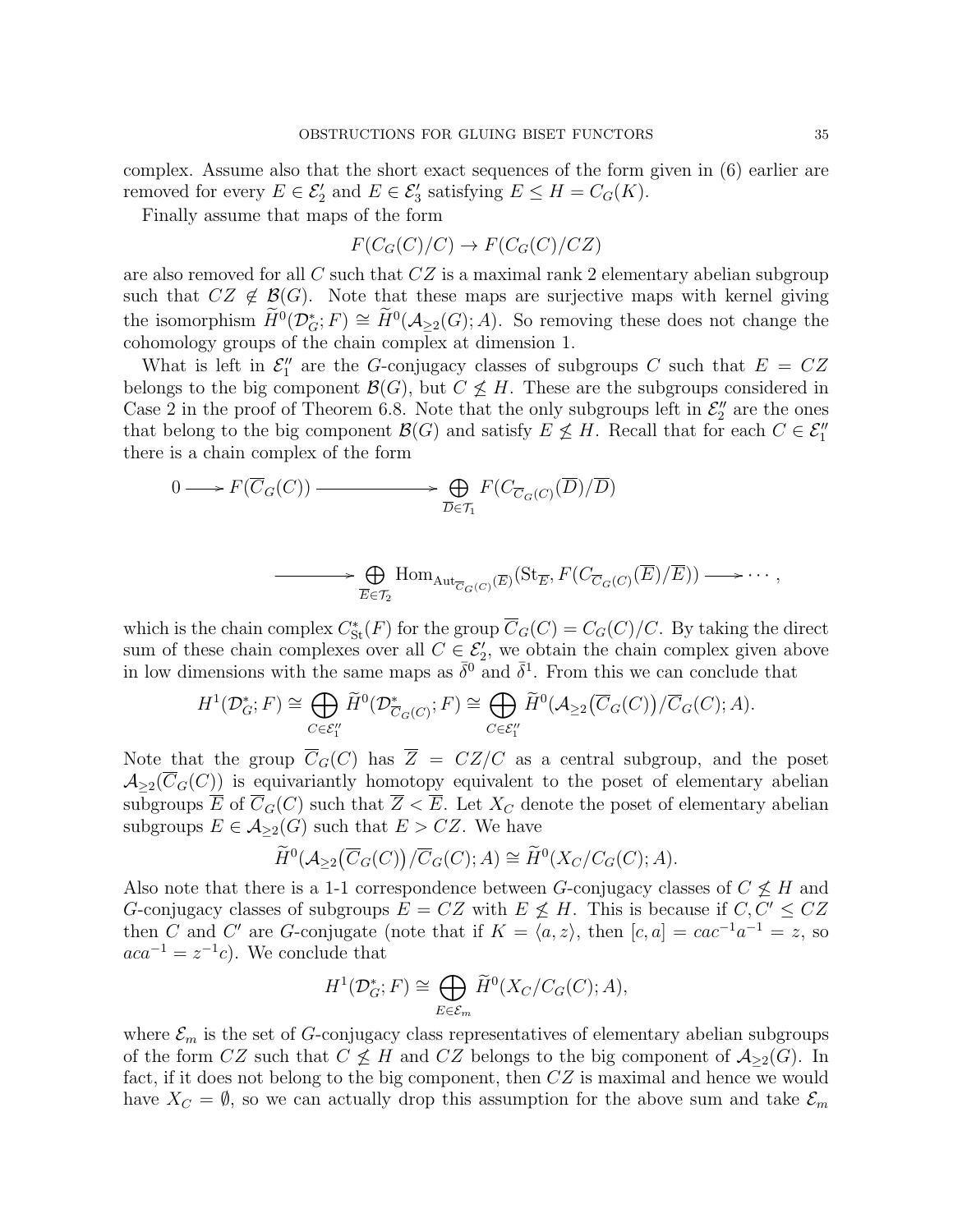complex. Assume also that the short exact sequences of the form given in (6) earlier are removed for every $E \in \mathcal{E}_2'$ and $E \in \mathcal{E}_3'$ satisfying $E \leq H = C_G(K)$.

Finally assume that maps of the form

$$F(C_G(C)/C) \to F(C_G(C)/CZ)$$

are also removed for all $C$ such that $CZ$ is a maximal rank 2 elementary abelian subgroup such that $CZ \notin \mathcal{B}(G)$. Note that these maps are surjective maps with kernel giving the isomorphism $\widetilde{H}^0(\mathcal{D}_G^*; F) \cong \widetilde{H}^0(\mathcal{A}_{\geq 2}(G); A)$. So removing these does not change the cohomology groups of the chain complex at dimension 1.

What is left in $\mathcal{E}_1''$ are the $G$-conjugacy classes of subgroups $C$ such that $E = CZ$ belongs to the big component $\mathcal{B}(G)$, but $C \not\leq H$. These are the subgroups considered in Case 2 in the proof of Theorem 6.8. Note that the only subgroups left in $\mathcal{E}_2''$ are the ones that belong to the big component $\mathcal{B}(G)$ and satisfy $E \not\leq H$. Recall that for each $C \in \mathcal{E}_1''$ there is a chain complex of the form

$$0 \longrightarrow F(\overline{C}_G(C)) \longrightarrow \bigoplus_{\overline{D} \in \mathcal{T}_1} F(C_{\overline{C}_G(C)}(\overline{D})/\overline{D})$$

$$\longrightarrow \bigoplus_{\overline{E} \in \mathcal{T}_2} \mathrm{Hom}_{\mathrm{Aut}_{\overline{C}_G(C)}(\overline{E})}(\mathrm{St}_{\overline{E}}, F(C_{\overline{C}_G(C)}(\overline{E})/\overline{E})) \longrightarrow \cdots,$$

which is the chain complex $C^*_{\mathrm{St}}(F)$ for the group $\overline{C}_G(C) = C_G(C)/C$. By taking the direct sum of these chain complexes over all $C \in \mathcal{E}_2'$, we obtain the chain complex given above in low dimensions with the same maps as $\bar{\delta}^0$ and $\bar{\delta}^1$. From this we can conclude that

$$H^1(\mathcal{D}_G^*; F) \cong \bigoplus_{C \in \mathcal{E}_1''} \widetilde{H}^0(\mathcal{D}^*_{\overline{C}_G(C)}; F) \cong \bigoplus_{C \in \mathcal{E}_1''} \widetilde{H}^0(\mathcal{A}_{\geq 2}\big(\overline{C}_G(C)\big)/\overline{C}_G(C); A).$$

Note that the group $\overline{C}_G(C)$ has $\overline{Z} = CZ/C$ as a central subgroup, and the poset $\mathcal{A}_{\geq 2}(\overline{C}_G(C))$ is equivariantly homotopy equivalent to the poset of elementary abelian subgroups $\overline{E}$ of $\overline{C}_G(C)$ such that $\overline{Z} < \overline{E}$. Let $X_C$ denote the poset of elementary abelian subgroups $E \in \mathcal{A}_{\geq 2}(G)$ such that $E > CZ$. We have

$$\widetilde{H}^0(\mathcal{A}_{\geq 2}\big(\overline{C}_G(C)\big)/\overline{C}_G(C); A) \cong \widetilde{H}^0(X_C/C_G(C); A).$$

Also note that there is a 1-1 correspondence between $G$-conjugacy classes of $C \not\leq H$ and $G$-conjugacy classes of subgroups $E = CZ$ with $E \not\leq H$. This is because if $C, C' \leq CZ$ then $C$ and $C'$ are $G$-conjugate (note that if $K = \langle a, z \rangle$, then $[c, a] = cac^{-1}a^{-1} = z$, so $aca^{-1} = z^{-1}c$). We conclude that

$$H^1(\mathcal{D}_G^*; F) \cong \bigoplus_{E \in \mathcal{E}_m} \widetilde{H}^0(X_C/C_G(C); A),$$

where $\mathcal{E}_m$ is the set of $G$-conjugacy class representatives of elementary abelian subgroups of the form $CZ$ such that $C \not\leq H$ and $CZ$ belongs to the big component of $\mathcal{A}_{\geq 2}(G)$. In fact, if it does not belong to the big component, then $CZ$ is maximal and hence we would have $X_C = \emptyset$, so we can actually drop this assumption for the above sum and take $\mathcal{E}_m$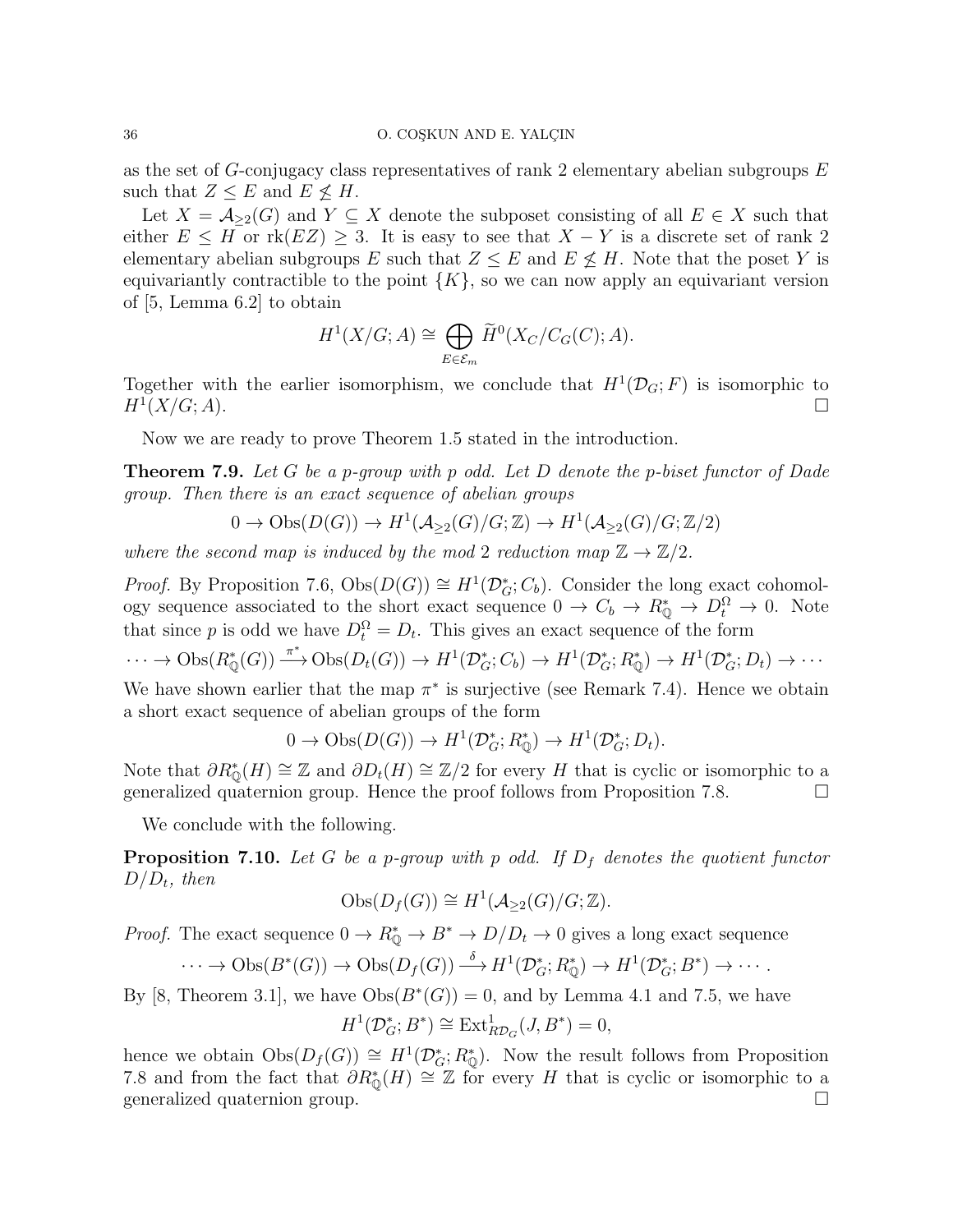as the set of $G$-conjugacy class representatives of rank 2 elementary abelian subgroups $E$ such that $Z \leq E$ and $E \not\leq H$.

Let $X = \mathcal{A}_{\geq 2}(G)$ and $Y \subseteq X$ denote the subposet consisting of all $E \in X$ such that either $E \leq H$ or $\mathrm{rk}(EZ) \geq 3$. It is easy to see that $X - Y$ is a discrete set of rank 2 elementary abelian subgroups $E$ such that $Z \leq E$ and $E \not\leq H$. Note that the poset $Y$ is equivariantly contractible to the point $\{K\}$, so we can now apply an equivariant version of [5, Lemma 6.2] to obtain

$$H^1(X/G; A) \cong \bigoplus_{E \in \mathcal{E}_m} \widetilde{H}^0(X_C/C_G(C); A).$$

Together with the earlier isomorphism, we conclude that $H^1(\mathcal{D}_G; F)$ is isomorphic to $H^1(X/G; A)$. $\square$

Now we are ready to prove Theorem 1.5 stated in the introduction.

**Theorem 7.9.** *Let $G$ be a $p$-group with $p$ odd. Let $D$ denote the $p$-biset functor of Dade group. Then there is an exact sequence of abelian groups*

$$0 \to \mathrm{Obs}(D(G)) \to H^1(\mathcal{A}_{\geq 2}(G)/G; \mathbb{Z}) \to H^1(\mathcal{A}_{\geq 2}(G)/G; \mathbb{Z}/2)$$

*where the second map is induced by the mod 2 reduction map $\mathbb{Z} \to \mathbb{Z}/2$.*

*Proof.* By Proposition 7.6, $\mathrm{Obs}(D(G)) \cong H^1(\mathcal{D}_G^*; C_b)$. Consider the long exact cohomology sequence associated to the short exact sequence $0 \to C_b \to R_{\mathbb{Q}}^* \to D_t^{\Omega} \to 0$. Note that since $p$ is odd we have $D_t^{\Omega} = D_t$. This gives an exact sequence of the form

$$\cdots \to \mathrm{Obs}(R_{\mathbb{Q}}^*(G)) \xrightarrow{\pi^*} \mathrm{Obs}(D_t(G)) \to H^1(\mathcal{D}_G^*; C_b) \to H^1(\mathcal{D}_G^*; R_{\mathbb{Q}}^*) \to H^1(\mathcal{D}_G^*; D_t) \to \cdots$$

We have shown earlier that the map $\pi^*$ is surjective (see Remark 7.4). Hence we obtain a short exact sequence of abelian groups of the form

$$0 \to \mathrm{Obs}(D(G)) \to H^1(\mathcal{D}_G^*; R_{\mathbb{Q}}^*) \to H^1(\mathcal{D}_G^*; D_t).$$

Note that $\partial R_{\mathbb{Q}}^*(H) \cong \mathbb{Z}$ and $\partial D_t(H) \cong \mathbb{Z}/2$ for every $H$ that is cyclic or isomorphic to a generalized quaternion group. Hence the proof follows from Proposition 7.8. $\square$

We conclude with the following.

**Proposition 7.10.** *Let $G$ be a $p$-group with $p$ odd. If $D_f$ denotes the quotient functor $D/D_t$, then*

$$\mathrm{Obs}(D_f(G)) \cong H^1(\mathcal{A}_{\geq 2}(G)/G; \mathbb{Z}).$$

*Proof.* The exact sequence $0 \to R_{\mathbb{Q}}^* \to B^* \to D/D_t \to 0$ gives a long exact sequence

$$\cdots \to \mathrm{Obs}(B^*(G)) \to \mathrm{Obs}(D_f(G)) \xrightarrow{\delta} H^1(\mathcal{D}_G^*; R_{\mathbb{Q}}^*) \to H^1(\mathcal{D}_G^*; B^*) \to \cdots.$$

By [8, Theorem 3.1], we have $\mathrm{Obs}(B^*(G)) = 0$, and by Lemma 4.1 and 7.5, we have

$$H^1(\mathcal{D}_G^*; B^*) \cong \mathrm{Ext}^1_{R\mathcal{D}_G}(J, B^*) = 0,$$

hence we obtain $\mathrm{Obs}(D_f(G)) \cong H^1(\mathcal{D}_G^*; R_{\mathbb{Q}}^*)$. Now the result follows from Proposition 7.8 and from the fact that $\partial R_{\mathbb{Q}}^*(H) \cong \mathbb{Z}$ for every $H$ that is cyclic or isomorphic to a generalized quaternion group. $\square$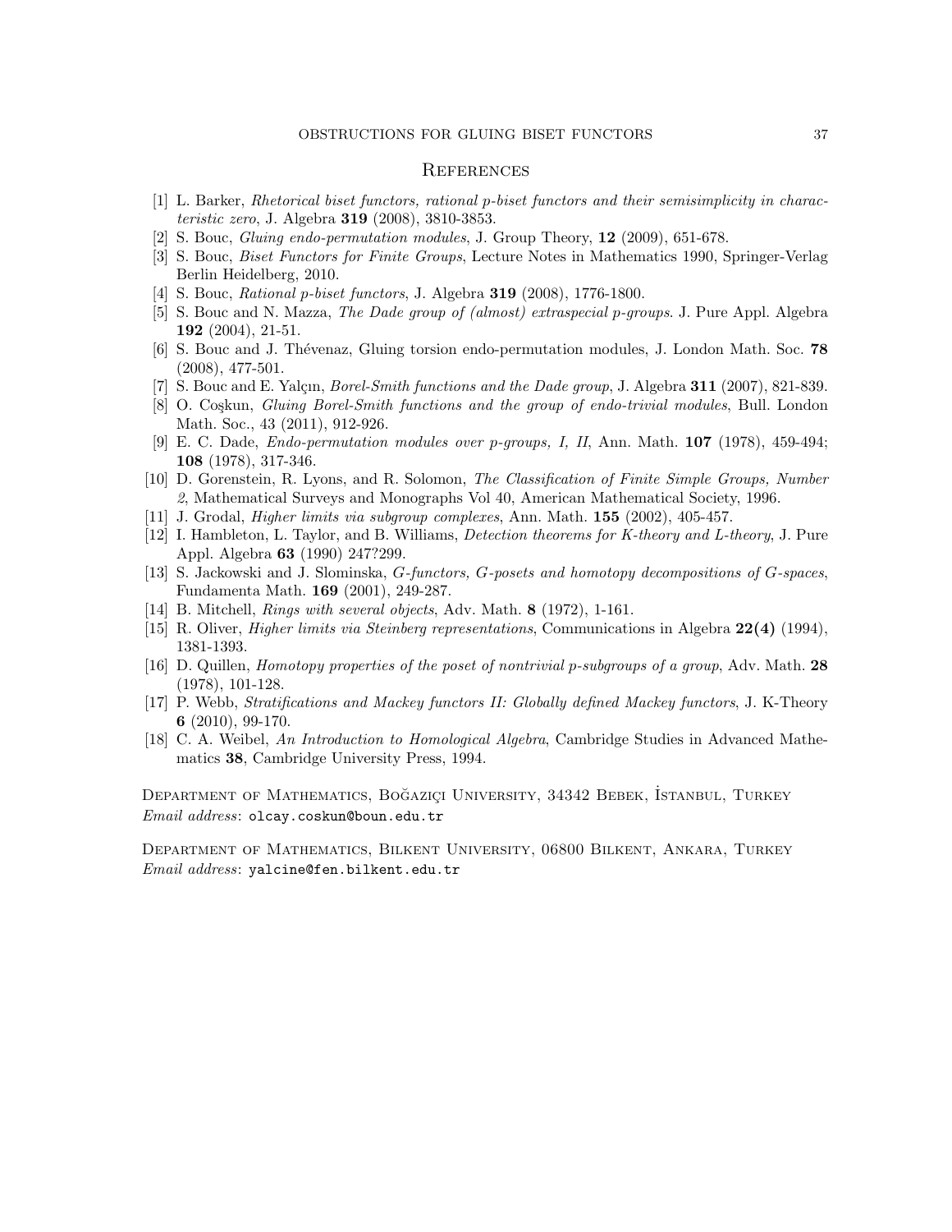## References

[1] L. Barker, *Rhetorical biset functors, rational p-biset functors and their semisimplicity in characteristic zero*, J. Algebra **319** (2008), 3810-3853.

[2] S. Bouc, *Gluing endo-permutation modules*, J. Group Theory, **12** (2009), 651-678.

[3] S. Bouc, *Biset Functors for Finite Groups*, Lecture Notes in Mathematics 1990, Springer-Verlag Berlin Heidelberg, 2010.

[4] S. Bouc, *Rational p-biset functors*, J. Algebra **319** (2008), 1776-1800.

[5] S. Bouc and N. Mazza, *The Dade group of (almost) extraspecial p-groups*. J. Pure Appl. Algebra **192** (2004), 21-51.

[6] S. Bouc and J. Thévenaz, Gluing torsion endo-permutation modules, J. London Math. Soc. **78** (2008), 477-501.

[7] S. Bouc and E. Yalçın, *Borel-Smith functions and the Dade group*, J. Algebra **311** (2007), 821-839.

[8] O. Coşkun, *Gluing Borel-Smith functions and the group of endo-trivial modules*, Bull. London Math. Soc., 43 (2011), 912-926.

[9] E. C. Dade, *Endo-permutation modules over p-groups, I, II*, Ann. Math. **107** (1978), 459-494; **108** (1978), 317-346.

[10] D. Gorenstein, R. Lyons, and R. Solomon, *The Classification of Finite Simple Groups, Number 2*, Mathematical Surveys and Monographs Vol 40, American Mathematical Society, 1996.

[11] J. Grodal, *Higher limits via subgroup complexes*, Ann. Math. **155** (2002), 405-457.

[12] I. Hambleton, L. Taylor, and B. Williams, *Detection theorems for K-theory and L-theory*, J. Pure Appl. Algebra **63** (1990) 247?299.

[13] S. Jackowski and J. Slominska, *G-functors, G-posets and homotopy decompositions of G-spaces*, Fundamenta Math. **169** (2001), 249-287.

[14] B. Mitchell, *Rings with several objects*, Adv. Math. **8** (1972), 1-161.

[15] R. Oliver, *Higher limits via Steinberg representations*, Communications in Algebra **22(4)** (1994), 1381-1393.

[16] D. Quillen, *Homotopy properties of the poset of nontrivial p-subgroups of a group*, Adv. Math. **28** (1978), 101-128.

[17] P. Webb, *Stratifications and Mackey functors II: Globally defined Mackey functors*, J. K-Theory **6** (2010), 99-170.

[18] C. A. Weibel, *An Introduction to Homological Algebra*, Cambridge Studies in Advanced Mathematics **38**, Cambridge University Press, 1994.

Department of Mathematics, Boğaziçi University, 34342 Bebek, İstanbul, Turkey
*Email address*: `olcay.coskun@boun.edu.tr`

Department of Mathematics, Bilkent University, 06800 Bilkent, Ankara, Turkey
*Email address*: `yalcine@fen.bilkent.edu.tr`